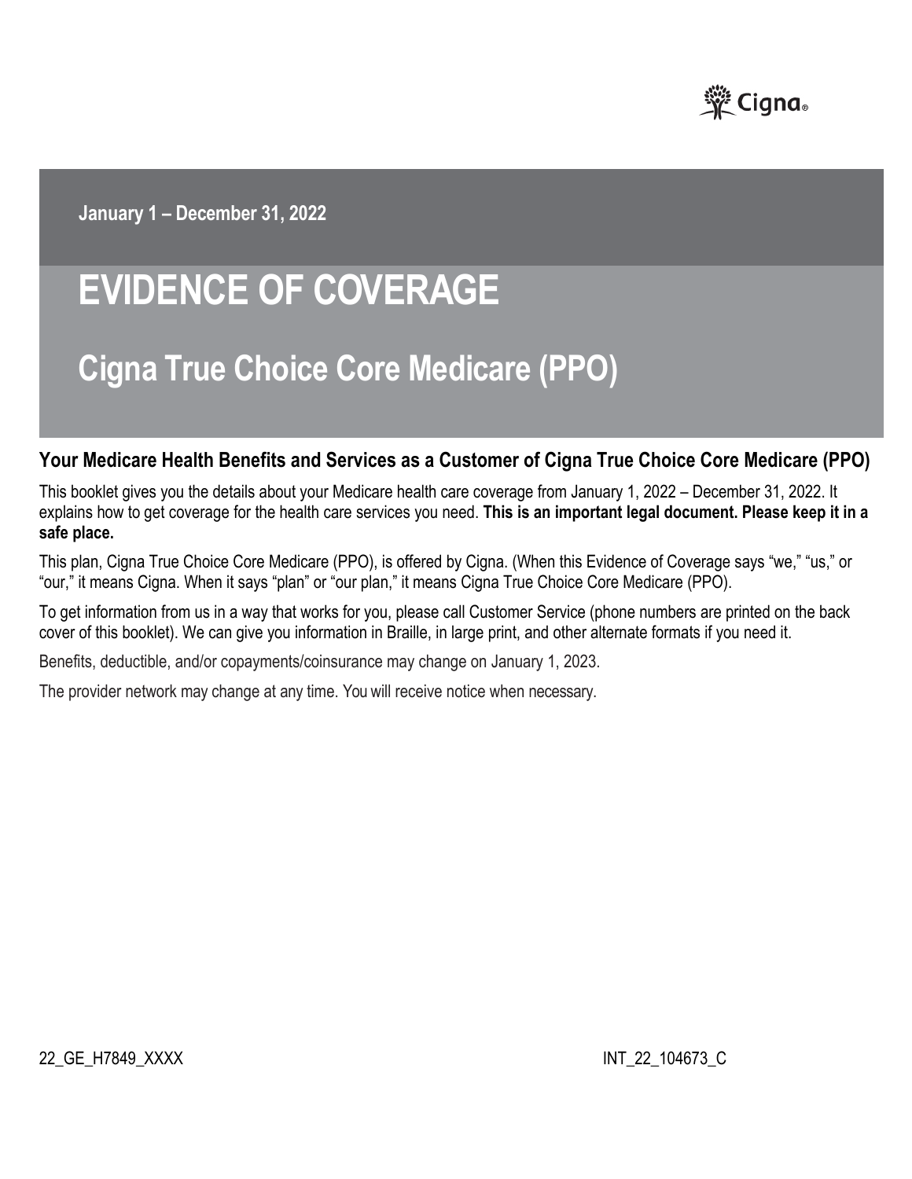Cigna

January 1 – December 31, 2022

# EVIDENCE OF COVERAGE

## Cigna True Choice Core Medicare (PPO)

### Your Medicare Health Benefits and Services as a Customer of Cigna True Choice Core Medicare (PPO)

This booklet gives you the details about your Medicare health care coverage from January 1, 2022 – December 31, 2022. It explains how to get coverage for the health care services you need. **This is an important legal document. Please keep it in a safe place.**

This plan, Cigna True Choice Core Medicare (PPO), is offered by Cigna. (When this Evidence of Coverage says "we," "us," or "our," it means Cigna. When it says "plan" or "our plan," it means Cigna True Choice Core Medicare (PPO).

To get information from us in a way that works for you, please call Customer Service (phone numbers are printed on the back cover of this booklet). We can give you information in Braille, in large print, and other alternate formats if you need it.

Benefits, deductible, and/or copayments/coinsurance may change on January 1, 2023.

The provider network may change at any time. You will receive notice when necessary.

22_GE_H7849_XXXX

INT_22_104673_C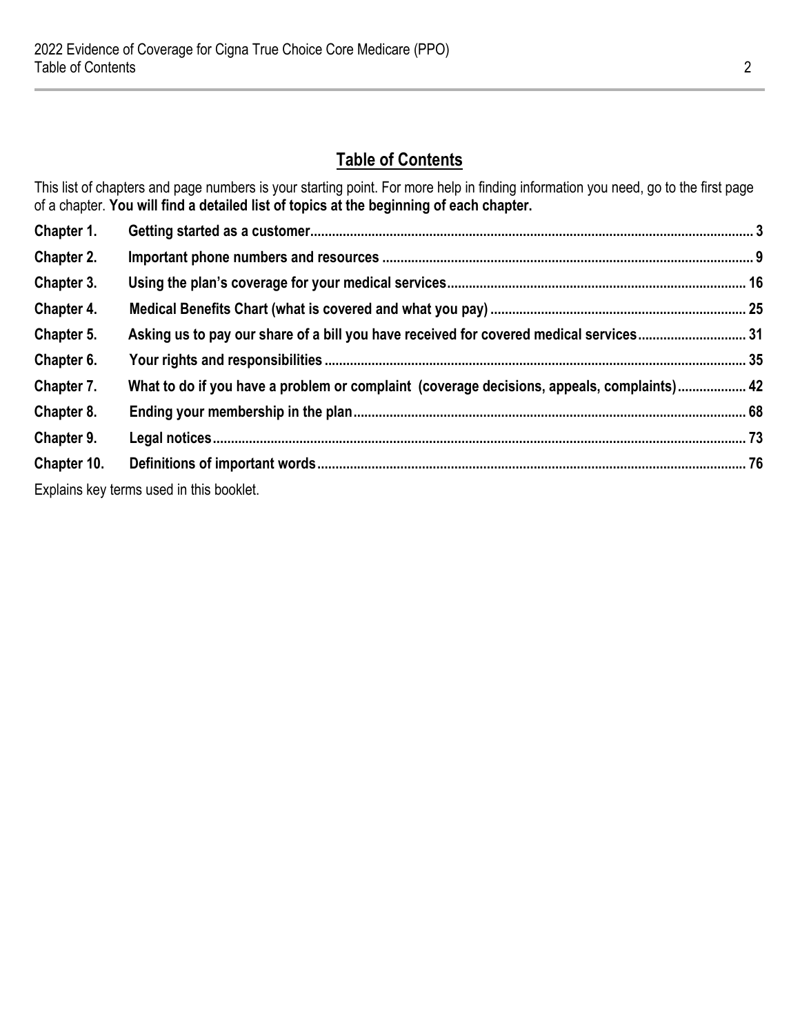# Table of Contents

This list of chapters and page numbers is your starting point. For more help in finding information you need, go to the first page of a chapter. **You will find a detailed list of topics at the beginning of each chapter.**

| | | |
|---|---|---|
| **Chapter 1.** | **Getting started as a customer** | **3** |
| **Chapter 2.** | **Important phone numbers and resources** | **9** |
| **Chapter 3.** | **Using the plan's coverage for your medical services** | **16** |
| **Chapter 4.** | **Medical Benefits Chart (what is covered and what you pay)** | **25** |
| **Chapter 5.** | **Asking us to pay our share of a bill you have received for covered medical services** | **31** |
| **Chapter 6.** | **Your rights and responsibilities** | **35** |
| **Chapter 7.** | **What to do if you have a problem or complaint (coverage decisions, appeals, complaints)** | **42** |
| **Chapter 8.** | **Ending your membership in the plan** | **68** |
| **Chapter 9.** | **Legal notices** | **73** |
| **Chapter 10.** | **Definitions of important words** | **76** |

Explains key terms used in this booklet.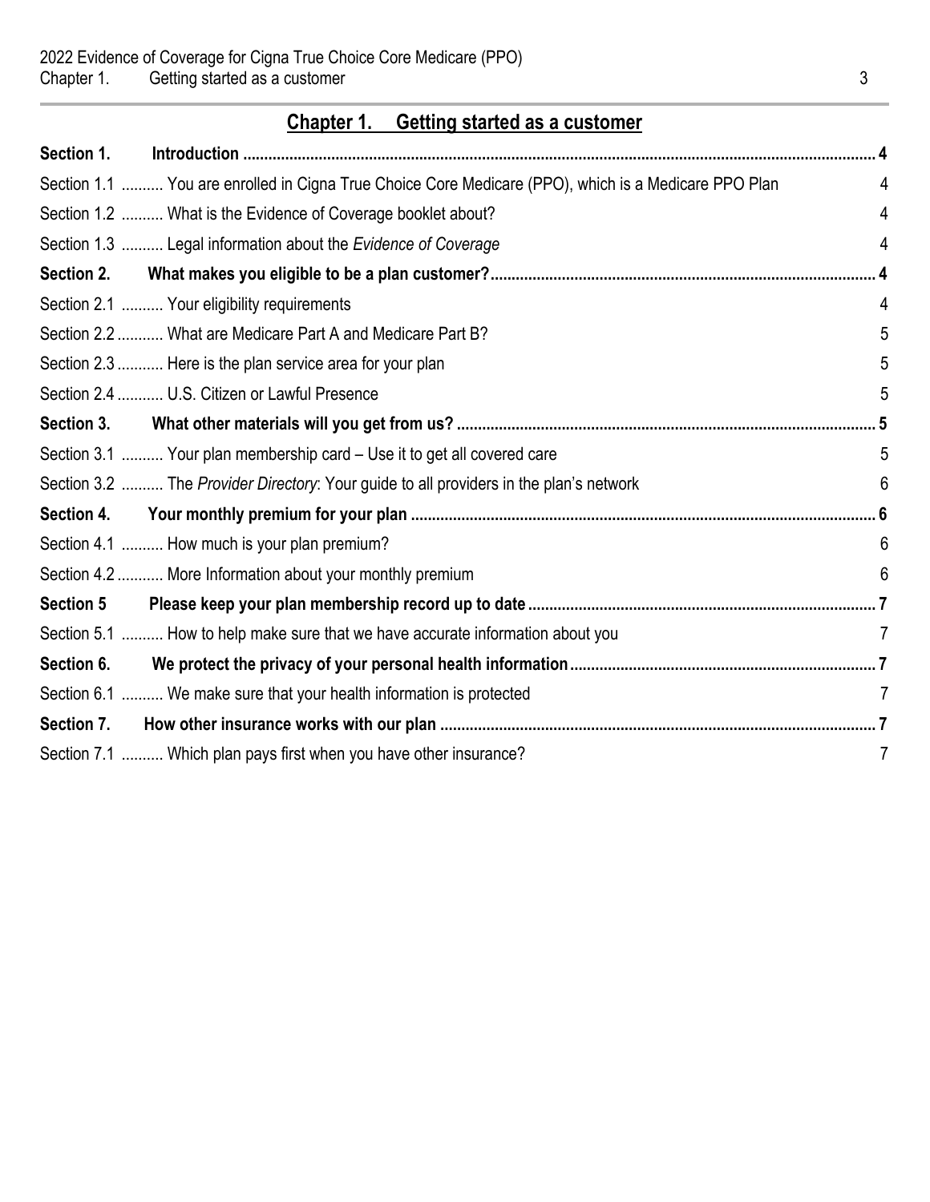## Chapter 1. Getting started as a customer

**Section 1. Introduction .......... 4**

Section 1.1 .......... You are enrolled in Cigna True Choice Core Medicare (PPO), which is a Medicare PPO Plan 4

Section 1.2 .......... What is the Evidence of Coverage booklet about? 4

Section 1.3 .......... Legal information about the *Evidence of Coverage* 4

**Section 2. What makes you eligible to be a plan customer? .......... 4**

Section 2.1 .......... Your eligibility requirements 4

Section 2.2 .......... What are Medicare Part A and Medicare Part B? 5

Section 2.3 .......... Here is the plan service area for your plan 5

Section 2.4 .......... U.S. Citizen or Lawful Presence 5

**Section 3. What other materials will you get from us? .......... 5**

Section 3.1 .......... Your plan membership card – Use it to get all covered care 5

Section 3.2 .......... The *Provider Directory*: Your guide to all providers in the plan's network 6

**Section 4. Your monthly premium for your plan .......... 6**

Section 4.1 .......... How much is your plan premium? 6

Section 4.2 .......... More Information about your monthly premium 6

**Section 5 Please keep your plan membership record up to date .......... 7**

Section 5.1 .......... How to help make sure that we have accurate information about you 7

**Section 6. We protect the privacy of your personal health information .......... 7**

Section 6.1 .......... We make sure that your health information is protected 7

**Section 7. How other insurance works with our plan .......... 7**

Section 7.1 .......... Which plan pays first when you have other insurance? 7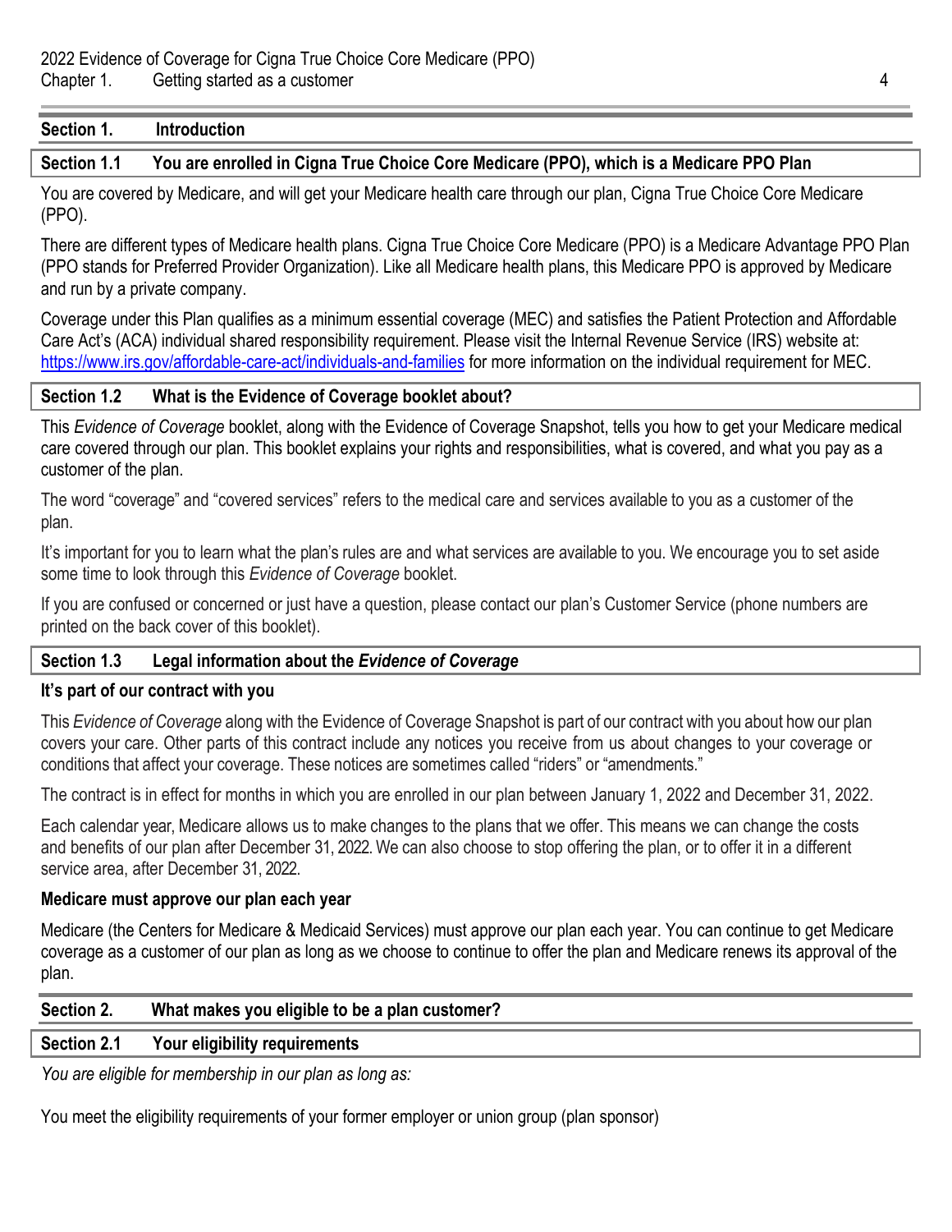# Section 1. Introduction

## Section 1.1 You are enrolled in Cigna True Choice Core Medicare (PPO), which is a Medicare PPO Plan

You are covered by Medicare, and will get your Medicare health care through our plan, Cigna True Choice Core Medicare (PPO).

There are different types of Medicare health plans. Cigna True Choice Core Medicare (PPO) is a Medicare Advantage PPO Plan (PPO stands for Preferred Provider Organization). Like all Medicare health plans, this Medicare PPO is approved by Medicare and run by a private company.

Coverage under this Plan qualifies as a minimum essential coverage (MEC) and satisfies the Patient Protection and Affordable Care Act's (ACA) individual shared responsibility requirement. Please visit the Internal Revenue Service (IRS) website at: https://www.irs.gov/affordable-care-act/individuals-and-families for more information on the individual requirement for MEC.

## Section 1.2 What is the Evidence of Coverage booklet about?

This *Evidence of Coverage* booklet, along with the Evidence of Coverage Snapshot, tells you how to get your Medicare medical care covered through our plan. This booklet explains your rights and responsibilities, what is covered, and what you pay as a customer of the plan.

The word "coverage" and "covered services" refers to the medical care and services available to you as a customer of the plan.

It's important for you to learn what the plan's rules are and what services are available to you. We encourage you to set aside some time to look through this *Evidence of Coverage* booklet.

If you are confused or concerned or just have a question, please contact our plan's Customer Service (phone numbers are printed on the back cover of this booklet).

## Section 1.3 Legal information about the *Evidence of Coverage*

**It's part of our contract with you**

This *Evidence of Coverage* along with the Evidence of Coverage Snapshot is part of our contract with you about how our plan covers your care. Other parts of this contract include any notices you receive from us about changes to your coverage or conditions that affect your coverage. These notices are sometimes called "riders" or "amendments."

The contract is in effect for months in which you are enrolled in our plan between January 1, 2022 and December 31, 2022.

Each calendar year, Medicare allows us to make changes to the plans that we offer. This means we can change the costs and benefits of our plan after December 31, 2022. We can also choose to stop offering the plan, or to offer it in a different service area, after December 31, 2022.

**Medicare must approve our plan each year**

Medicare (the Centers for Medicare & Medicaid Services) must approve our plan each year. You can continue to get Medicare coverage as a customer of our plan as long as we choose to continue to offer the plan and Medicare renews its approval of the plan.

# Section 2. What makes you eligible to be a plan customer?

## Section 2.1 Your eligibility requirements

*You are eligible for membership in our plan as long as:*

You meet the eligibility requirements of your former employer or union group (plan sponsor)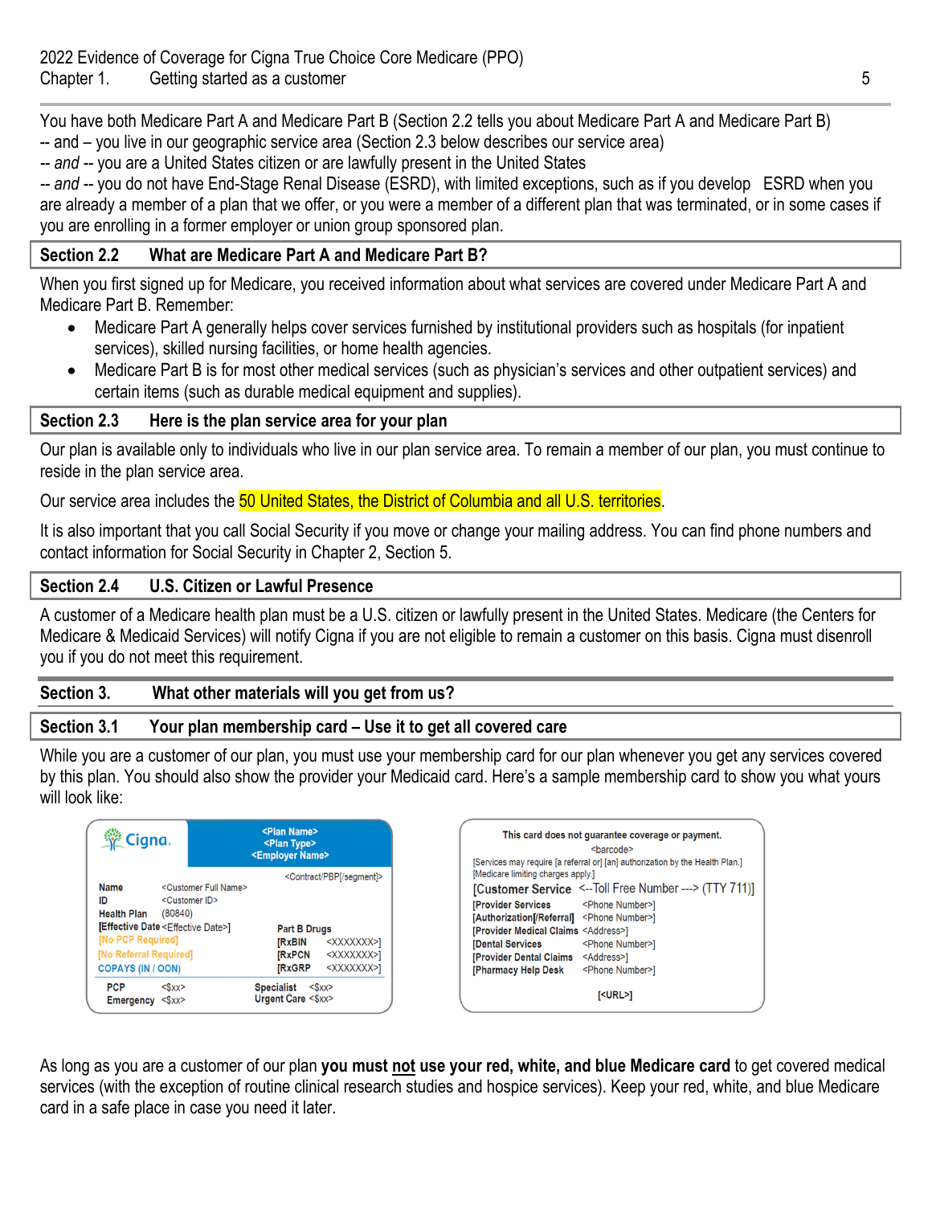You have both Medicare Part A and Medicare Part B (Section 2.2 tells you about Medicare Part A and Medicare Part B)
-- and – you live in our geographic service area (Section 2.3 below describes our service area)
-- *and* -- you are a United States citizen or are lawfully present in the United States
-- *and* -- you do not have End-Stage Renal Disease (ESRD), with limited exceptions, such as if you develop ESRD when you are already a member of a plan that we offer, or you were a member of a different plan that was terminated, or in some cases if you are enrolling in a former employer or union group sponsored plan.

## Section 2.2 What are Medicare Part A and Medicare Part B?

When you first signed up for Medicare, you received information about what services are covered under Medicare Part A and Medicare Part B. Remember:

- Medicare Part A generally helps cover services furnished by institutional providers such as hospitals (for inpatient services), skilled nursing facilities, or home health agencies.
- Medicare Part B is for most other medical services (such as physician's services and other outpatient services) and certain items (such as durable medical equipment and supplies).

## Section 2.3 Here is the plan service area for your plan

Our plan is available only to individuals who live in our plan service area. To remain a member of our plan, you must continue to reside in the plan service area.

Our service area includes the 50 United States, the District of Columbia and all U.S. territories.

It is also important that you call Social Security if you move or change your mailing address. You can find phone numbers and contact information for Social Security in Chapter 2, Section 5.

## Section 2.4 U.S. Citizen or Lawful Presence

A customer of a Medicare health plan must be a U.S. citizen or lawfully present in the United States. Medicare (the Centers for Medicare & Medicaid Services) will notify Cigna if you are not eligible to remain a customer on this basis. Cigna must disenroll you if you do not meet this requirement.

# Section 3. What other materials will you get from us?

## Section 3.1 Your plan membership card – Use it to get all covered care

While you are a customer of our plan, you must use your membership card for our plan whenever you get any services covered by this plan. You should also show the provider your Medicaid card. Here's a sample membership card to show you what yours will look like:

Cigna
<Plan Name>
<Plan Type>
<Employer Name>
<Contract/PBP[/segment]>

Name <Customer Full Name>
ID <Customer ID>
Health Plan (80840)
[Effective Date <Effective Date>]
[No PCP Required]
[No Referral Required]
COPAYS (IN / OON)

Part B Drugs
[RxBIN <XXXXXXX>]
[RxPCN <XXXXXXX>]
[RxGRP <XXXXXXX>]

PCP <$xx> Specialist <$xx>
Emergency <$xx> Urgent Care <$xx>

This card does not guarantee coverage or payment.
<barcode>
[Services may require [a referral or] [an] authorization by the Health Plan.]
[Medicare limiting charges apply.]
[Customer Service <--Toll Free Number ---> (TTY 711)]
[Provider Services <Phone Number>]
[Authorization[/Referral] <Phone Number>]
[Provider Medical Claims <Address>]
[Dental Services <Phone Number>]
[Provider Dental Claims <Address>]
[Pharmacy Help Desk <Phone Number>]
[<URL>]

As long as you are a customer of our plan **you must not use your red, white, and blue Medicare card** to get covered medical services (with the exception of routine clinical research studies and hospice services). Keep your red, white, and blue Medicare card in a safe place in case you need it later.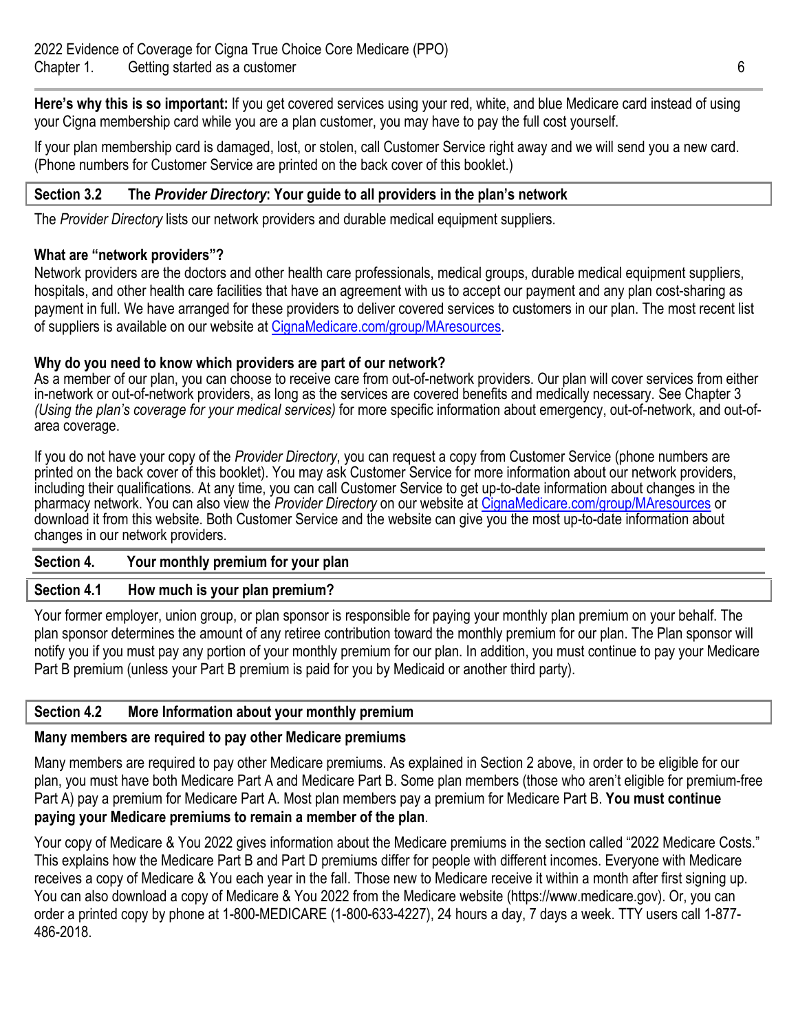**Here's why this is so important:** If you get covered services using your red, white, and blue Medicare card instead of using your Cigna membership card while you are a plan customer, you may have to pay the full cost yourself.

If your plan membership card is damaged, lost, or stolen, call Customer Service right away and we will send you a new card. (Phone numbers for Customer Service are printed on the back cover of this booklet.)

### Section 3.2 The *Provider Directory*: Your guide to all providers in the plan's network

The *Provider Directory* lists our network providers and durable medical equipment suppliers.

**What are "network providers"?**
Network providers are the doctors and other health care professionals, medical groups, durable medical equipment suppliers, hospitals, and other health care facilities that have an agreement with us to accept our payment and any plan cost-sharing as payment in full. We have arranged for these providers to deliver covered services to customers in our plan. The most recent list of suppliers is available on our website at CignaMedicare.com/group/MAresources.

**Why do you need to know which providers are part of our network?**
As a member of our plan, you can choose to receive care from out-of-network providers. Our plan will cover services from either in-network or out-of-network providers, as long as the services are covered benefits and medically necessary. See Chapter 3 *(Using the plan's coverage for your medical services)* for more specific information about emergency, out-of-network, and out-of-area coverage.

If you do not have your copy of the *Provider Directory*, you can request a copy from Customer Service (phone numbers are printed on the back cover of this booklet). You may ask Customer Service for more information about our network providers, including their qualifications. At any time, you can call Customer Service to get up-to-date information about changes in the pharmacy network. You can also view the *Provider Directory* on our website at CignaMedicare.com/group/MAresources or download it from this website. Both Customer Service and the website can give you the most up-to-date information about changes in our network providers.

## Section 4. Your monthly premium for your plan

### Section 4.1 How much is your plan premium?

Your former employer, union group, or plan sponsor is responsible for paying your monthly plan premium on your behalf. The plan sponsor determines the amount of any retiree contribution toward the monthly premium for our plan. The Plan sponsor will notify you if you must pay any portion of your monthly premium for our plan. In addition, you must continue to pay your Medicare Part B premium (unless your Part B premium is paid for you by Medicaid or another third party).

### Section 4.2 More Information about your monthly premium

**Many members are required to pay other Medicare premiums**

Many members are required to pay other Medicare premiums. As explained in Section 2 above, in order to be eligible for our plan, you must have both Medicare Part A and Medicare Part B. Some plan members (those who aren't eligible for premium-free Part A) pay a premium for Medicare Part A. Most plan members pay a premium for Medicare Part B. **You must continue paying your Medicare premiums to remain a member of the plan**.

Your copy of Medicare & You 2022 gives information about the Medicare premiums in the section called "2022 Medicare Costs." This explains how the Medicare Part B and Part D premiums differ for people with different incomes. Everyone with Medicare receives a copy of Medicare & You each year in the fall. Those new to Medicare receive it within a month after first signing up. You can also download a copy of Medicare & You 2022 from the Medicare website (https://www.medicare.gov). Or, you can order a printed copy by phone at 1-800-MEDICARE (1-800-633-4227), 24 hours a day, 7 days a week. TTY users call 1-877-486-2018.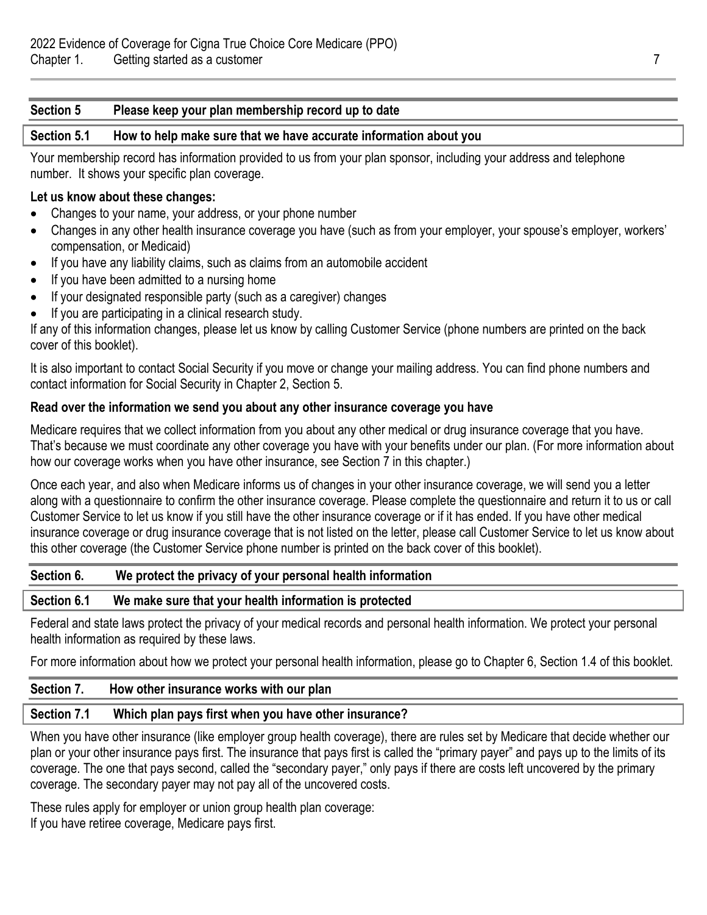## Section 5 Please keep your plan membership record up to date

### Section 5.1 How to help make sure that we have accurate information about you

Your membership record has information provided to us from your plan sponsor, including your address and telephone number. It shows your specific plan coverage.

**Let us know about these changes:**

- Changes to your name, your address, or your phone number
- Changes in any other health insurance coverage you have (such as from your employer, your spouse's employer, workers' compensation, or Medicaid)
- If you have any liability claims, such as claims from an automobile accident
- If you have been admitted to a nursing home
- If your designated responsible party (such as a caregiver) changes
- If you are participating in a clinical research study.

If any of this information changes, please let us know by calling Customer Service (phone numbers are printed on the back cover of this booklet).

It is also important to contact Social Security if you move or change your mailing address. You can find phone numbers and contact information for Social Security in Chapter 2, Section 5.

**Read over the information we send you about any other insurance coverage you have**

Medicare requires that we collect information from you about any other medical or drug insurance coverage that you have. That's because we must coordinate any other coverage you have with your benefits under our plan. (For more information about how our coverage works when you have other insurance, see Section 7 in this chapter.)

Once each year, and also when Medicare informs us of changes in your other insurance coverage, we will send you a letter along with a questionnaire to confirm the other insurance coverage. Please complete the questionnaire and return it to us or call Customer Service to let us know if you still have the other insurance coverage or if it has ended. If you have other medical insurance coverage or drug insurance coverage that is not listed on the letter, please call Customer Service to let us know about this other coverage (the Customer Service phone number is printed on the back cover of this booklet).

## Section 6. We protect the privacy of your personal health information

### Section 6.1 We make sure that your health information is protected

Federal and state laws protect the privacy of your medical records and personal health information. We protect your personal health information as required by these laws.

For more information about how we protect your personal health information, please go to Chapter 6, Section 1.4 of this booklet.

## Section 7. How other insurance works with our plan

### Section 7.1 Which plan pays first when you have other insurance?

When you have other insurance (like employer group health coverage), there are rules set by Medicare that decide whether our plan or your other insurance pays first. The insurance that pays first is called the "primary payer" and pays up to the limits of its coverage. The one that pays second, called the "secondary payer," only pays if there are costs left uncovered by the primary coverage. The secondary payer may not pay all of the uncovered costs.

These rules apply for employer or union group health plan coverage:
If you have retiree coverage, Medicare pays first.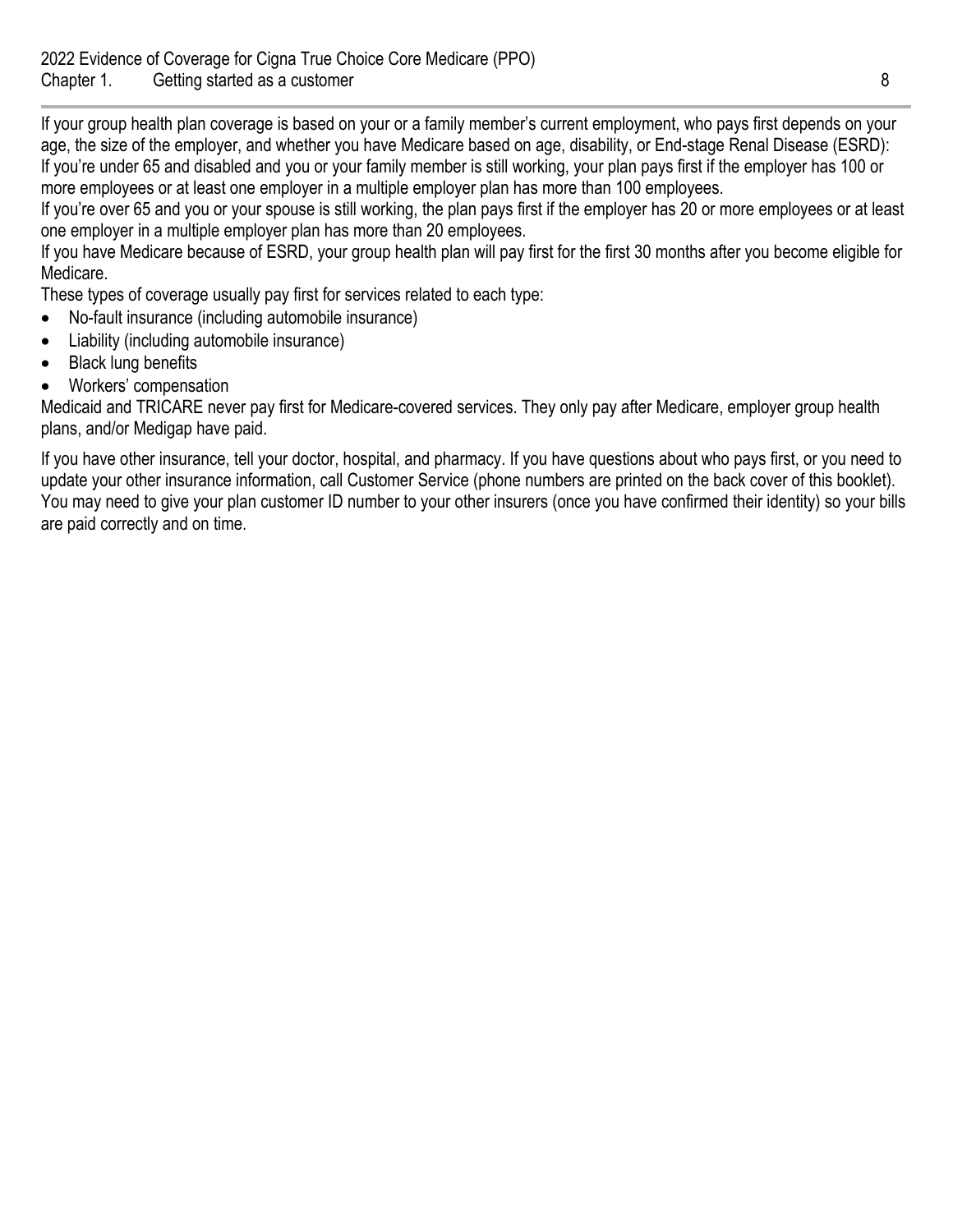If your group health plan coverage is based on your or a family member's current employment, who pays first depends on your age, the size of the employer, and whether you have Medicare based on age, disability, or End-stage Renal Disease (ESRD):
If you're under 65 and disabled and you or your family member is still working, your plan pays first if the employer has 100 or more employees or at least one employer in a multiple employer plan has more than 100 employees.
If you're over 65 and you or your spouse is still working, the plan pays first if the employer has 20 or more employees or at least one employer in a multiple employer plan has more than 20 employees.
If you have Medicare because of ESRD, your group health plan will pay first for the first 30 months after you become eligible for Medicare.
These types of coverage usually pay first for services related to each type:

- No-fault insurance (including automobile insurance)
- Liability (including automobile insurance)
- Black lung benefits
- Workers' compensation

Medicaid and TRICARE never pay first for Medicare-covered services. They only pay after Medicare, employer group health plans, and/or Medigap have paid.

If you have other insurance, tell your doctor, hospital, and pharmacy. If you have questions about who pays first, or you need to update your other insurance information, call Customer Service (phone numbers are printed on the back cover of this booklet). You may need to give your plan customer ID number to your other insurers (once you have confirmed their identity) so your bills are paid correctly and on time.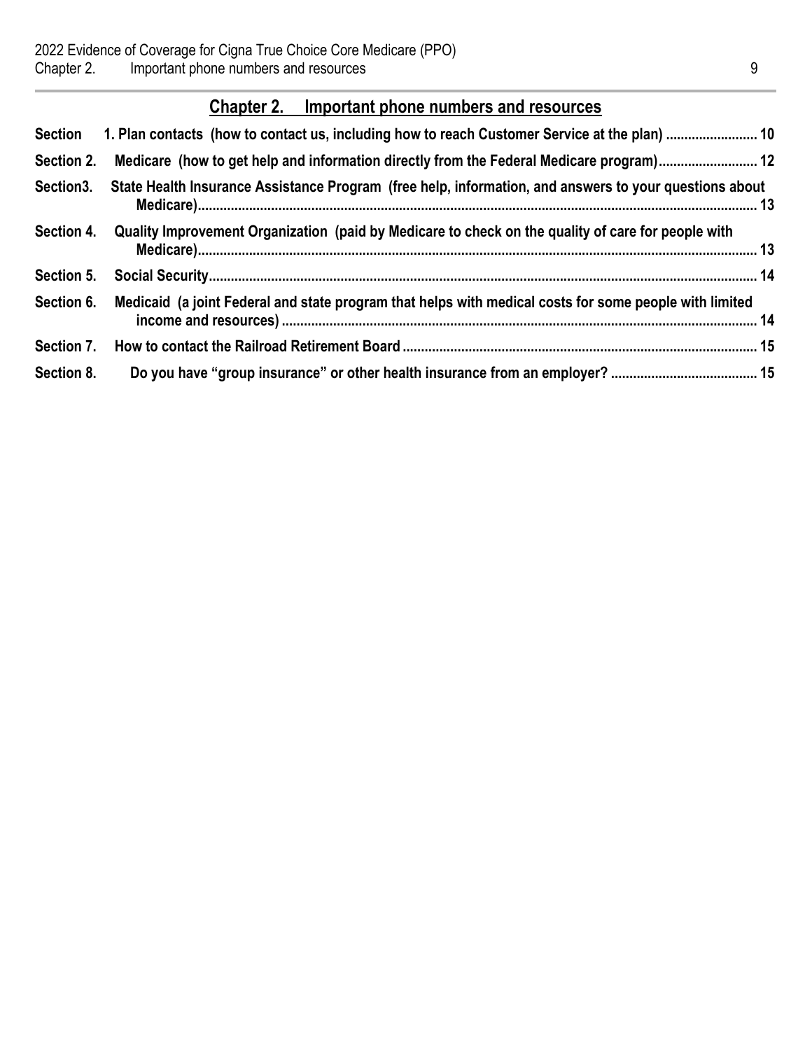## Chapter 2. Important phone numbers and resources

| | | |
|---|---|---|
| **Section** | **1. Plan contacts (how to contact us, including how to reach Customer Service at the plan)** | **10** |
| **Section 2.** | **Medicare (how to get help and information directly from the Federal Medicare program)** | **12** |
| **Section3.** | **State Health Insurance Assistance Program (free help, information, and answers to your questions about Medicare)** | **13** |
| **Section 4.** | **Quality Improvement Organization (paid by Medicare to check on the quality of care for people with Medicare)** | **13** |
| **Section 5.** | **Social Security** | **14** |
| **Section 6.** | **Medicaid (a joint Federal and state program that helps with medical costs for some people with limited income and resources)** | **14** |
| **Section 7.** | **How to contact the Railroad Retirement Board** | **15** |
| **Section 8.** | **Do you have "group insurance" or other health insurance from an employer?** | **15** |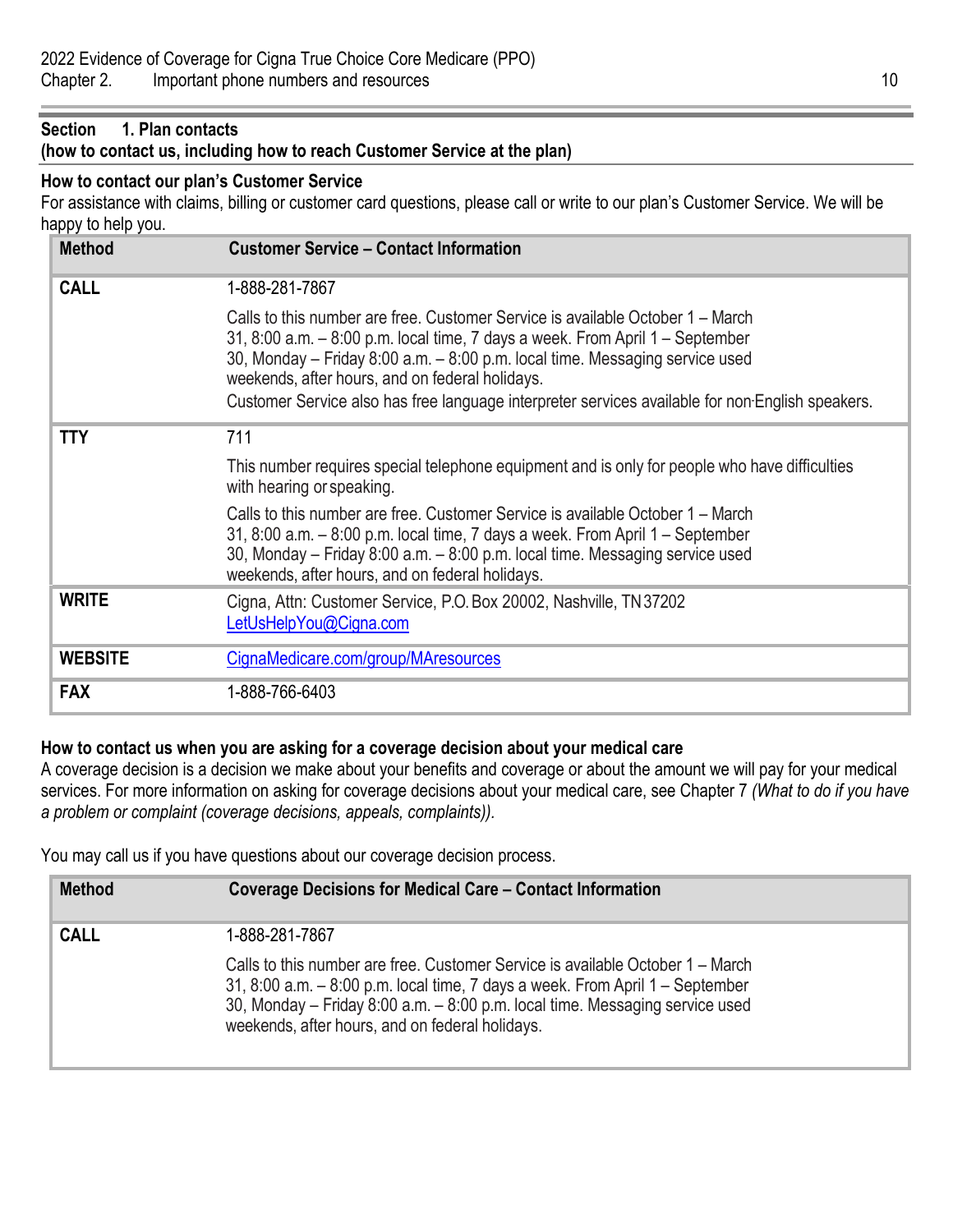## Section 1. Plan contacts (how to contact us, including how to reach Customer Service at the plan)

### How to contact our plan's Customer Service

For assistance with claims, billing or customer card questions, please call or write to our plan's Customer Service. We will be happy to help you.

| Method | Customer Service – Contact Information |
|---|---|
| **CALL** | 1-888-281-7867<br><br>Calls to this number are free. Customer Service is available October 1 – March 31, 8:00 a.m. – 8:00 p.m. local time, 7 days a week. From April 1 – September 30, Monday – Friday 8:00 a.m. – 8:00 p.m. local time. Messaging service used weekends, after hours, and on federal holidays.<br>Customer Service also has free language interpreter services available for non-English speakers. |
| **TTY** | 711<br><br>This number requires special telephone equipment and is only for people who have difficulties with hearing or speaking.<br><br>Calls to this number are free. Customer Service is available October 1 – March 31, 8:00 a.m. – 8:00 p.m. local time, 7 days a week. From April 1 – September 30, Monday – Friday 8:00 a.m. – 8:00 p.m. local time. Messaging service used weekends, after hours, and on federal holidays. |
| **WRITE** | Cigna, Attn: Customer Service, P.O. Box 20002, Nashville, TN 37202<br>LetUsHelpYou@Cigna.com |
| **WEBSITE** | CignaMedicare.com/group/MAresources |
| **FAX** | 1-888-766-6403 |

### How to contact us when you are asking for a coverage decision about your medical care

A coverage decision is a decision we make about your benefits and coverage or about the amount we will pay for your medical services. For more information on asking for coverage decisions about your medical care, see Chapter 7 *(What to do if you have a problem or complaint (coverage decisions, appeals, complaints)).*

You may call us if you have questions about our coverage decision process.

| Method | Coverage Decisions for Medical Care – Contact Information |
|---|---|
| **CALL** | 1-888-281-7867<br><br>Calls to this number are free. Customer Service is available October 1 – March 31, 8:00 a.m. – 8:00 p.m. local time, 7 days a week. From April 1 – September 30, Monday – Friday 8:00 a.m. – 8:00 p.m. local time. Messaging service used weekends, after hours, and on federal holidays. |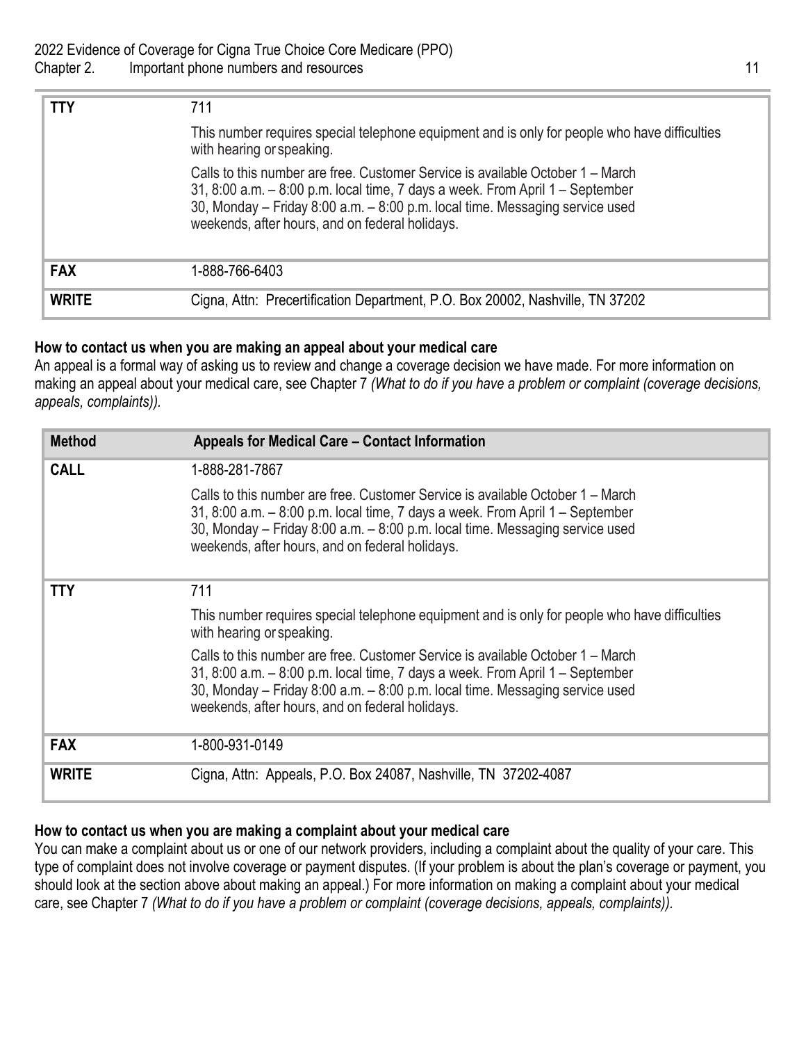| | |
|---|---|
| **TTY** | 711<br>This number requires special telephone equipment and is only for people who have difficulties with hearing or speaking.<br>Calls to this number are free. Customer Service is available October 1 – March 31, 8:00 a.m. – 8:00 p.m. local time, 7 days a week. From April 1 – September 30, Monday – Friday 8:00 a.m. – 8:00 p.m. local time. Messaging service used weekends, after hours, and on federal holidays. |
| **FAX** | 1-888-766-6403 |
| **WRITE** | Cigna, Attn: Precertification Department, P.O. Box 20002, Nashville, TN 37202 |

**How to contact us when you are making an appeal about your medical care**

An appeal is a formal way of asking us to review and change a coverage decision we have made. For more information on making an appeal about your medical care, see Chapter 7 *(What to do if you have a problem or complaint (coverage decisions, appeals, complaints)).*

| Method | Appeals for Medical Care – Contact Information |
|---|---|
| **CALL** | 1-888-281-7867<br>Calls to this number are free. Customer Service is available October 1 – March 31, 8:00 a.m. – 8:00 p.m. local time, 7 days a week. From April 1 – September 30, Monday – Friday 8:00 a.m. – 8:00 p.m. local time. Messaging service used weekends, after hours, and on federal holidays. |
| **TTY** | 711<br>This number requires special telephone equipment and is only for people who have difficulties with hearing or speaking.<br>Calls to this number are free. Customer Service is available October 1 – March 31, 8:00 a.m. – 8:00 p.m. local time, 7 days a week. From April 1 – September 30, Monday – Friday 8:00 a.m. – 8:00 p.m. local time. Messaging service used weekends, after hours, and on federal holidays. |
| **FAX** | 1-800-931-0149 |
| **WRITE** | Cigna, Attn: Appeals, P.O. Box 24087, Nashville, TN 37202-4087 |

**How to contact us when you are making a complaint about your medical care**

You can make a complaint about us or one of our network providers, including a complaint about the quality of your care. This type of complaint does not involve coverage or payment disputes. (If your problem is about the plan's coverage or payment, you should look at the section above about making an appeal.) For more information on making a complaint about your medical care, see Chapter 7 *(What to do if you have a problem or complaint (coverage decisions, appeals, complaints)).*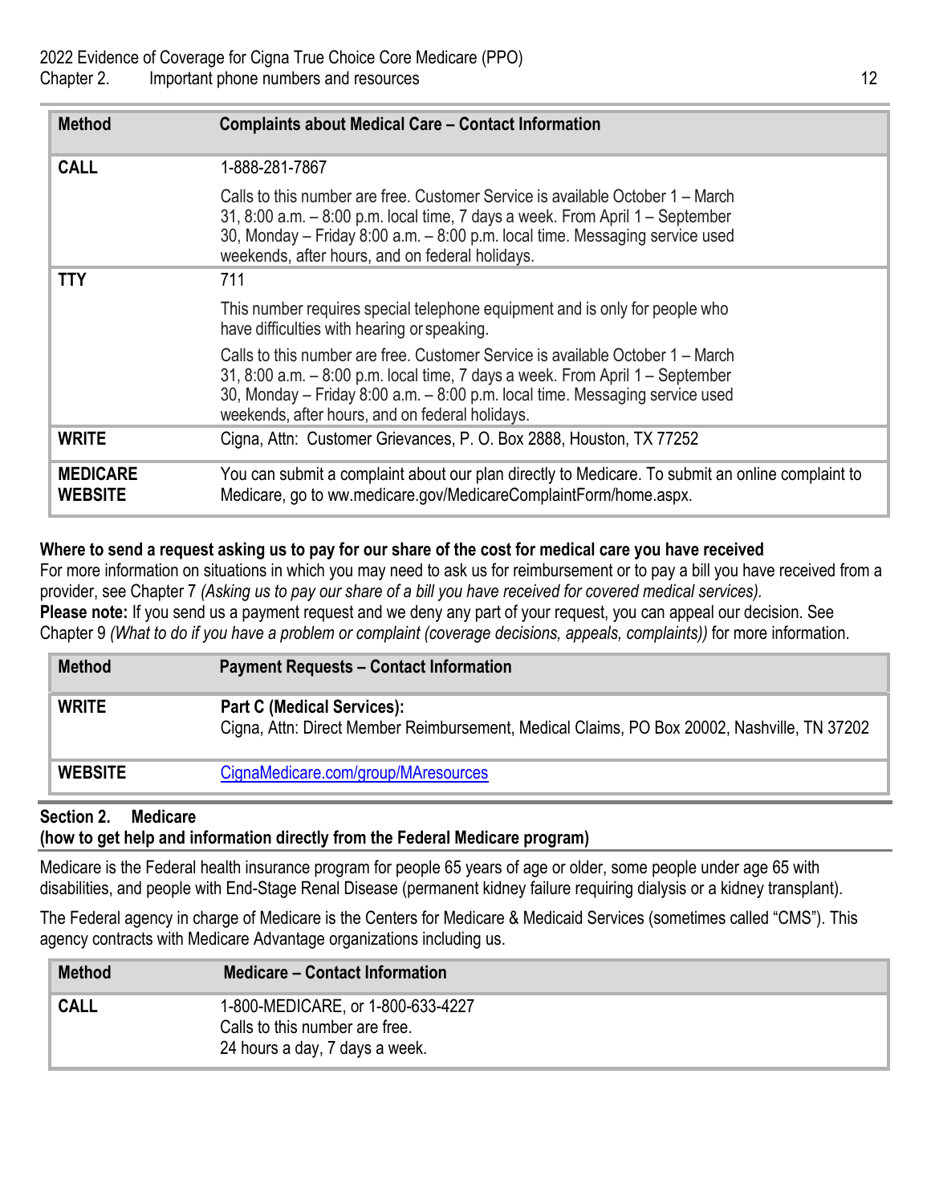| Method | Complaints about Medical Care – Contact Information |
| --- | --- |
| **CALL** | 1-888-281-7867<br><br>Calls to this number are free. Customer Service is available October 1 – March 31, 8:00 a.m. – 8:00 p.m. local time, 7 days a week. From April 1 – September 30, Monday – Friday 8:00 a.m. – 8:00 p.m. local time. Messaging service used weekends, after hours, and on federal holidays. |
| **TTY** | 711<br><br>This number requires special telephone equipment and is only for people who have difficulties with hearing or speaking.<br><br>Calls to this number are free. Customer Service is available October 1 – March 31, 8:00 a.m. – 8:00 p.m. local time, 7 days a week. From April 1 – September 30, Monday – Friday 8:00 a.m. – 8:00 p.m. local time. Messaging service used weekends, after hours, and on federal holidays. |
| **WRITE** | Cigna, Attn: Customer Grievances, P. O. Box 2888, Houston, TX 77252 |
| **MEDICARE WEBSITE** | You can submit a complaint about our plan directly to Medicare. To submit an online complaint to Medicare, go to ww.medicare.gov/MedicareComplaintForm/home.aspx. |

**Where to send a request asking us to pay for our share of the cost for medical care you have received**

For more information on situations in which you may need to ask us for reimbursement or to pay a bill you have received from a provider, see Chapter 7 *(Asking us to pay our share of a bill you have received for covered medical services).*

**Please note:** If you send us a payment request and we deny any part of your request, you can appeal our decision. See Chapter 9 *(What to do if you have a problem or complaint (coverage decisions, appeals, complaints))* for more information.

| Method | Payment Requests – Contact Information |
| --- | --- |
| **WRITE** | **Part C (Medical Services):**<br>Cigna, Attn: Direct Member Reimbursement, Medical Claims, PO Box 20002, Nashville, TN 37202 |
| **WEBSITE** | CignaMedicare.com/group/MAresources |

## Section 2. Medicare
**(how to get help and information directly from the Federal Medicare program)**

Medicare is the Federal health insurance program for people 65 years of age or older, some people under age 65 with disabilities, and people with End-Stage Renal Disease (permanent kidney failure requiring dialysis or a kidney transplant).

The Federal agency in charge of Medicare is the Centers for Medicare & Medicaid Services (sometimes called "CMS"). This agency contracts with Medicare Advantage organizations including us.

| Method | Medicare – Contact Information |
| --- | --- |
| **CALL** | 1-800-MEDICARE, or 1-800-633-4227<br>Calls to this number are free.<br>24 hours a day, 7 days a week. |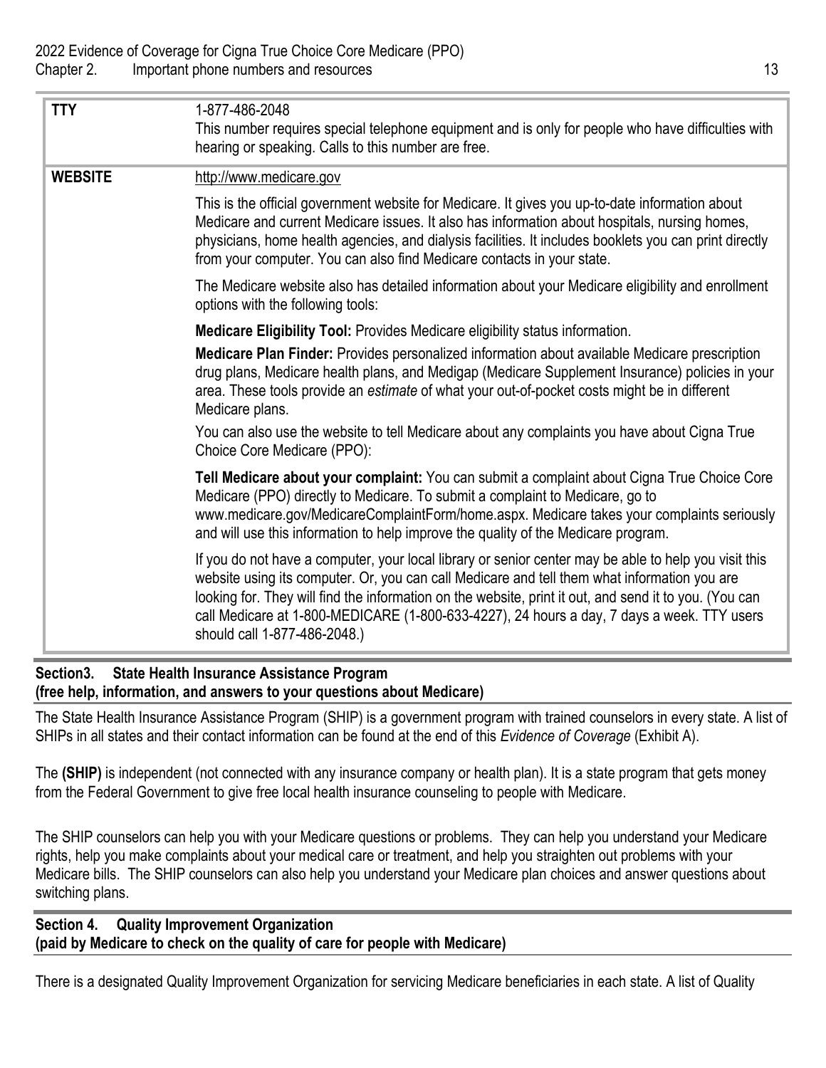| | |
|---|---|
| **TTY** | 1-877-486-2048<br>This number requires special telephone equipment and is only for people who have difficulties with hearing or speaking. Calls to this number are free. |
| **WEBSITE** | http://www.medicare.gov<br><br>This is the official government website for Medicare. It gives you up-to-date information about Medicare and current Medicare issues. It also has information about hospitals, nursing homes, physicians, home health agencies, and dialysis facilities. It includes booklets you can print directly from your computer. You can also find Medicare contacts in your state.<br><br>The Medicare website also has detailed information about your Medicare eligibility and enrollment options with the following tools:<br><br>**Medicare Eligibility Tool:** Provides Medicare eligibility status information.<br><br>**Medicare Plan Finder:** Provides personalized information about available Medicare prescription drug plans, Medicare health plans, and Medigap (Medicare Supplement Insurance) policies in your area. These tools provide an *estimate* of what your out-of-pocket costs might be in different Medicare plans.<br><br>You can also use the website to tell Medicare about any complaints you have about Cigna True Choice Core Medicare (PPO):<br><br>**Tell Medicare about your complaint:** You can submit a complaint about Cigna True Choice Core Medicare (PPO) directly to Medicare. To submit a complaint to Medicare, go to www.medicare.gov/MedicareComplaintForm/home.aspx. Medicare takes your complaints seriously and will use this information to help improve the quality of the Medicare program.<br><br>If you do not have a computer, your local library or senior center may be able to help you visit this website using its computer. Or, you can call Medicare and tell them what information you are looking for. They will find the information on the website, print it out, and send it to you. (You can call Medicare at 1-800-MEDICARE (1-800-633-4227), 24 hours a day, 7 days a week. TTY users should call 1-877-486-2048.) |

## Section3. State Health Insurance Assistance Program (free help, information, and answers to your questions about Medicare)

The State Health Insurance Assistance Program (SHIP) is a government program with trained counselors in every state. A list of SHIPs in all states and their contact information can be found at the end of this *Evidence of Coverage* (Exhibit A).

The **(SHIP)** is independent (not connected with any insurance company or health plan). It is a state program that gets money from the Federal Government to give free local health insurance counseling to people with Medicare.

The SHIP counselors can help you with your Medicare questions or problems. They can help you understand your Medicare rights, help you make complaints about your medical care or treatment, and help you straighten out problems with your Medicare bills. The SHIP counselors can also help you understand your Medicare plan choices and answer questions about switching plans.

## Section 4. Quality Improvement Organization (paid by Medicare to check on the quality of care for people with Medicare)

There is a designated Quality Improvement Organization for servicing Medicare beneficiaries in each state. A list of Quality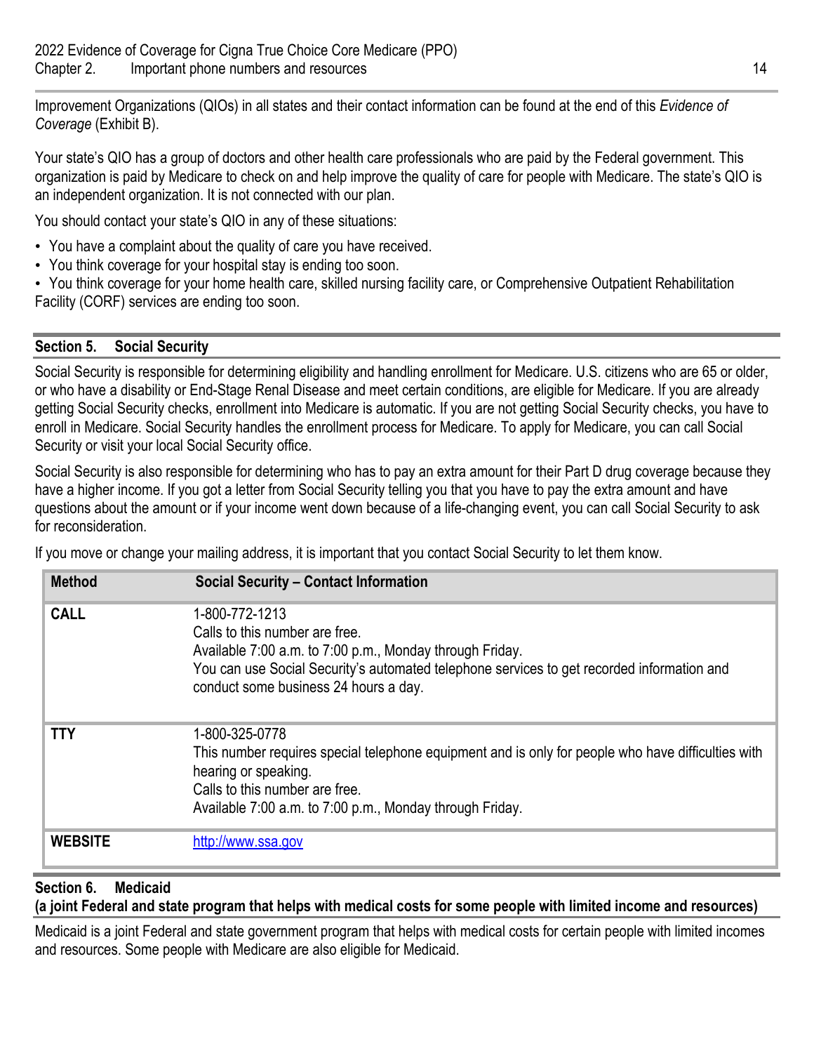Improvement Organizations (QIOs) in all states and their contact information can be found at the end of this *Evidence of Coverage* (Exhibit B).

Your state's QIO has a group of doctors and other health care professionals who are paid by the Federal government. This organization is paid by Medicare to check on and help improve the quality of care for people with Medicare. The state's QIO is an independent organization. It is not connected with our plan.

You should contact your state's QIO in any of these situations:

- You have a complaint about the quality of care you have received.
- You think coverage for your hospital stay is ending too soon.
- You think coverage for your home health care, skilled nursing facility care, or Comprehensive Outpatient Rehabilitation Facility (CORF) services are ending too soon.

## Section 5. Social Security

Social Security is responsible for determining eligibility and handling enrollment for Medicare. U.S. citizens who are 65 or older, or who have a disability or End-Stage Renal Disease and meet certain conditions, are eligible for Medicare. If you are already getting Social Security checks, enrollment into Medicare is automatic. If you are not getting Social Security checks, you have to enroll in Medicare. Social Security handles the enrollment process for Medicare. To apply for Medicare, you can call Social Security or visit your local Social Security office.

Social Security is also responsible for determining who has to pay an extra amount for their Part D drug coverage because they have a higher income. If you got a letter from Social Security telling you that you have to pay the extra amount and have questions about the amount or if your income went down because of a life-changing event, you can call Social Security to ask for reconsideration.

If you move or change your mailing address, it is important that you contact Social Security to let them know.

| Method | Social Security – Contact Information |
|---|---|
| **CALL** | 1-800-772-1213<br>Calls to this number are free.<br>Available 7:00 a.m. to 7:00 p.m., Monday through Friday.<br>You can use Social Security's automated telephone services to get recorded information and conduct some business 24 hours a day. |
| **TTY** | 1-800-325-0778<br>This number requires special telephone equipment and is only for people who have difficulties with hearing or speaking.<br>Calls to this number are free.<br>Available 7:00 a.m. to 7:00 p.m., Monday through Friday. |
| **WEBSITE** | http://www.ssa.gov |

## Section 6. Medicaid (a joint Federal and state program that helps with medical costs for some people with limited income and resources)

Medicaid is a joint Federal and state government program that helps with medical costs for certain people with limited incomes and resources. Some people with Medicare are also eligible for Medicaid.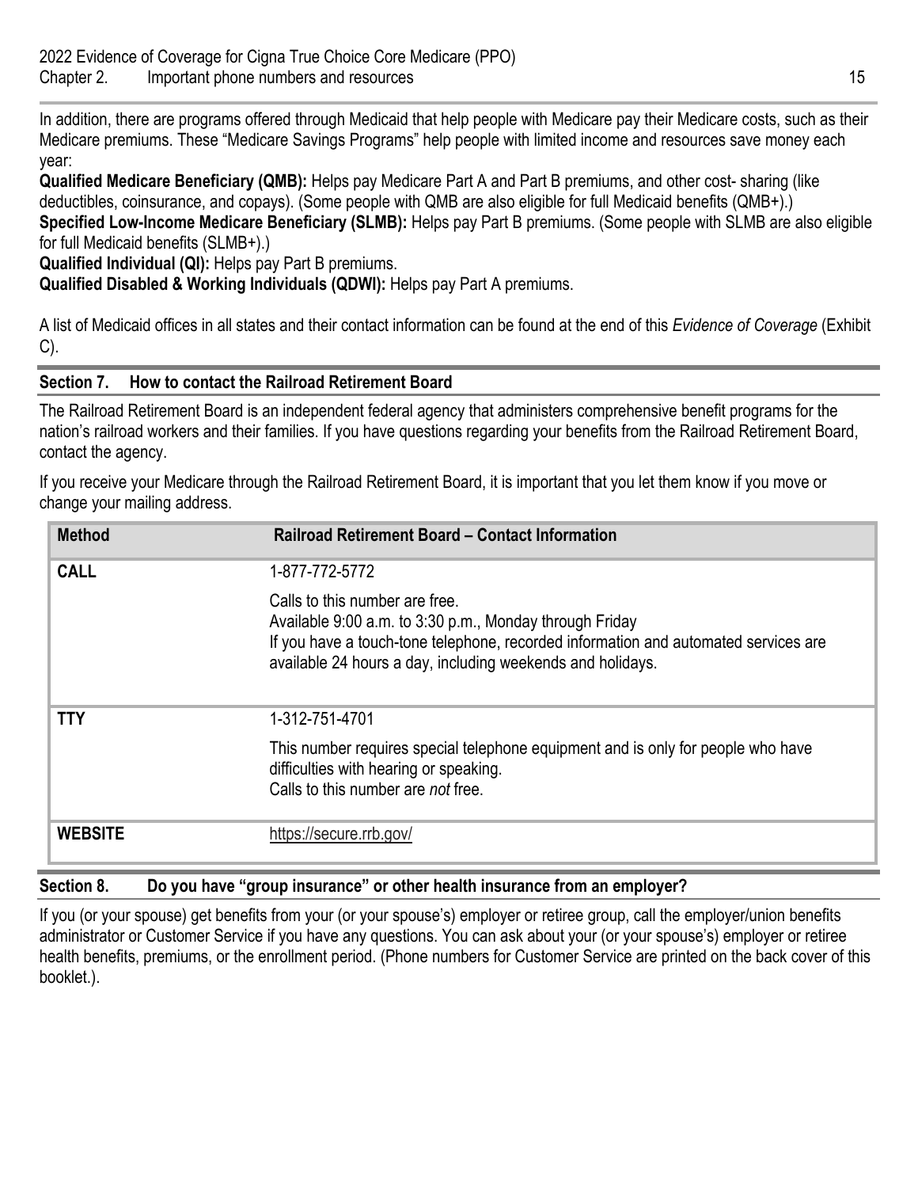In addition, there are programs offered through Medicaid that help people with Medicare pay their Medicare costs, such as their Medicare premiums. These "Medicare Savings Programs" help people with limited income and resources save money each year:

**Qualified Medicare Beneficiary (QMB):** Helps pay Medicare Part A and Part B premiums, and other cost- sharing (like deductibles, coinsurance, and copays). (Some people with QMB are also eligible for full Medicaid benefits (QMB+).)

**Specified Low-Income Medicare Beneficiary (SLMB):** Helps pay Part B premiums. (Some people with SLMB are also eligible for full Medicaid benefits (SLMB+).)

**Qualified Individual (QI):** Helps pay Part B premiums.

**Qualified Disabled & Working Individuals (QDWI):** Helps pay Part A premiums.

A list of Medicaid offices in all states and their contact information can be found at the end of this *Evidence of Coverage* (Exhibit C).

## Section 7. How to contact the Railroad Retirement Board

The Railroad Retirement Board is an independent federal agency that administers comprehensive benefit programs for the nation's railroad workers and their families. If you have questions regarding your benefits from the Railroad Retirement Board, contact the agency.

If you receive your Medicare through the Railroad Retirement Board, it is important that you let them know if you move or change your mailing address.

| Method | Railroad Retirement Board – Contact Information |
|---|---|
| **CALL** | 1-877-772-5772<br><br>Calls to this number are free.<br>Available 9:00 a.m. to 3:30 p.m., Monday through Friday<br>If you have a touch-tone telephone, recorded information and automated services are available 24 hours a day, including weekends and holidays. |
| **TTY** | 1-312-751-4701<br><br>This number requires special telephone equipment and is only for people who have difficulties with hearing or speaking.<br>Calls to this number are *not* free. |
| **WEBSITE** | https://secure.rrb.gov/ |

## Section 8. Do you have "group insurance" or other health insurance from an employer?

If you (or your spouse) get benefits from your (or your spouse's) employer or retiree group, call the employer/union benefits administrator or Customer Service if you have any questions. You can ask about your (or your spouse's) employer or retiree health benefits, premiums, or the enrollment period. (Phone numbers for Customer Service are printed on the back cover of this booklet.).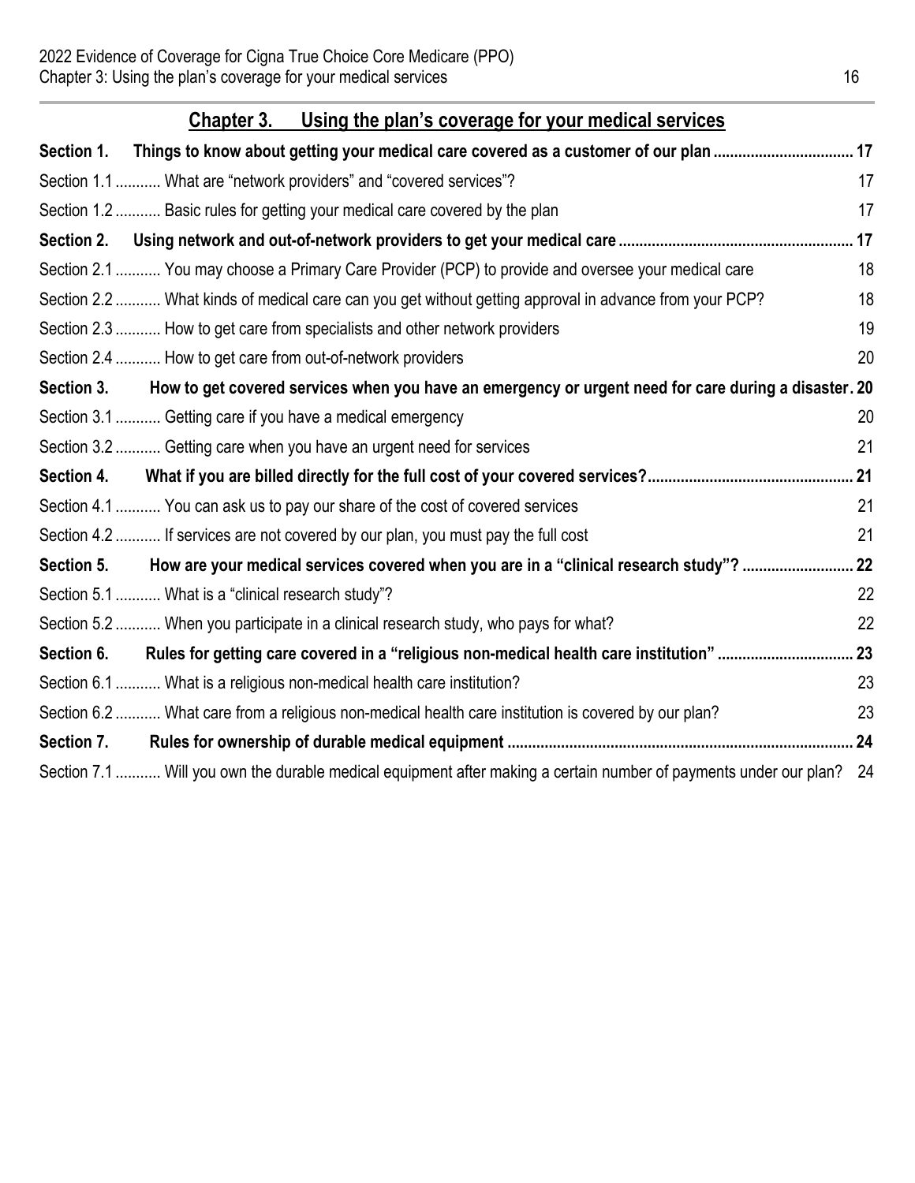# Chapter 3. Using the plan's coverage for your medical services

**Section 1. Things to know about getting your medical care covered as a customer of our plan .................................. 17**

Section 1.1 ........... What are "network providers" and "covered services"? 17

Section 1.2 ........... Basic rules for getting your medical care covered by the plan 17

**Section 2. Using network and out-of-network providers to get your medical care ........................................................ 17**

Section 2.1 ........... You may choose a Primary Care Provider (PCP) to provide and oversee your medical care 18

Section 2.2 ........... What kinds of medical care can you get without getting approval in advance from your PCP? 18

Section 2.3 ........... How to get care from specialists and other network providers 19

Section 2.4 ........... How to get care from out-of-network providers 20

**Section 3. How to get covered services when you have an emergency or urgent need for care during a disaster. 20**

Section 3.1 ........... Getting care if you have a medical emergency 20

Section 3.2 ........... Getting care when you have an urgent need for services 21

**Section 4. What if you are billed directly for the full cost of your covered services?................................................. 21**

Section 4.1 ........... You can ask us to pay our share of the cost of covered services 21

Section 4.2 ........... If services are not covered by our plan, you must pay the full cost 21

**Section 5. How are your medical services covered when you are in a "clinical research study"? ........................... 22**

Section 5.1 ........... What is a "clinical research study"? 22

Section 5.2 ........... When you participate in a clinical research study, who pays for what? 22

**Section 6. Rules for getting care covered in a "religious non-medical health care institution" ................................ 23**

Section 6.1 ........... What is a religious non-medical health care institution? 23

Section 6.2 ........... What care from a religious non-medical health care institution is covered by our plan? 23

**Section 7. Rules for ownership of durable medical equipment .................................................................................... 24**

Section 7.1 ........... Will you own the durable medical equipment after making a certain number of payments under our plan? 24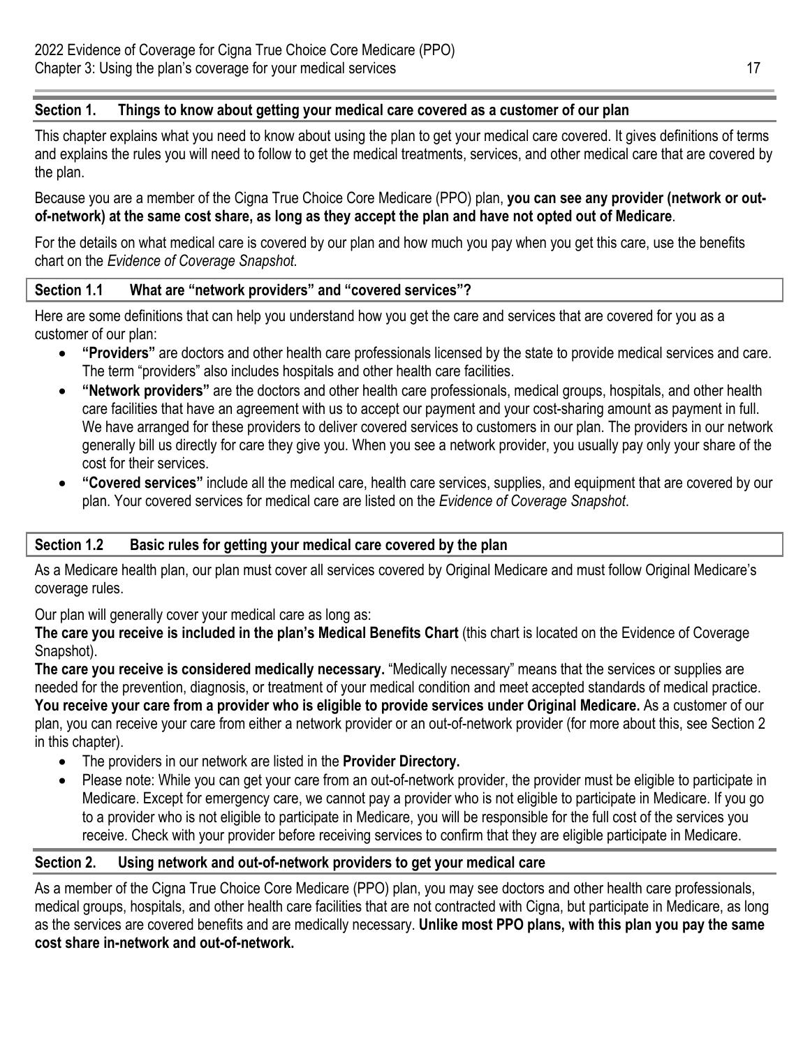## Section 1. Things to know about getting your medical care covered as a customer of our plan

This chapter explains what you need to know about using the plan to get your medical care covered. It gives definitions of terms and explains the rules you will need to follow to get the medical treatments, services, and other medical care that are covered by the plan.

Because you are a member of the Cigna True Choice Core Medicare (PPO) plan, **you can see any provider (network or out-of-network) at the same cost share, as long as they accept the plan and have not opted out of Medicare**.

For the details on what medical care is covered by our plan and how much you pay when you get this care, use the benefits chart on the *Evidence of Coverage Snapshot.*

### Section 1.1 What are "network providers" and "covered services"?

Here are some definitions that can help you understand how you get the care and services that are covered for you as a customer of our plan:

- **"Providers"** are doctors and other health care professionals licensed by the state to provide medical services and care. The term "providers" also includes hospitals and other health care facilities.
- **"Network providers"** are the doctors and other health care professionals, medical groups, hospitals, and other health care facilities that have an agreement with us to accept our payment and your cost-sharing amount as payment in full. We have arranged for these providers to deliver covered services to customers in our plan. The providers in our network generally bill us directly for care they give you. When you see a network provider, you usually pay only your share of the cost for their services.
- **"Covered services"** include all the medical care, health care services, supplies, and equipment that are covered by our plan. Your covered services for medical care are listed on the *Evidence of Coverage Snapshot*.

### Section 1.2 Basic rules for getting your medical care covered by the plan

As a Medicare health plan, our plan must cover all services covered by Original Medicare and must follow Original Medicare's coverage rules.

Our plan will generally cover your medical care as long as:

**The care you receive is included in the plan's Medical Benefits Chart** (this chart is located on the Evidence of Coverage Snapshot).

**The care you receive is considered medically necessary.** "Medically necessary" means that the services or supplies are needed for the prevention, diagnosis, or treatment of your medical condition and meet accepted standards of medical practice.

**You receive your care from a provider who is eligible to provide services under Original Medicare.** As a customer of our plan, you can receive your care from either a network provider or an out-of-network provider (for more about this, see Section 2 in this chapter).

- The providers in our network are listed in the **Provider Directory.**
- Please note: While you can get your care from an out-of-network provider, the provider must be eligible to participate in Medicare. Except for emergency care, we cannot pay a provider who is not eligible to participate in Medicare. If you go to a provider who is not eligible to participate in Medicare, you will be responsible for the full cost of the services you receive. Check with your provider before receiving services to confirm that they are eligible participate in Medicare.

## Section 2. Using network and out-of-network providers to get your medical care

As a member of the Cigna True Choice Core Medicare (PPO) plan, you may see doctors and other health care professionals, medical groups, hospitals, and other health care facilities that are not contracted with Cigna, but participate in Medicare, as long as the services are covered benefits and are medically necessary. **Unlike most PPO plans, with this plan you pay the same cost share in-network and out-of-network.**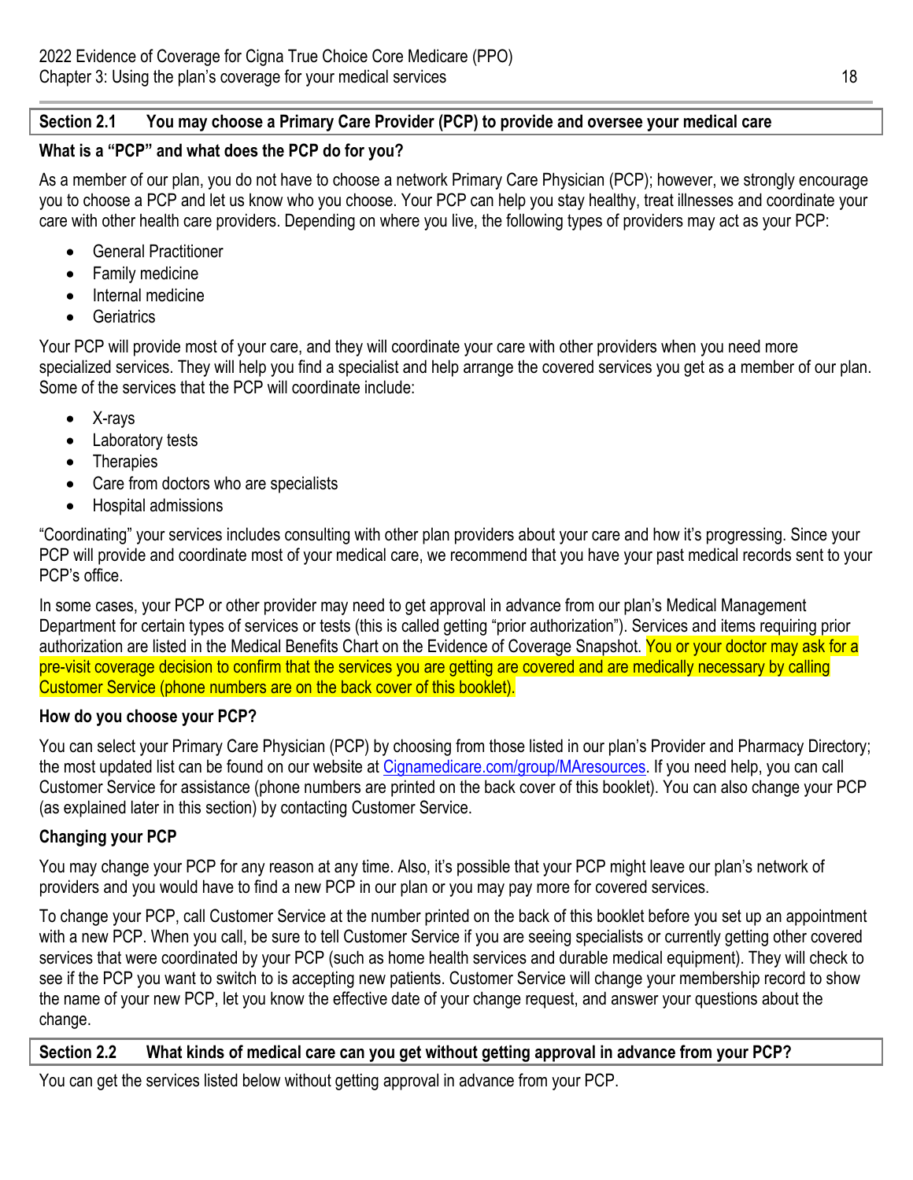## Section 2.1 You may choose a Primary Care Provider (PCP) to provide and oversee your medical care

**What is a "PCP" and what does the PCP do for you?**

As a member of our plan, you do not have to choose a network Primary Care Physician (PCP); however, we strongly encourage you to choose a PCP and let us know who you choose. Your PCP can help you stay healthy, treat illnesses and coordinate your care with other health care providers. Depending on where you live, the following types of providers may act as your PCP:

- General Practitioner
- Family medicine
- Internal medicine
- Geriatrics

Your PCP will provide most of your care, and they will coordinate your care with other providers when you need more specialized services. They will help you find a specialist and help arrange the covered services you get as a member of our plan. Some of the services that the PCP will coordinate include:

- X-rays
- Laboratory tests
- Therapies
- Care from doctors who are specialists
- Hospital admissions

"Coordinating" your services includes consulting with other plan providers about your care and how it's progressing. Since your PCP will provide and coordinate most of your medical care, we recommend that you have your past medical records sent to your PCP's office.

In some cases, your PCP or other provider may need to get approval in advance from our plan's Medical Management Department for certain types of services or tests (this is called getting "prior authorization"). Services and items requiring prior authorization are listed in the Medical Benefits Chart on the Evidence of Coverage Snapshot. You or your doctor may ask for a pre-visit coverage decision to confirm that the services you are getting are covered and are medically necessary by calling Customer Service (phone numbers are on the back cover of this booklet).

**How do you choose your PCP?**

You can select your Primary Care Physician (PCP) by choosing from those listed in our plan's Provider and Pharmacy Directory; the most updated list can be found on our website at Cignamedicare.com/group/MAresources. If you need help, you can call Customer Service for assistance (phone numbers are printed on the back cover of this booklet). You can also change your PCP (as explained later in this section) by contacting Customer Service.

**Changing your PCP**

You may change your PCP for any reason at any time. Also, it's possible that your PCP might leave our plan's network of providers and you would have to find a new PCP in our plan or you may pay more for covered services.

To change your PCP, call Customer Service at the number printed on the back of this booklet before you set up an appointment with a new PCP. When you call, be sure to tell Customer Service if you are seeing specialists or currently getting other covered services that were coordinated by your PCP (such as home health services and durable medical equipment). They will check to see if the PCP you want to switch to is accepting new patients. Customer Service will change your membership record to show the name of your new PCP, let you know the effective date of your change request, and answer your questions about the change.

## Section 2.2 What kinds of medical care can you get without getting approval in advance from your PCP?

You can get the services listed below without getting approval in advance from your PCP.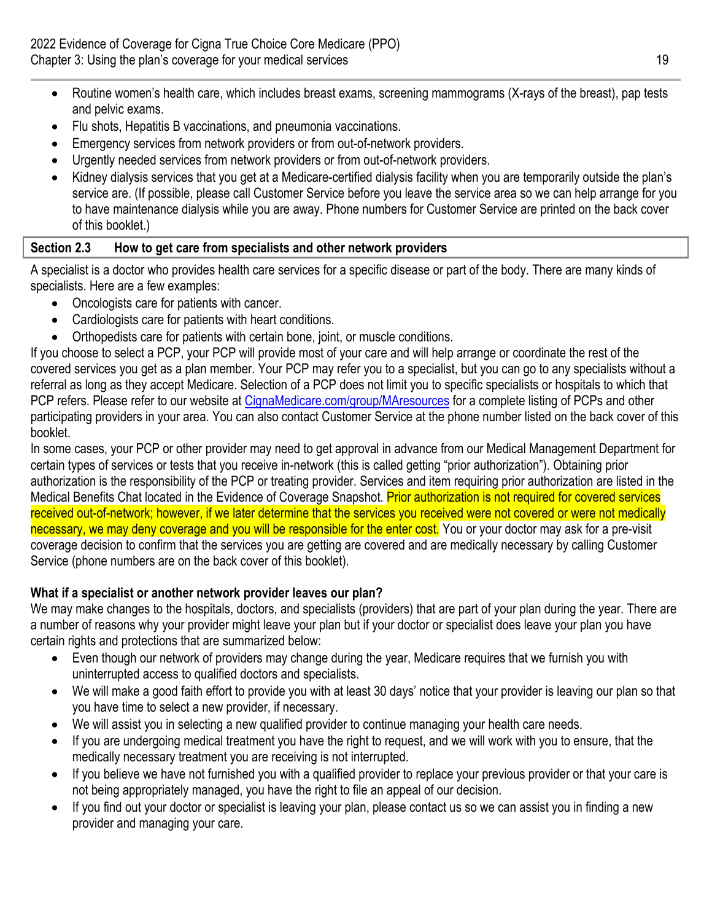- Routine women's health care, which includes breast exams, screening mammograms (X-rays of the breast), pap tests and pelvic exams.
- Flu shots, Hepatitis B vaccinations, and pneumonia vaccinations.
- Emergency services from network providers or from out-of-network providers.
- Urgently needed services from network providers or from out-of-network providers.
- Kidney dialysis services that you get at a Medicare-certified dialysis facility when you are temporarily outside the plan's service are. (If possible, please call Customer Service before you leave the service area so we can help arrange for you to have maintenance dialysis while you are away. Phone numbers for Customer Service are printed on the back cover of this booklet.)

## Section 2.3 How to get care from specialists and other network providers

A specialist is a doctor who provides health care services for a specific disease or part of the body. There are many kinds of specialists. Here are a few examples:

- Oncologists care for patients with cancer.
- Cardiologists care for patients with heart conditions.
- Orthopedists care for patients with certain bone, joint, or muscle conditions.

If you choose to select a PCP, your PCP will provide most of your care and will help arrange or coordinate the rest of the covered services you get as a plan member. Your PCP may refer you to a specialist, but you can go to any specialists without a referral as long as they accept Medicare. Selection of a PCP does not limit you to specific specialists or hospitals to which that PCP refers. Please refer to our website at CignaMedicare.com/group/MAresources for a complete listing of PCPs and other participating providers in your area. You can also contact Customer Service at the phone number listed on the back cover of this booklet.

In some cases, your PCP or other provider may need to get approval in advance from our Medical Management Department for certain types of services or tests that you receive in-network (this is called getting "prior authorization"). Obtaining prior authorization is the responsibility of the PCP or treating provider. Services and item requiring prior authorization are listed in the Medical Benefits Chat located in the Evidence of Coverage Snapshot. Prior authorization is not required for covered services received out-of-network; however, if we later determine that the services you received were not covered or were not medically necessary, we may deny coverage and you will be responsible for the enter cost. You or your doctor may ask for a pre-visit coverage decision to confirm that the services you are getting are covered and are medically necessary by calling Customer Service (phone numbers are on the back cover of this booklet).

**What if a specialist or another network provider leaves our plan?**

We may make changes to the hospitals, doctors, and specialists (providers) that are part of your plan during the year. There are a number of reasons why your provider might leave your plan but if your doctor or specialist does leave your plan you have certain rights and protections that are summarized below:

- Even though our network of providers may change during the year, Medicare requires that we furnish you with uninterrupted access to qualified doctors and specialists.
- We will make a good faith effort to provide you with at least 30 days' notice that your provider is leaving our plan so that you have time to select a new provider, if necessary.
- We will assist you in selecting a new qualified provider to continue managing your health care needs.
- If you are undergoing medical treatment you have the right to request, and we will work with you to ensure, that the medically necessary treatment you are receiving is not interrupted.
- If you believe we have not furnished you with a qualified provider to replace your previous provider or that your care is not being appropriately managed, you have the right to file an appeal of our decision.
- If you find out your doctor or specialist is leaving your plan, please contact us so we can assist you in finding a new provider and managing your care.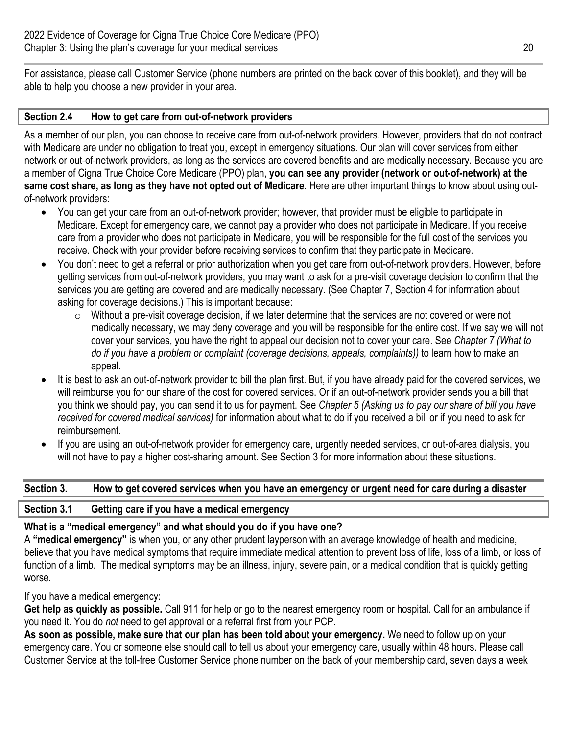For assistance, please call Customer Service (phone numbers are printed on the back cover of this booklet), and they will be able to help you choose a new provider in your area.

### Section 2.4 How to get care from out-of-network providers

As a member of our plan, you can choose to receive care from out-of-network providers. However, providers that do not contract with Medicare are under no obligation to treat you, except in emergency situations. Our plan will cover services from either network or out-of-network providers, as long as the services are covered benefits and are medically necessary. Because you are a member of Cigna True Choice Core Medicare (PPO) plan, **you can see any provider (network or out-of-network) at the same cost share, as long as they have not opted out of Medicare**. Here are other important things to know about using out-of-network providers:

- You can get your care from an out-of-network provider; however, that provider must be eligible to participate in Medicare. Except for emergency care, we cannot pay a provider who does not participate in Medicare. If you receive care from a provider who does not participate in Medicare, you will be responsible for the full cost of the services you receive. Check with your provider before receiving services to confirm that they participate in Medicare.
- You don't need to get a referral or prior authorization when you get care from out-of-network providers. However, before getting services from out-of-network providers, you may want to ask for a pre-visit coverage decision to confirm that the services you are getting are covered and are medically necessary. (See Chapter 7, Section 4 for information about asking for coverage decisions.) This is important because:
  - Without a pre-visit coverage decision, if we later determine that the services are not covered or were not medically necessary, we may deny coverage and you will be responsible for the entire cost. If we say we will not cover your services, you have the right to appeal our decision not to cover your care. See *Chapter 7 (What to do if you have a problem or complaint (coverage decisions, appeals, complaints))* to learn how to make an appeal.
- It is best to ask an out-of-network provider to bill the plan first. But, if you have already paid for the covered services, we will reimburse you for our share of the cost for covered services. Or if an out-of-network provider sends you a bill that you think we should pay, you can send it to us for payment. See *Chapter 5 (Asking us to pay our share of bill you have received for covered medical services)* for information about what to do if you received a bill or if you need to ask for reimbursement.
- If you are using an out-of-network provider for emergency care, urgently needed services, or out-of-area dialysis, you will not have to pay a higher cost-sharing amount. See Section 3 for more information about these situations.

## Section 3. How to get covered services when you have an emergency or urgent need for care during a disaster

### Section 3.1 Getting care if you have a medical emergency

**What is a "medical emergency" and what should you do if you have one?**

A **"medical emergency"** is when you, or any other prudent layperson with an average knowledge of health and medicine, believe that you have medical symptoms that require immediate medical attention to prevent loss of life, loss of a limb, or loss of function of a limb. The medical symptoms may be an illness, injury, severe pain, or a medical condition that is quickly getting worse.

If you have a medical emergency:

**Get help as quickly as possible.** Call 911 for help or go to the nearest emergency room or hospital. Call for an ambulance if you need it. You do *not* need to get approval or a referral first from your PCP.

**As soon as possible, make sure that our plan has been told about your emergency.** We need to follow up on your emergency care. You or someone else should call to tell us about your emergency care, usually within 48 hours. Please call Customer Service at the toll-free Customer Service phone number on the back of your membership card, seven days a week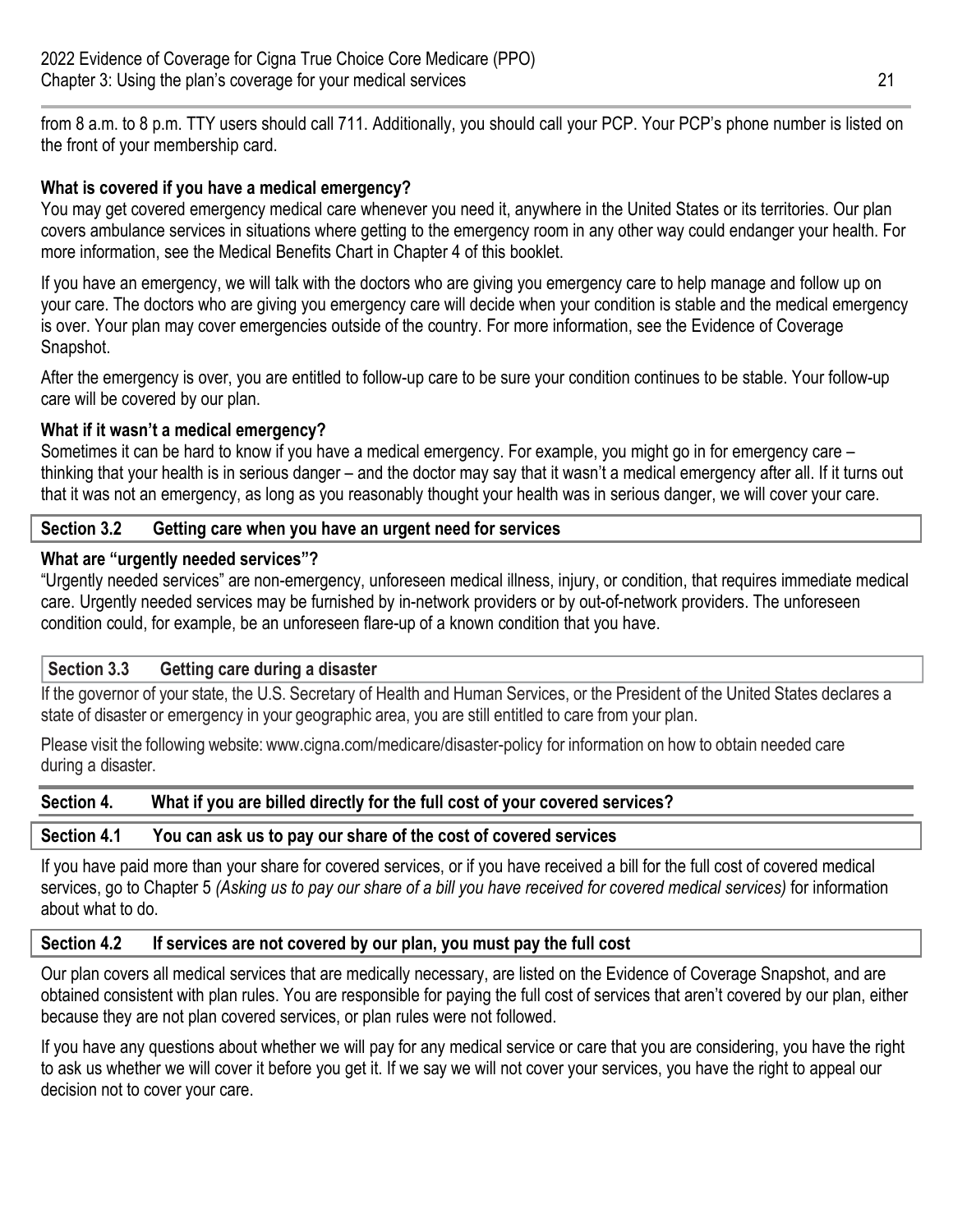from 8 a.m. to 8 p.m. TTY users should call 711. Additionally, you should call your PCP. Your PCP's phone number is listed on the front of your membership card.

**What is covered if you have a medical emergency?**

You may get covered emergency medical care whenever you need it, anywhere in the United States or its territories. Our plan covers ambulance services in situations where getting to the emergency room in any other way could endanger your health. For more information, see the Medical Benefits Chart in Chapter 4 of this booklet.

If you have an emergency, we will talk with the doctors who are giving you emergency care to help manage and follow up on your care. The doctors who are giving you emergency care will decide when your condition is stable and the medical emergency is over. Your plan may cover emergencies outside of the country. For more information, see the Evidence of Coverage Snapshot.

After the emergency is over, you are entitled to follow-up care to be sure your condition continues to be stable. Your follow-up care will be covered by our plan.

**What if it wasn't a medical emergency?**

Sometimes it can be hard to know if you have a medical emergency. For example, you might go in for emergency care – thinking that your health is in serious danger – and the doctor may say that it wasn't a medical emergency after all. If it turns out that it was not an emergency, as long as you reasonably thought your health was in serious danger, we will cover your care.

### Section 3.2 Getting care when you have an urgent need for services

**What are "urgently needed services"?**

"Urgently needed services" are non-emergency, unforeseen medical illness, injury, or condition, that requires immediate medical care. Urgently needed services may be furnished by in-network providers or by out-of-network providers. The unforeseen condition could, for example, be an unforeseen flare-up of a known condition that you have.

### Section 3.3 Getting care during a disaster

If the governor of your state, the U.S. Secretary of Health and Human Services, or the President of the United States declares a state of disaster or emergency in your geographic area, you are still entitled to care from your plan.

Please visit the following website: www.cigna.com/medicare/disaster-policy for information on how to obtain needed care during a disaster.

## Section 4. What if you are billed directly for the full cost of your covered services?

### Section 4.1 You can ask us to pay our share of the cost of covered services

If you have paid more than your share for covered services, or if you have received a bill for the full cost of covered medical services, go to Chapter 5 *(Asking us to pay our share of a bill you have received for covered medical services)* for information about what to do.

### Section 4.2 If services are not covered by our plan, you must pay the full cost

Our plan covers all medical services that are medically necessary, are listed on the Evidence of Coverage Snapshot, and are obtained consistent with plan rules. You are responsible for paying the full cost of services that aren't covered by our plan, either because they are not plan covered services, or plan rules were not followed.

If you have any questions about whether we will pay for any medical service or care that you are considering, you have the right to ask us whether we will cover it before you get it. If we say we will not cover your services, you have the right to appeal our decision not to cover your care.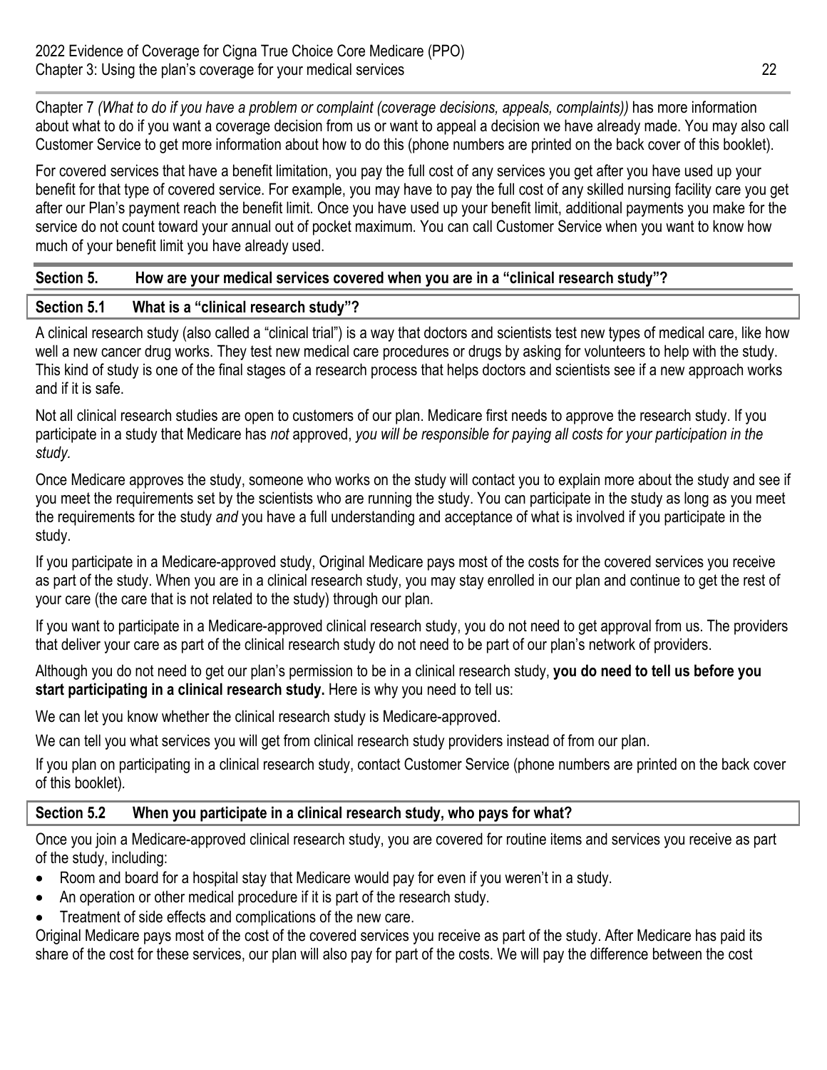Chapter 7 *(What to do if you have a problem or complaint (coverage decisions, appeals, complaints))* has more information about what to do if you want a coverage decision from us or want to appeal a decision we have already made. You may also call Customer Service to get more information about how to do this (phone numbers are printed on the back cover of this booklet).

For covered services that have a benefit limitation, you pay the full cost of any services you get after you have used up your benefit for that type of covered service. For example, you may have to pay the full cost of any skilled nursing facility care you get after our Plan's payment reach the benefit limit. Once you have used up your benefit limit, additional payments you make for the service do not count toward your annual out of pocket maximum. You can call Customer Service when you want to know how much of your benefit limit you have already used.

## Section 5. How are your medical services covered when you are in a "clinical research study"?

### Section 5.1 What is a "clinical research study"?

A clinical research study (also called a "clinical trial") is a way that doctors and scientists test new types of medical care, like how well a new cancer drug works. They test new medical care procedures or drugs by asking for volunteers to help with the study. This kind of study is one of the final stages of a research process that helps doctors and scientists see if a new approach works and if it is safe.

Not all clinical research studies are open to customers of our plan. Medicare first needs to approve the research study. If you participate in a study that Medicare has *not* approved, *you will be responsible for paying all costs for your participation in the study.*

Once Medicare approves the study, someone who works on the study will contact you to explain more about the study and see if you meet the requirements set by the scientists who are running the study. You can participate in the study as long as you meet the requirements for the study *and* you have a full understanding and acceptance of what is involved if you participate in the study.

If you participate in a Medicare-approved study, Original Medicare pays most of the costs for the covered services you receive as part of the study. When you are in a clinical research study, you may stay enrolled in our plan and continue to get the rest of your care (the care that is not related to the study) through our plan.

If you want to participate in a Medicare-approved clinical research study, you do not need to get approval from us. The providers that deliver your care as part of the clinical research study do not need to be part of our plan's network of providers.

Although you do not need to get our plan's permission to be in a clinical research study, **you do need to tell us before you start participating in a clinical research study.** Here is why you need to tell us:

We can let you know whether the clinical research study is Medicare-approved.

We can tell you what services you will get from clinical research study providers instead of from our plan.

If you plan on participating in a clinical research study, contact Customer Service (phone numbers are printed on the back cover of this booklet).

### Section 5.2 When you participate in a clinical research study, who pays for what?

Once you join a Medicare-approved clinical research study, you are covered for routine items and services you receive as part of the study, including:

- Room and board for a hospital stay that Medicare would pay for even if you weren't in a study.
- An operation or other medical procedure if it is part of the research study.
- Treatment of side effects and complications of the new care.

Original Medicare pays most of the cost of the covered services you receive as part of the study. After Medicare has paid its share of the cost for these services, our plan will also pay for part of the costs. We will pay the difference between the cost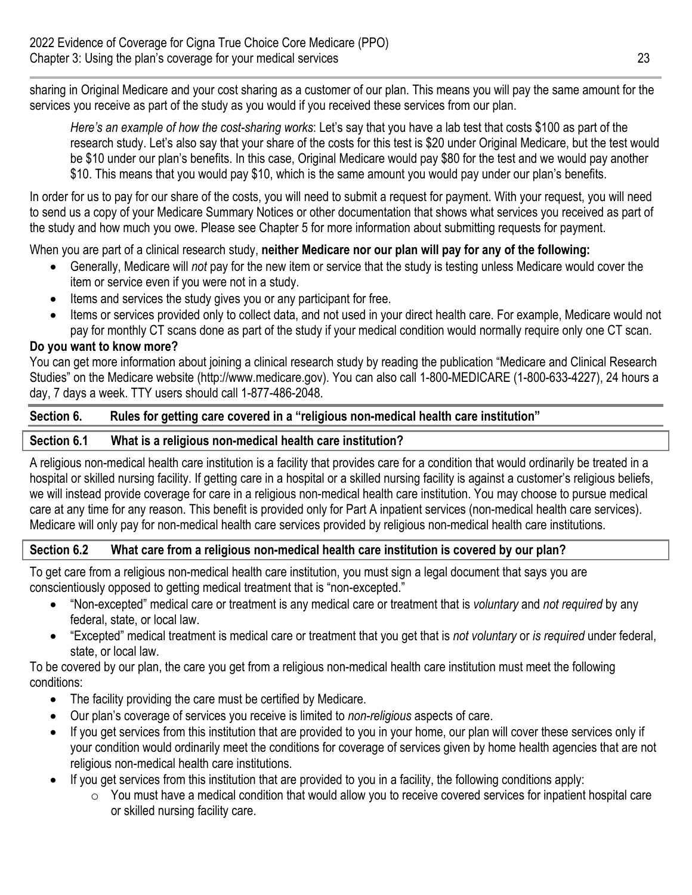sharing in Original Medicare and your cost sharing as a customer of our plan. This means you will pay the same amount for the services you receive as part of the study as you would if you received these services from our plan.

*Here's an example of how the cost-sharing works*: Let's say that you have a lab test that costs $100 as part of the research study. Let's also say that your share of the costs for this test is $20 under Original Medicare, but the test would be $10 under our plan's benefits. In this case, Original Medicare would pay $80 for the test and we would pay another $10. This means that you would pay $10, which is the same amount you would pay under our plan's benefits.

In order for us to pay for our share of the costs, you will need to submit a request for payment. With your request, you will need to send us a copy of your Medicare Summary Notices or other documentation that shows what services you received as part of the study and how much you owe. Please see Chapter 5 for more information about submitting requests for payment.

When you are part of a clinical research study, **neither Medicare nor our plan will pay for any of the following:**

- Generally, Medicare will *not* pay for the new item or service that the study is testing unless Medicare would cover the item or service even if you were not in a study.
- Items and services the study gives you or any participant for free.
- Items or services provided only to collect data, and not used in your direct health care. For example, Medicare would not pay for monthly CT scans done as part of the study if your medical condition would normally require only one CT scan.

**Do you want to know more?**

You can get more information about joining a clinical research study by reading the publication "Medicare and Clinical Research Studies" on the Medicare website (http://www.medicare.gov). You can also call 1-800-MEDICARE (1-800-633-4227), 24 hours a day, 7 days a week. TTY users should call 1-877-486-2048.

## Section 6. Rules for getting care covered in a "religious non-medical health care institution"

### Section 6.1 What is a religious non-medical health care institution?

A religious non-medical health care institution is a facility that provides care for a condition that would ordinarily be treated in a hospital or skilled nursing facility. If getting care in a hospital or a skilled nursing facility is against a customer's religious beliefs, we will instead provide coverage for care in a religious non-medical health care institution. You may choose to pursue medical care at any time for any reason. This benefit is provided only for Part A inpatient services (non-medical health care services). Medicare will only pay for non-medical health care services provided by religious non-medical health care institutions.

### Section 6.2 What care from a religious non-medical health care institution is covered by our plan?

To get care from a religious non-medical health care institution, you must sign a legal document that says you are conscientiously opposed to getting medical treatment that is "non-excepted."

- "Non-excepted" medical care or treatment is any medical care or treatment that is *voluntary* and *not required* by any federal, state, or local law.
- "Excepted" medical treatment is medical care or treatment that you get that is *not voluntary* or *is required* under federal, state, or local law.

To be covered by our plan, the care you get from a religious non-medical health care institution must meet the following conditions:

- The facility providing the care must be certified by Medicare.
- Our plan's coverage of services you receive is limited to *non-religious* aspects of care.
- If you get services from this institution that are provided to you in your home, our plan will cover these services only if your condition would ordinarily meet the conditions for coverage of services given by home health agencies that are not religious non-medical health care institutions.
- If you get services from this institution that are provided to you in a facility, the following conditions apply:
  - You must have a medical condition that would allow you to receive covered services for inpatient hospital care or skilled nursing facility care.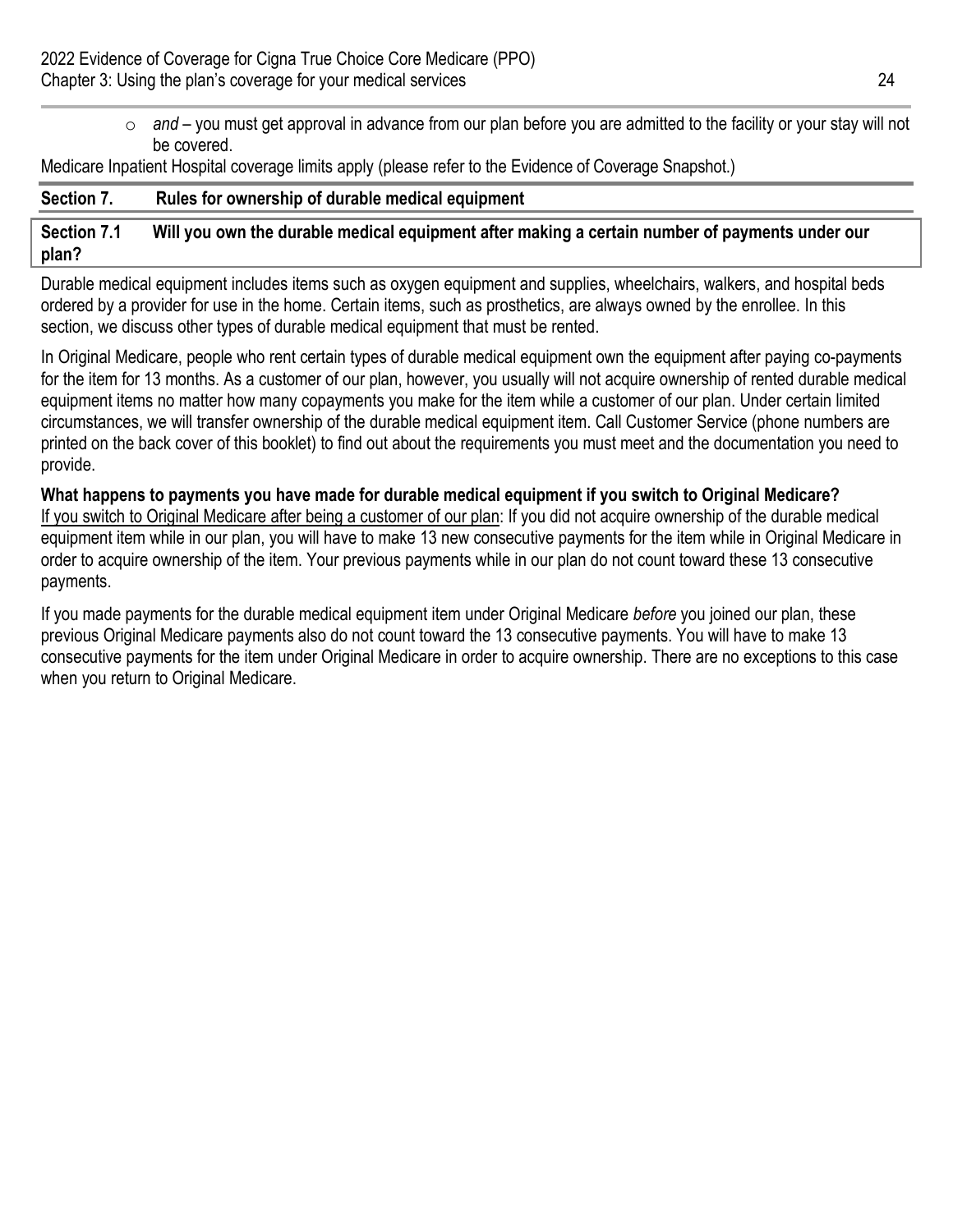- *and* – you must get approval in advance from our plan before you are admitted to the facility or your stay will not be covered.

Medicare Inpatient Hospital coverage limits apply (please refer to the Evidence of Coverage Snapshot.)

## Section 7. Rules for ownership of durable medical equipment

### Section 7.1 Will you own the durable medical equipment after making a certain number of payments under our plan?

Durable medical equipment includes items such as oxygen equipment and supplies, wheelchairs, walkers, and hospital beds ordered by a provider for use in the home. Certain items, such as prosthetics, are always owned by the enrollee. In this section, we discuss other types of durable medical equipment that must be rented.

In Original Medicare, people who rent certain types of durable medical equipment own the equipment after paying co-payments for the item for 13 months. As a customer of our plan, however, you usually will not acquire ownership of rented durable medical equipment items no matter how many copayments you make for the item while a customer of our plan. Under certain limited circumstances, we will transfer ownership of the durable medical equipment item. Call Customer Service (phone numbers are printed on the back cover of this booklet) to find out about the requirements you must meet and the documentation you need to provide.

**What happens to payments you have made for durable medical equipment if you switch to Original Medicare?**

<u>If you switch to Original Medicare after being a customer of our plan</u>: If you did not acquire ownership of the durable medical equipment item while in our plan, you will have to make 13 new consecutive payments for the item while in Original Medicare in order to acquire ownership of the item. Your previous payments while in our plan do not count toward these 13 consecutive payments.

If you made payments for the durable medical equipment item under Original Medicare *before* you joined our plan, these previous Original Medicare payments also do not count toward the 13 consecutive payments. You will have to make 13 consecutive payments for the item under Original Medicare in order to acquire ownership. There are no exceptions to this case when you return to Original Medicare.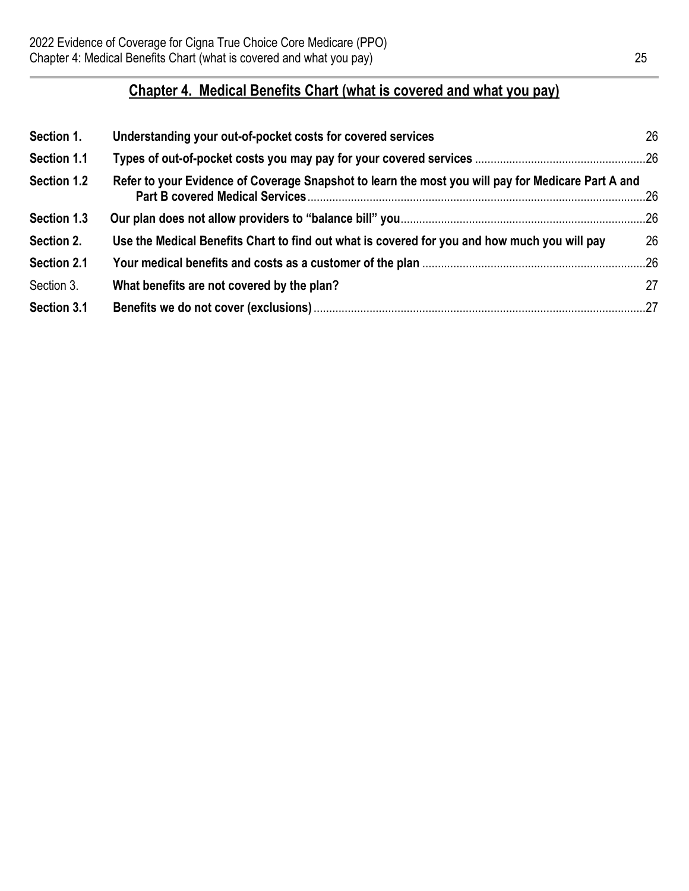## Chapter 4. Medical Benefits Chart (what is covered and what you pay)

| | | |
|---|---|---|
| **Section 1.** | **Understanding your out-of-pocket costs for covered services** | 26 |
| **Section 1.1** | **Types of out-of-pocket costs you may pay for your covered services** | 26 |
| **Section 1.2** | **Refer to your Evidence of Coverage Snapshot to learn the most you will pay for Medicare Part A and Part B covered Medical Services** | 26 |
| **Section 1.3** | **Our plan does not allow providers to "balance bill" you** | 26 |
| **Section 2.** | **Use the Medical Benefits Chart to find out what is covered for you and how much you will pay** | 26 |
| **Section 2.1** | **Your medical benefits and costs as a customer of the plan** | 26 |
| Section 3. | **What benefits are not covered by the plan?** | 27 |
| **Section 3.1** | **Benefits we do not cover (exclusions)** | 27 |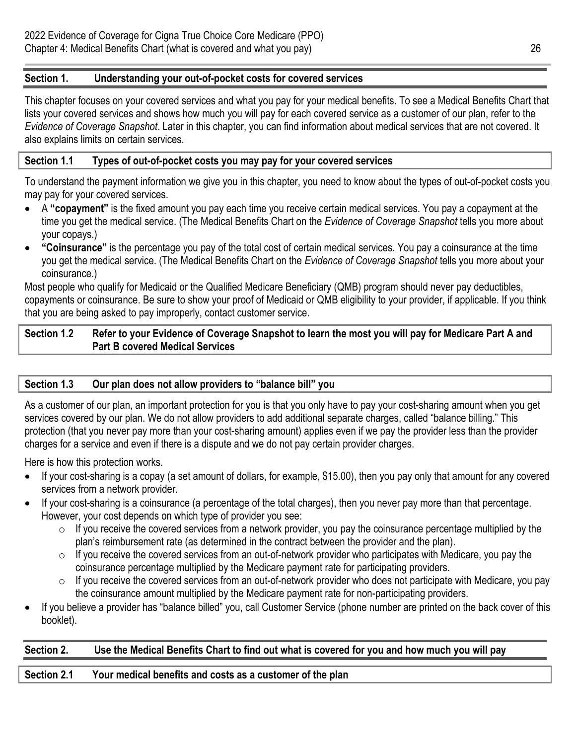## Section 1. Understanding your out-of-pocket costs for covered services

This chapter focuses on your covered services and what you pay for your medical benefits. To see a Medical Benefits Chart that lists your covered services and shows how much you will pay for each covered service as a customer of our plan, refer to the *Evidence of Coverage Snapshot*. Later in this chapter, you can find information about medical services that are not covered. It also explains limits on certain services.

### Section 1.1 Types of out-of-pocket costs you may pay for your covered services

To understand the payment information we give you in this chapter, you need to know about the types of out-of-pocket costs you may pay for your covered services.

- A **"copayment"** is the fixed amount you pay each time you receive certain medical services. You pay a copayment at the time you get the medical service. (The Medical Benefits Chart on the *Evidence of Coverage Snapshot* tells you more about your copays.)
- **"Coinsurance"** is the percentage you pay of the total cost of certain medical services. You pay a coinsurance at the time you get the medical service. (The Medical Benefits Chart on the *Evidence of Coverage Snapshot* tells you more about your coinsurance.)

Most people who qualify for Medicaid or the Qualified Medicare Beneficiary (QMB) program should never pay deductibles, copayments or coinsurance. Be sure to show your proof of Medicaid or QMB eligibility to your provider, if applicable. If you think that you are being asked to pay improperly, contact customer service.

### Section 1.2 Refer to your Evidence of Coverage Snapshot to learn the most you will pay for Medicare Part A and Part B covered Medical Services

### Section 1.3 Our plan does not allow providers to "balance bill" you

As a customer of our plan, an important protection for you is that you only have to pay your cost-sharing amount when you get services covered by our plan. We do not allow providers to add additional separate charges, called "balance billing." This protection (that you never pay more than your cost-sharing amount) applies even if we pay the provider less than the provider charges for a service and even if there is a dispute and we do not pay certain provider charges.

Here is how this protection works.

- If your cost-sharing is a copay (a set amount of dollars, for example, $15.00), then you pay only that amount for any covered services from a network provider.
- If your cost-sharing is a coinsurance (a percentage of the total charges), then you never pay more than that percentage. However, your cost depends on which type of provider you see:
  - If you receive the covered services from a network provider, you pay the coinsurance percentage multiplied by the plan's reimbursement rate (as determined in the contract between the provider and the plan).
  - If you receive the covered services from an out-of-network provider who participates with Medicare, you pay the coinsurance percentage multiplied by the Medicare payment rate for participating providers.
  - If you receive the covered services from an out-of-network provider who does not participate with Medicare, you pay the coinsurance amount multiplied by the Medicare payment rate for non-participating providers.
- If you believe a provider has "balance billed" you, call Customer Service (phone number are printed on the back cover of this booklet).

## Section 2. Use the Medical Benefits Chart to find out what is covered for you and how much you will pay

### Section 2.1 Your medical benefits and costs as a customer of the plan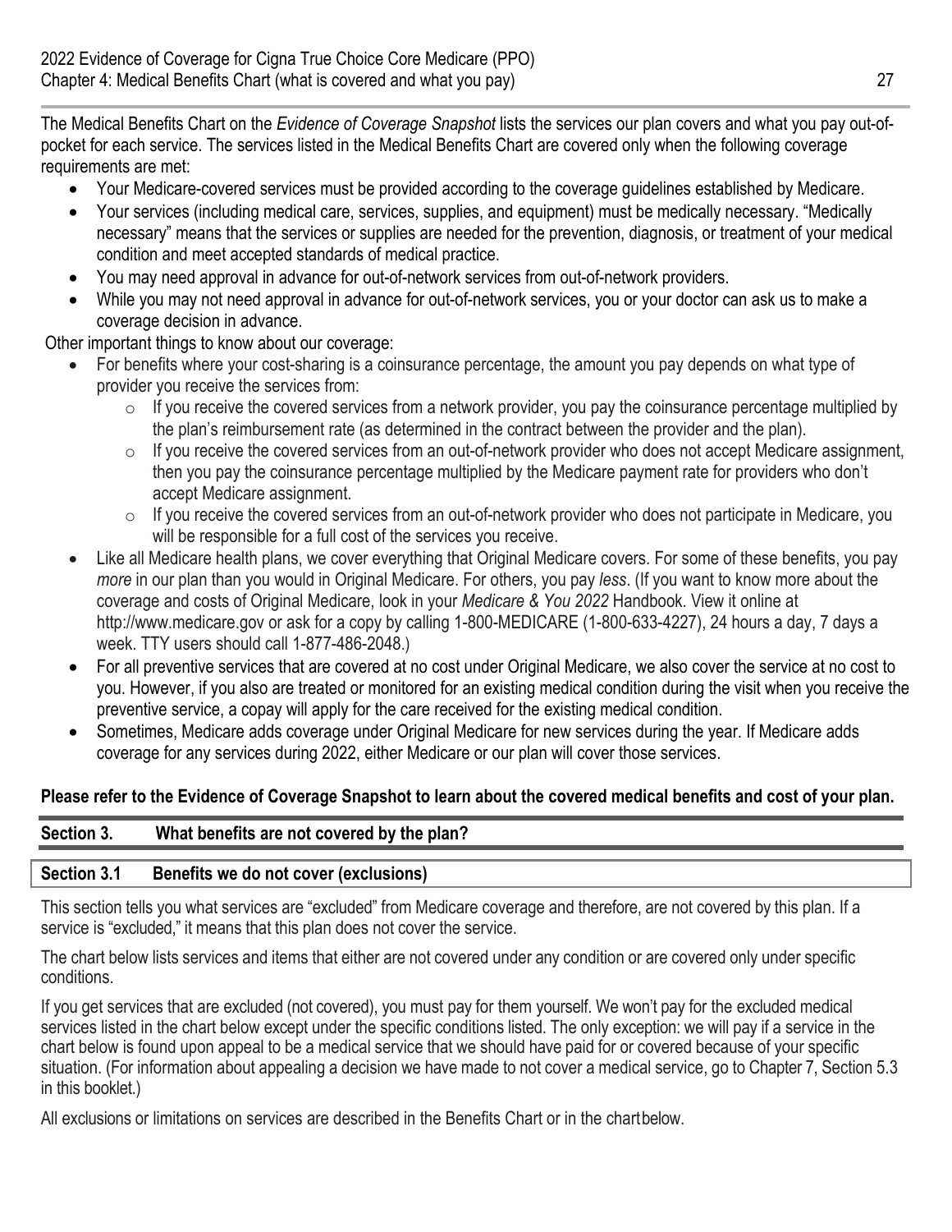The Medical Benefits Chart on the *Evidence of Coverage Snapshot* lists the services our plan covers and what you pay out-of-pocket for each service. The services listed in the Medical Benefits Chart are covered only when the following coverage requirements are met:

- Your Medicare-covered services must be provided according to the coverage guidelines established by Medicare.
- Your services (including medical care, services, supplies, and equipment) must be medically necessary. "Medically necessary" means that the services or supplies are needed for the prevention, diagnosis, or treatment of your medical condition and meet accepted standards of medical practice.
- You may need approval in advance for out-of-network services from out-of-network providers.
- While you may not need approval in advance for out-of-network services, you or your doctor can ask us to make a coverage decision in advance.

Other important things to know about our coverage:

- For benefits where your cost-sharing is a coinsurance percentage, the amount you pay depends on what type of provider you receive the services from:
  - If you receive the covered services from a network provider, you pay the coinsurance percentage multiplied by the plan's reimbursement rate (as determined in the contract between the provider and the plan).
  - If you receive the covered services from an out-of-network provider who does not accept Medicare assignment, then you pay the coinsurance percentage multiplied by the Medicare payment rate for providers who don't accept Medicare assignment.
  - If you receive the covered services from an out-of-network provider who does not participate in Medicare, you will be responsible for a full cost of the services you receive.
- Like all Medicare health plans, we cover everything that Original Medicare covers. For some of these benefits, you pay *more* in our plan than you would in Original Medicare. For others, you pay *less*. (If you want to know more about the coverage and costs of Original Medicare, look in your *Medicare & You 2022* Handbook. View it online at http://www.medicare.gov or ask for a copy by calling 1-800-MEDICARE (1-800-633-4227), 24 hours a day, 7 days a week. TTY users should call 1-877-486-2048.)
- For all preventive services that are covered at no cost under Original Medicare, we also cover the service at no cost to you. However, if you also are treated or monitored for an existing medical condition during the visit when you receive the preventive service, a copay will apply for the care received for the existing medical condition.
- Sometimes, Medicare adds coverage under Original Medicare for new services during the year. If Medicare adds coverage for any services during 2022, either Medicare or our plan will cover those services.

**Please refer to the Evidence of Coverage Snapshot to learn about the covered medical benefits and cost of your plan.**

## Section 3. What benefits are not covered by the plan?

### Section 3.1 Benefits we do not cover (exclusions)

This section tells you what services are "excluded" from Medicare coverage and therefore, are not covered by this plan. If a service is "excluded," it means that this plan does not cover the service.

The chart below lists services and items that either are not covered under any condition or are covered only under specific conditions.

If you get services that are excluded (not covered), you must pay for them yourself. We won't pay for the excluded medical services listed in the chart below except under the specific conditions listed. The only exception: we will pay if a service in the chart below is found upon appeal to be a medical service that we should have paid for or covered because of your specific situation. (For information about appealing a decision we have made to not cover a medical service, go to Chapter 7, Section 5.3 in this booklet.)

All exclusions or limitations on services are described in the Benefits Chart or in the chart below.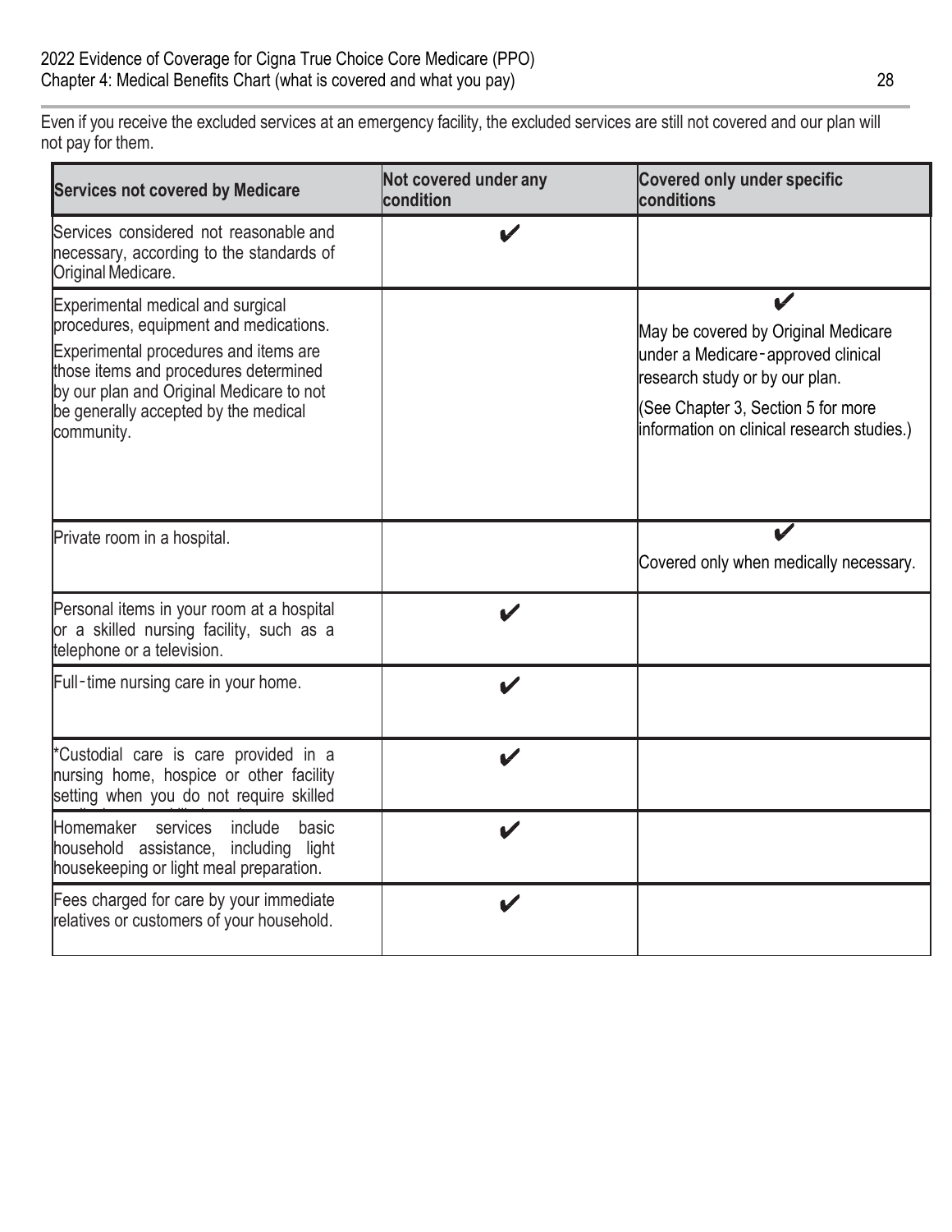Even if you receive the excluded services at an emergency facility, the excluded services are still not covered and our plan will not pay for them.

| Services not covered by Medicare | Not covered under any condition | Covered only under specific conditions |
| --- | --- | --- |
| Services considered not reasonable and necessary, according to the standards of Original Medicare. | ✔ | |
| Experimental medical and surgical procedures, equipment and medications.<br>Experimental procedures and items are those items and procedures determined by our plan and Original Medicare to not be generally accepted by the medical community. | | ✔<br>May be covered by Original Medicare under a Medicare-approved clinical research study or by our plan.<br>(See Chapter 3, Section 5 for more information on clinical research studies.) |
| Private room in a hospital. | | ✔<br>Covered only when medically necessary. |
| Personal items in your room at a hospital or a skilled nursing facility, such as a telephone or a television. | ✔ | |
| Full-time nursing care in your home. | ✔ | |
| *Custodial care is care provided in a nursing home, hospice or other facility setting when you do not require skilled | ✔ | |
| Homemaker services include basic household assistance, including light housekeeping or light meal preparation. | ✔ | |
| Fees charged for care by your immediate relatives or customers of your household. | ✔ | |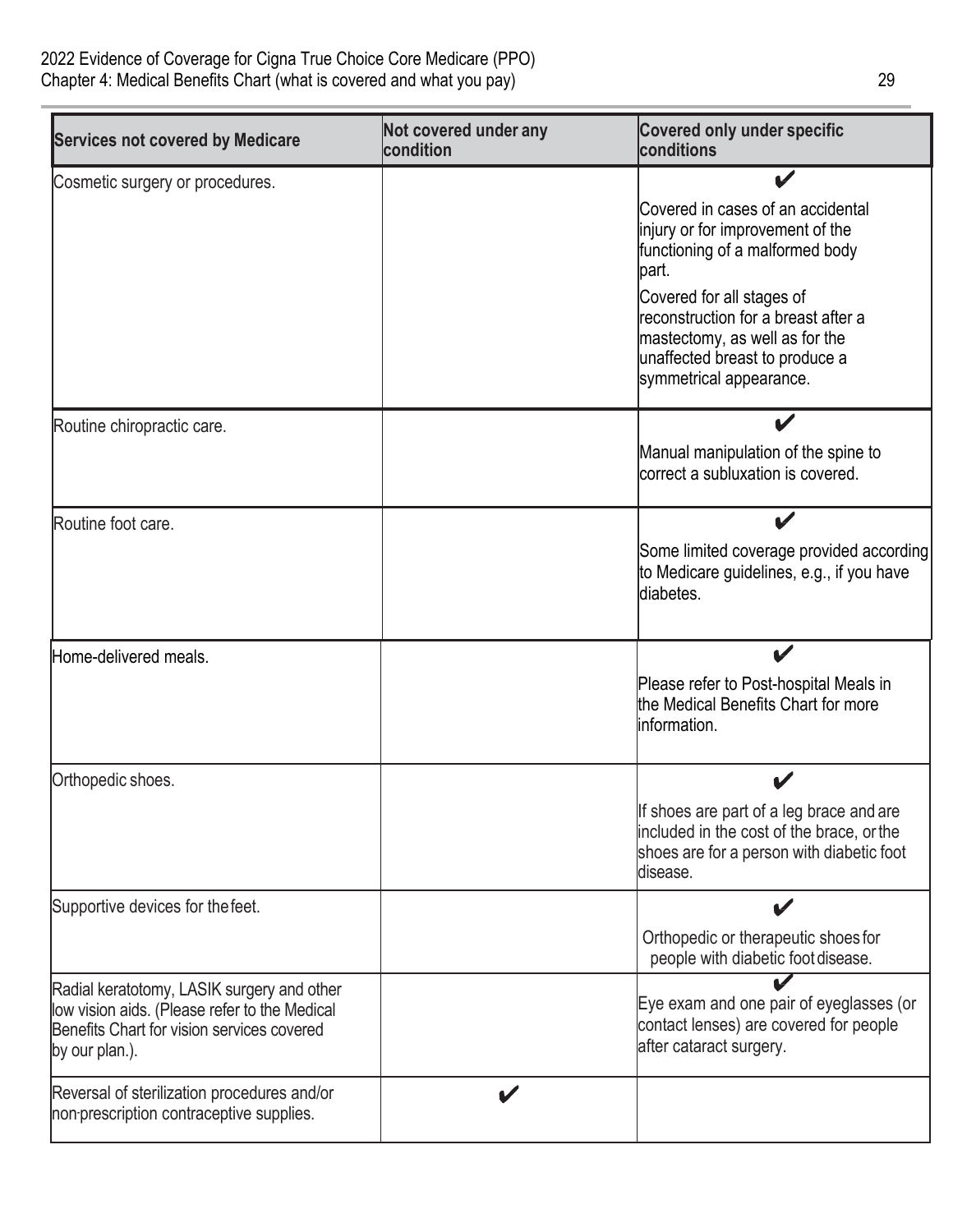| Services not covered by Medicare | Not covered under any condition | Covered only under specific conditions |
|---|---|---|
| Cosmetic surgery or procedures. | | ✔<br>Covered in cases of an accidental injury or for improvement of the functioning of a malformed body part.<br>Covered for all stages of reconstruction for a breast after a mastectomy, as well as for the unaffected breast to produce a symmetrical appearance. |
| Routine chiropractic care. | | ✔<br>Manual manipulation of the spine to correct a subluxation is covered. |
| Routine foot care. | | ✔<br>Some limited coverage provided according to Medicare guidelines, e.g., if you have diabetes. |
| Home-delivered meals. | | ✔<br>Please refer to Post-hospital Meals in the Medical Benefits Chart for more information. |
| Orthopedic shoes. | | ✔<br>If shoes are part of a leg brace and are included in the cost of the brace, or the shoes are for a person with diabetic foot disease. |
| Supportive devices for the feet. | | ✔<br>Orthopedic or therapeutic shoes for people with diabetic foot disease. |
| Radial keratotomy, LASIK surgery and other low vision aids. (Please refer to the Medical Benefits Chart for vision services covered by our plan.). | | ✔<br>Eye exam and one pair of eyeglasses (or contact lenses) are covered for people after cataract surgery. |
| Reversal of sterilization procedures and/or non-prescription contraceptive supplies. | ✔ | |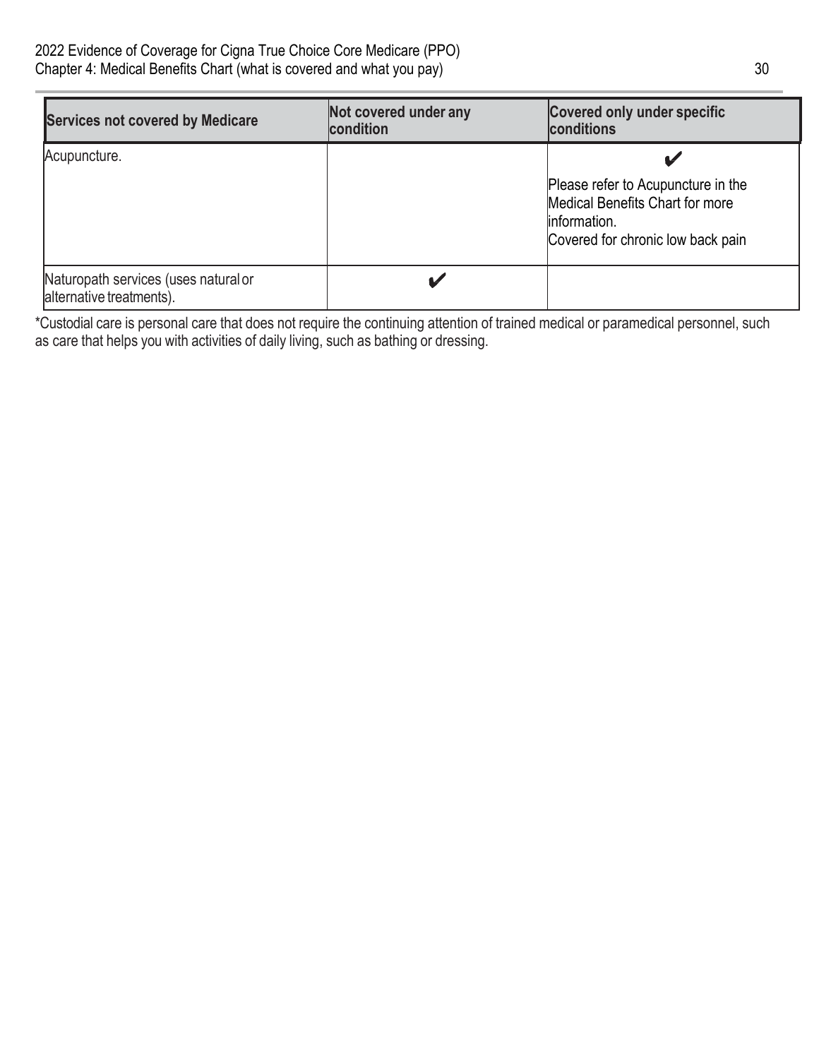| Services not covered by Medicare | Not covered under any condition | Covered only under specific conditions |
|---|---|---|
| Acupuncture. | | ✔<br>Please refer to Acupuncture in the Medical Benefits Chart for more information.<br>Covered for chronic low back pain |
| Naturopath services (uses natural or alternative treatments). | ✔ | |

*Custodial care is personal care that does not require the continuing attention of trained medical or paramedical personnel, such as care that helps you with activities of daily living, such as bathing or dressing.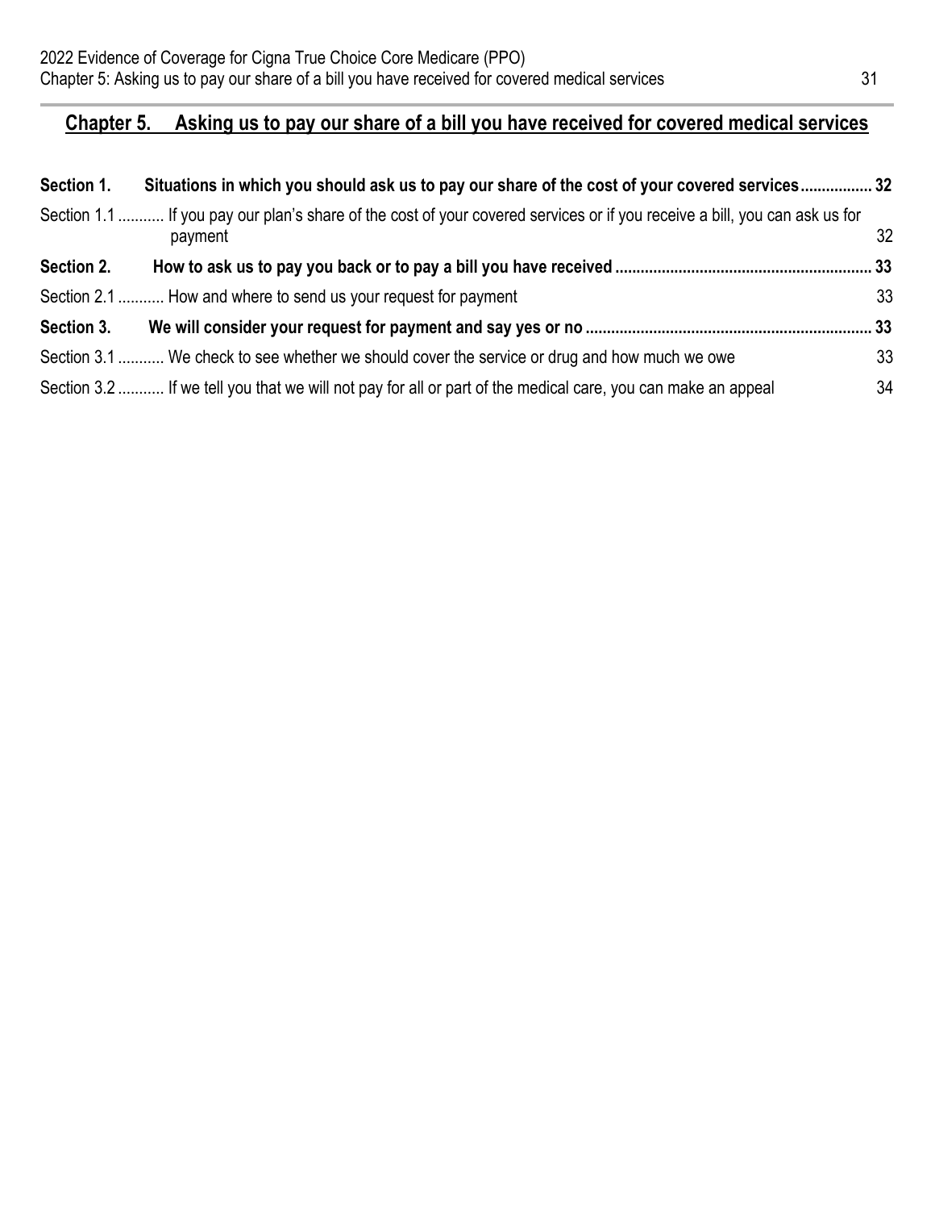## Chapter 5. Asking us to pay our share of a bill you have received for covered medical services

**Section 1. Situations in which you should ask us to pay our share of the cost of your covered services ................. 32**

Section 1.1 ........... If you pay our plan's share of the cost of your covered services or if you receive a bill, you can ask us for payment 32

**Section 2. How to ask us to pay you back or to pay a bill you have received ............................................................ 33**

Section 2.1 ........... How and where to send us your request for payment 33

**Section 3. We will consider your request for payment and say yes or no ................................................................... 33**

Section 3.1 ........... We check to see whether we should cover the service or drug and how much we owe 33

Section 3.2 ........... If we tell you that we will not pay for all or part of the medical care, you can make an appeal 34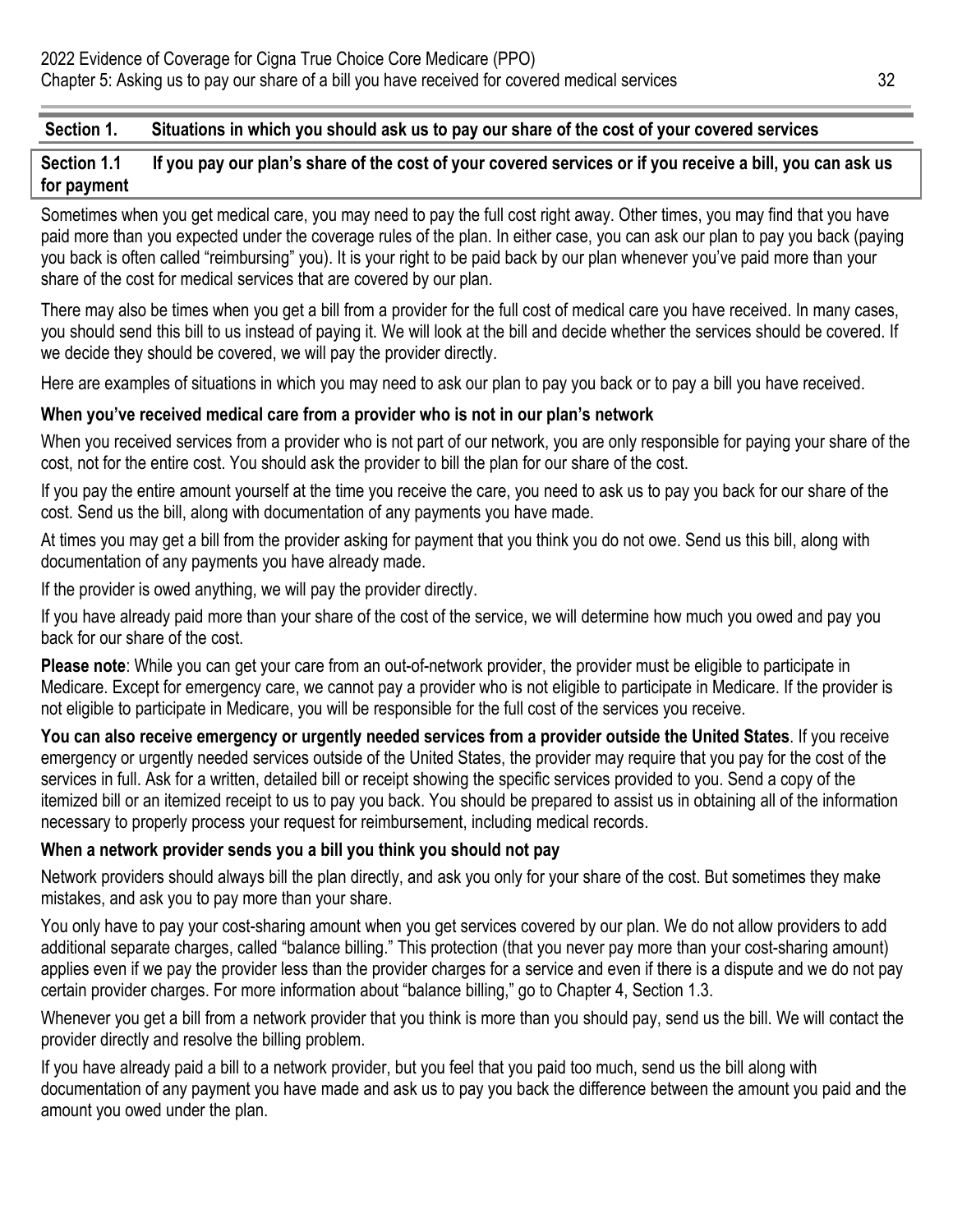## Section 1. Situations in which you should ask us to pay our share of the cost of your covered services

### Section 1.1 If you pay our plan's share of the cost of your covered services or if you receive a bill, you can ask us for payment

Sometimes when you get medical care, you may need to pay the full cost right away. Other times, you may find that you have paid more than you expected under the coverage rules of the plan. In either case, you can ask our plan to pay you back (paying you back is often called "reimbursing" you). It is your right to be paid back by our plan whenever you've paid more than your share of the cost for medical services that are covered by our plan.

There may also be times when you get a bill from a provider for the full cost of medical care you have received. In many cases, you should send this bill to us instead of paying it. We will look at the bill and decide whether the services should be covered. If we decide they should be covered, we will pay the provider directly.

Here are examples of situations in which you may need to ask our plan to pay you back or to pay a bill you have received.

**When you've received medical care from a provider who is not in our plan's network**

When you received services from a provider who is not part of our network, you are only responsible for paying your share of the cost, not for the entire cost. You should ask the provider to bill the plan for our share of the cost.

If you pay the entire amount yourself at the time you receive the care, you need to ask us to pay you back for our share of the cost. Send us the bill, along with documentation of any payments you have made.

At times you may get a bill from the provider asking for payment that you think you do not owe. Send us this bill, along with documentation of any payments you have already made.

If the provider is owed anything, we will pay the provider directly.

If you have already paid more than your share of the cost of the service, we will determine how much you owed and pay you back for our share of the cost.

**Please note**: While you can get your care from an out-of-network provider, the provider must be eligible to participate in Medicare. Except for emergency care, we cannot pay a provider who is not eligible to participate in Medicare. If the provider is not eligible to participate in Medicare, you will be responsible for the full cost of the services you receive.

**You can also receive emergency or urgently needed services from a provider outside the United States**. If you receive emergency or urgently needed services outside of the United States, the provider may require that you pay for the cost of the services in full. Ask for a written, detailed bill or receipt showing the specific services provided to you. Send a copy of the itemized bill or an itemized receipt to us to pay you back. You should be prepared to assist us in obtaining all of the information necessary to properly process your request for reimbursement, including medical records.

**When a network provider sends you a bill you think you should not pay**

Network providers should always bill the plan directly, and ask you only for your share of the cost. But sometimes they make mistakes, and ask you to pay more than your share.

You only have to pay your cost-sharing amount when you get services covered by our plan. We do not allow providers to add additional separate charges, called "balance billing." This protection (that you never pay more than your cost-sharing amount) applies even if we pay the provider less than the provider charges for a service and even if there is a dispute and we do not pay certain provider charges. For more information about "balance billing," go to Chapter 4, Section 1.3.

Whenever you get a bill from a network provider that you think is more than you should pay, send us the bill. We will contact the provider directly and resolve the billing problem.

If you have already paid a bill to a network provider, but you feel that you paid too much, send us the bill along with documentation of any payment you have made and ask us to pay you back the difference between the amount you paid and the amount you owed under the plan.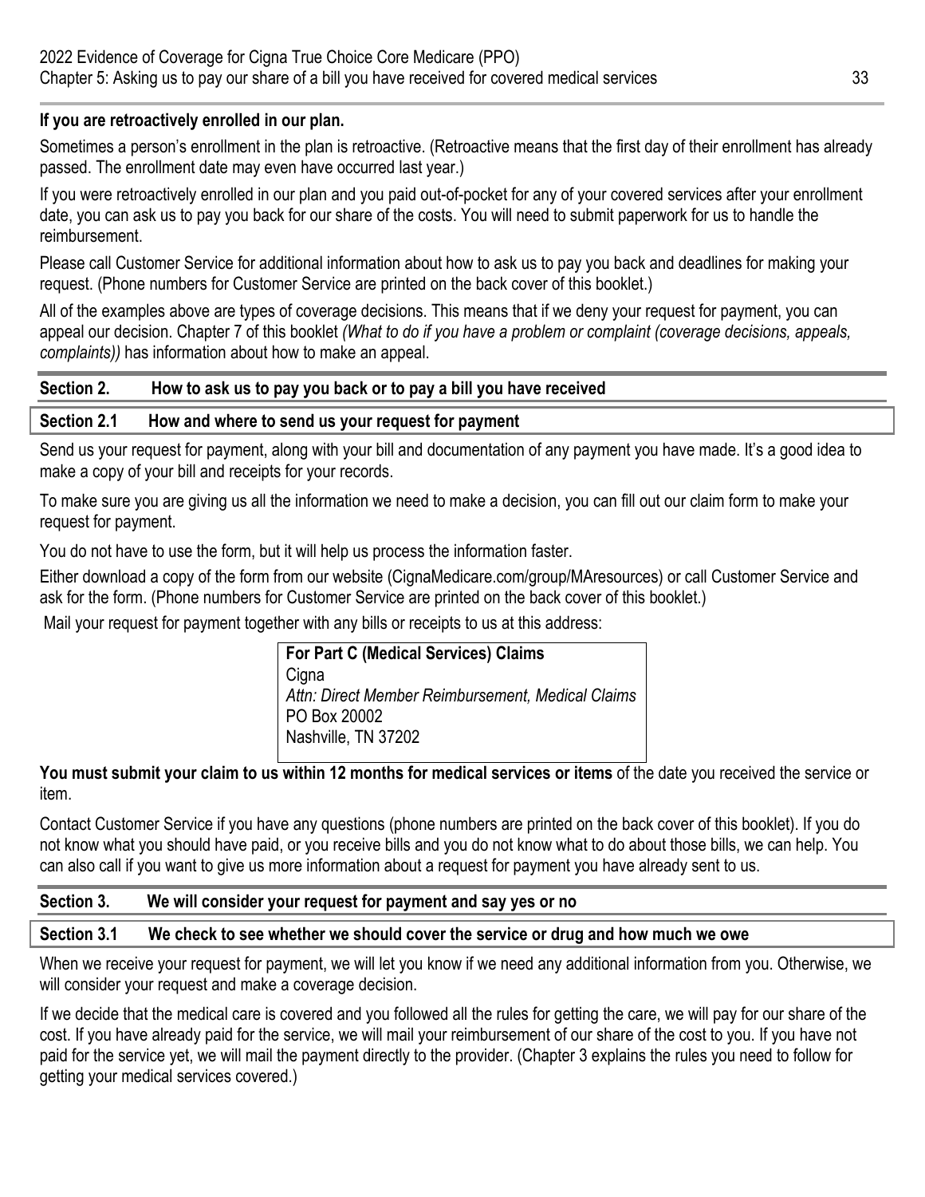**If you are retroactively enrolled in our plan.**

Sometimes a person's enrollment in the plan is retroactive. (Retroactive means that the first day of their enrollment has already passed. The enrollment date may even have occurred last year.)

If you were retroactively enrolled in our plan and you paid out-of-pocket for any of your covered services after your enrollment date, you can ask us to pay you back for our share of the costs. You will need to submit paperwork for us to handle the reimbursement.

Please call Customer Service for additional information about how to ask us to pay you back and deadlines for making your request. (Phone numbers for Customer Service are printed on the back cover of this booklet.)

All of the examples above are types of coverage decisions. This means that if we deny your request for payment, you can appeal our decision. Chapter 7 of this booklet *(What to do if you have a problem or complaint (coverage decisions, appeals, complaints))* has information about how to make an appeal.

## Section 2. How to ask us to pay you back or to pay a bill you have received

### Section 2.1 How and where to send us your request for payment

Send us your request for payment, along with your bill and documentation of any payment you have made. It's a good idea to make a copy of your bill and receipts for your records.

To make sure you are giving us all the information we need to make a decision, you can fill out our claim form to make your request for payment.

You do not have to use the form, but it will help us process the information faster.

Either download a copy of the form from our website (CignaMedicare.com/group/MAresources) or call Customer Service and ask for the form. (Phone numbers for Customer Service are printed on the back cover of this booklet.)

Mail your request for payment together with any bills or receipts to us at this address:

**For Part C (Medical Services) Claims**
Cigna
*Attn: Direct Member Reimbursement, Medical Claims*
PO Box 20002
Nashville, TN 37202

**You must submit your claim to us within 12 months for medical services or items** of the date you received the service or item.

Contact Customer Service if you have any questions (phone numbers are printed on the back cover of this booklet). If you do not know what you should have paid, or you receive bills and you do not know what to do about those bills, we can help. You can also call if you want to give us more information about a request for payment you have already sent to us.

## Section 3. We will consider your request for payment and say yes or no

### Section 3.1 We check to see whether we should cover the service or drug and how much we owe

When we receive your request for payment, we will let you know if we need any additional information from you. Otherwise, we will consider your request and make a coverage decision.

If we decide that the medical care is covered and you followed all the rules for getting the care, we will pay for our share of the cost. If you have already paid for the service, we will mail your reimbursement of our share of the cost to you. If you have not paid for the service yet, we will mail the payment directly to the provider. (Chapter 3 explains the rules you need to follow for getting your medical services covered.)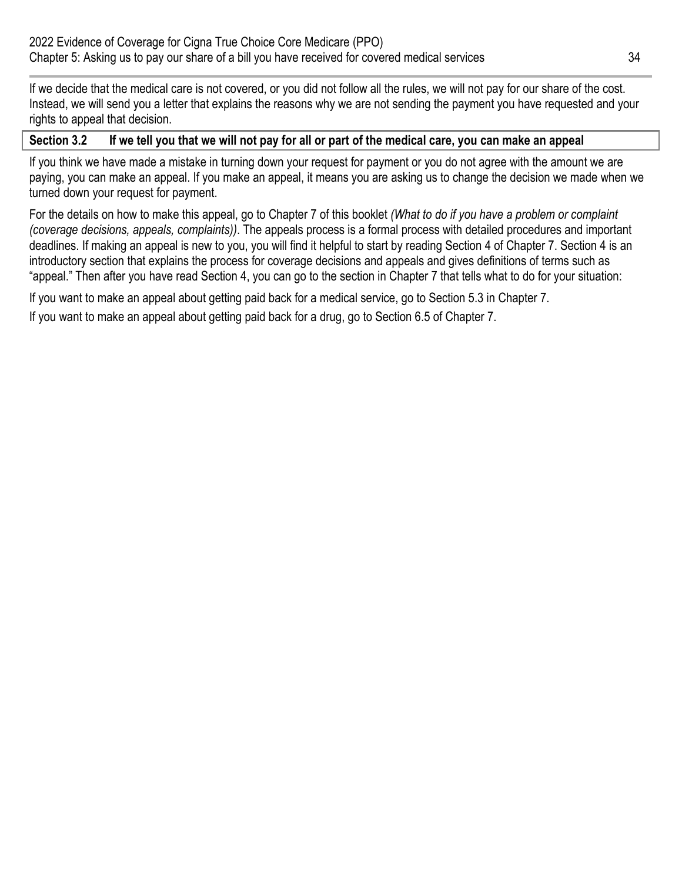If we decide that the medical care is not covered, or you did not follow all the rules, we will not pay for our share of the cost. Instead, we will send you a letter that explains the reasons why we are not sending the payment you have requested and your rights to appeal that decision.

## Section 3.2 If we tell you that we will not pay for all or part of the medical care, you can make an appeal

If you think we have made a mistake in turning down your request for payment or you do not agree with the amount we are paying, you can make an appeal. If you make an appeal, it means you are asking us to change the decision we made when we turned down your request for payment.

For the details on how to make this appeal, go to Chapter 7 of this booklet *(What to do if you have a problem or complaint (coverage decisions, appeals, complaints))*. The appeals process is a formal process with detailed procedures and important deadlines. If making an appeal is new to you, you will find it helpful to start by reading Section 4 of Chapter 7. Section 4 is an introductory section that explains the process for coverage decisions and appeals and gives definitions of terms such as "appeal." Then after you have read Section 4, you can go to the section in Chapter 7 that tells what to do for your situation:

If you want to make an appeal about getting paid back for a medical service, go to Section 5.3 in Chapter 7.

If you want to make an appeal about getting paid back for a drug, go to Section 6.5 of Chapter 7.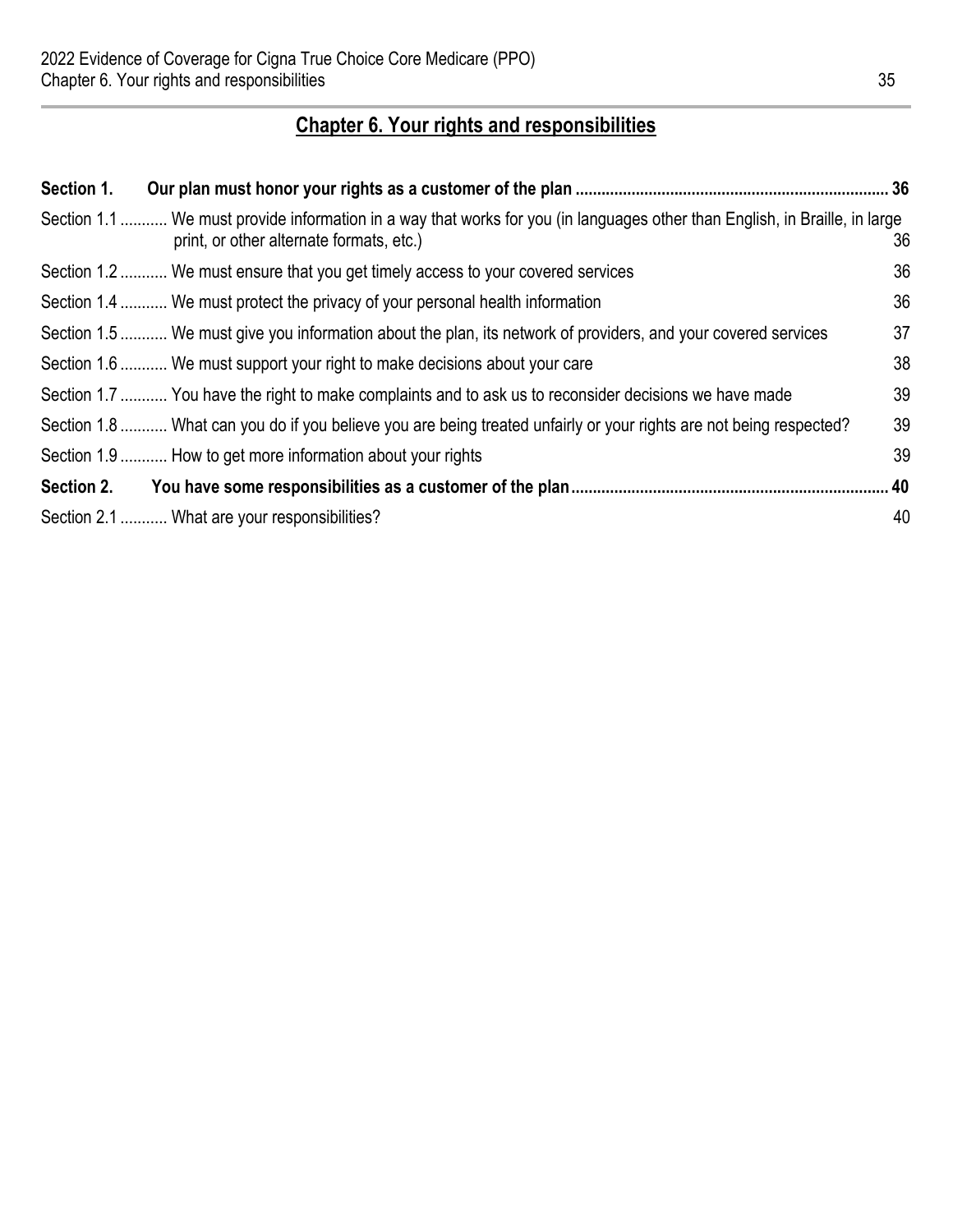# Chapter 6. Your rights and responsibilities

| | | |
|---|---|---|
| **Section 1.** | **Our plan must honor your rights as a customer of the plan** | **36** |
| Section 1.1 | We must provide information in a way that works for you (in languages other than English, in Braille, in large print, or other alternate formats, etc.) | 36 |
| Section 1.2 | We must ensure that you get timely access to your covered services | 36 |
| Section 1.4 | We must protect the privacy of your personal health information | 36 |
| Section 1.5 | We must give you information about the plan, its network of providers, and your covered services | 37 |
| Section 1.6 | We must support your right to make decisions about your care | 38 |
| Section 1.7 | You have the right to make complaints and to ask us to reconsider decisions we have made | 39 |
| Section 1.8 | What can you do if you believe you are being treated unfairly or your rights are not being respected? | 39 |
| Section 1.9 | How to get more information about your rights | 39 |
| **Section 2.** | **You have some responsibilities as a customer of the plan** | **40** |
| Section 2.1 | What are your responsibilities? | 40 |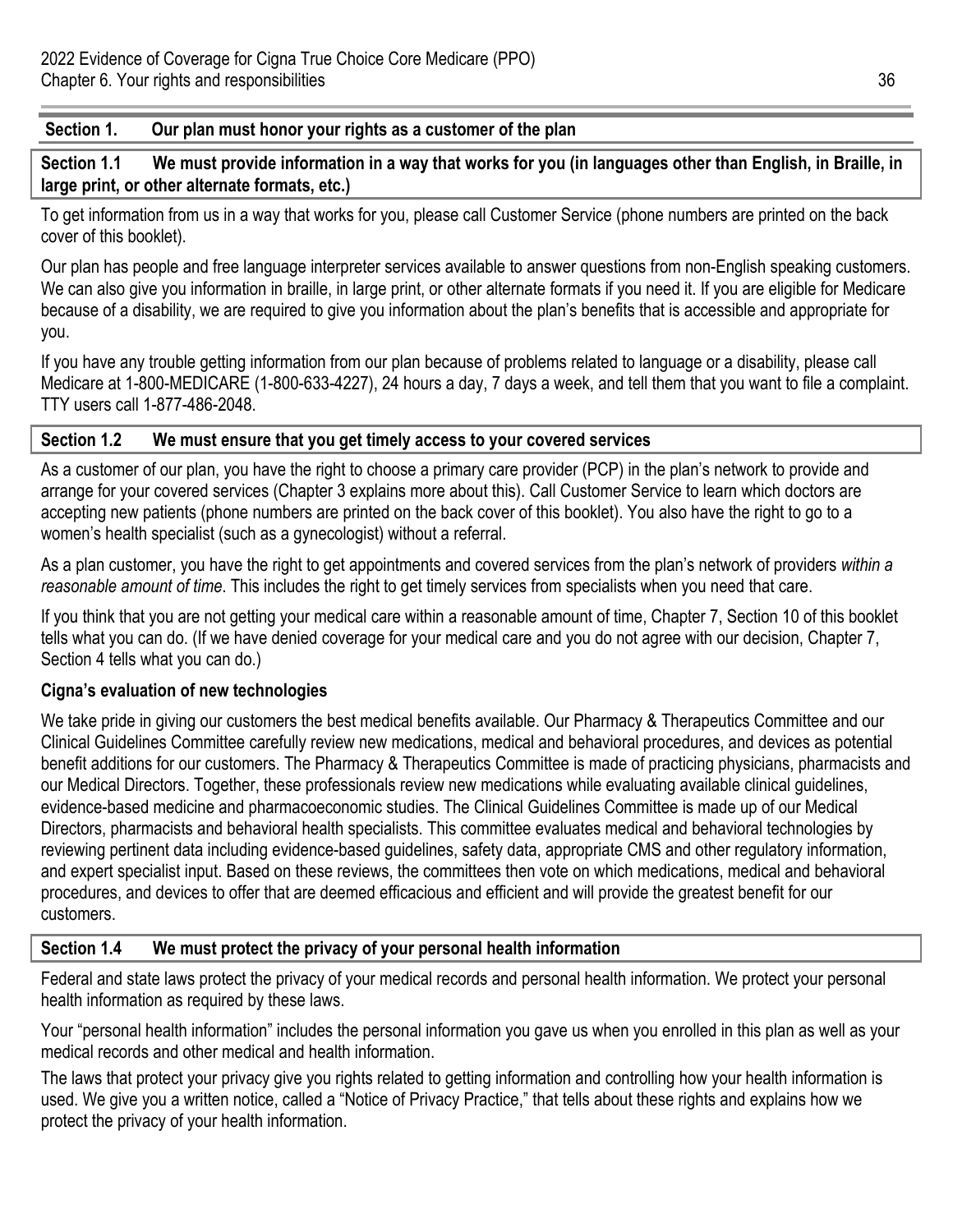## Section 1. Our plan must honor your rights as a customer of the plan

### Section 1.1 We must provide information in a way that works for you (in languages other than English, in Braille, in large print, or other alternate formats, etc.)

To get information from us in a way that works for you, please call Customer Service (phone numbers are printed on the back cover of this booklet).

Our plan has people and free language interpreter services available to answer questions from non-English speaking customers. We can also give you information in braille, in large print, or other alternate formats if you need it. If you are eligible for Medicare because of a disability, we are required to give you information about the plan's benefits that is accessible and appropriate for you.

If you have any trouble getting information from our plan because of problems related to language or a disability, please call Medicare at 1-800-MEDICARE (1-800-633-4227), 24 hours a day, 7 days a week, and tell them that you want to file a complaint. TTY users call 1-877-486-2048.

### Section 1.2 We must ensure that you get timely access to your covered services

As a customer of our plan, you have the right to choose a primary care provider (PCP) in the plan's network to provide and arrange for your covered services (Chapter 3 explains more about this). Call Customer Service to learn which doctors are accepting new patients (phone numbers are printed on the back cover of this booklet). You also have the right to go to a women's health specialist (such as a gynecologist) without a referral.

As a plan customer, you have the right to get appointments and covered services from the plan's network of providers *within a reasonable amount of time*. This includes the right to get timely services from specialists when you need that care.

If you think that you are not getting your medical care within a reasonable amount of time, Chapter 7, Section 10 of this booklet tells what you can do. (If we have denied coverage for your medical care and you do not agree with our decision, Chapter 7, Section 4 tells what you can do.)

**Cigna's evaluation of new technologies**

We take pride in giving our customers the best medical benefits available. Our Pharmacy & Therapeutics Committee and our Clinical Guidelines Committee carefully review new medications, medical and behavioral procedures, and devices as potential benefit additions for our customers. The Pharmacy & Therapeutics Committee is made of practicing physicians, pharmacists and our Medical Directors. Together, these professionals review new medications while evaluating available clinical guidelines, evidence-based medicine and pharmacoeconomic studies. The Clinical Guidelines Committee is made up of our Medical Directors, pharmacists and behavioral health specialists. This committee evaluates medical and behavioral technologies by reviewing pertinent data including evidence-based guidelines, safety data, appropriate CMS and other regulatory information, and expert specialist input. Based on these reviews, the committees then vote on which medications, medical and behavioral procedures, and devices to offer that are deemed efficacious and efficient and will provide the greatest benefit for our customers.

### Section 1.4 We must protect the privacy of your personal health information

Federal and state laws protect the privacy of your medical records and personal health information. We protect your personal health information as required by these laws.

Your "personal health information" includes the personal information you gave us when you enrolled in this plan as well as your medical records and other medical and health information.

The laws that protect your privacy give you rights related to getting information and controlling how your health information is used. We give you a written notice, called a "Notice of Privacy Practice," that tells about these rights and explains how we protect the privacy of your health information.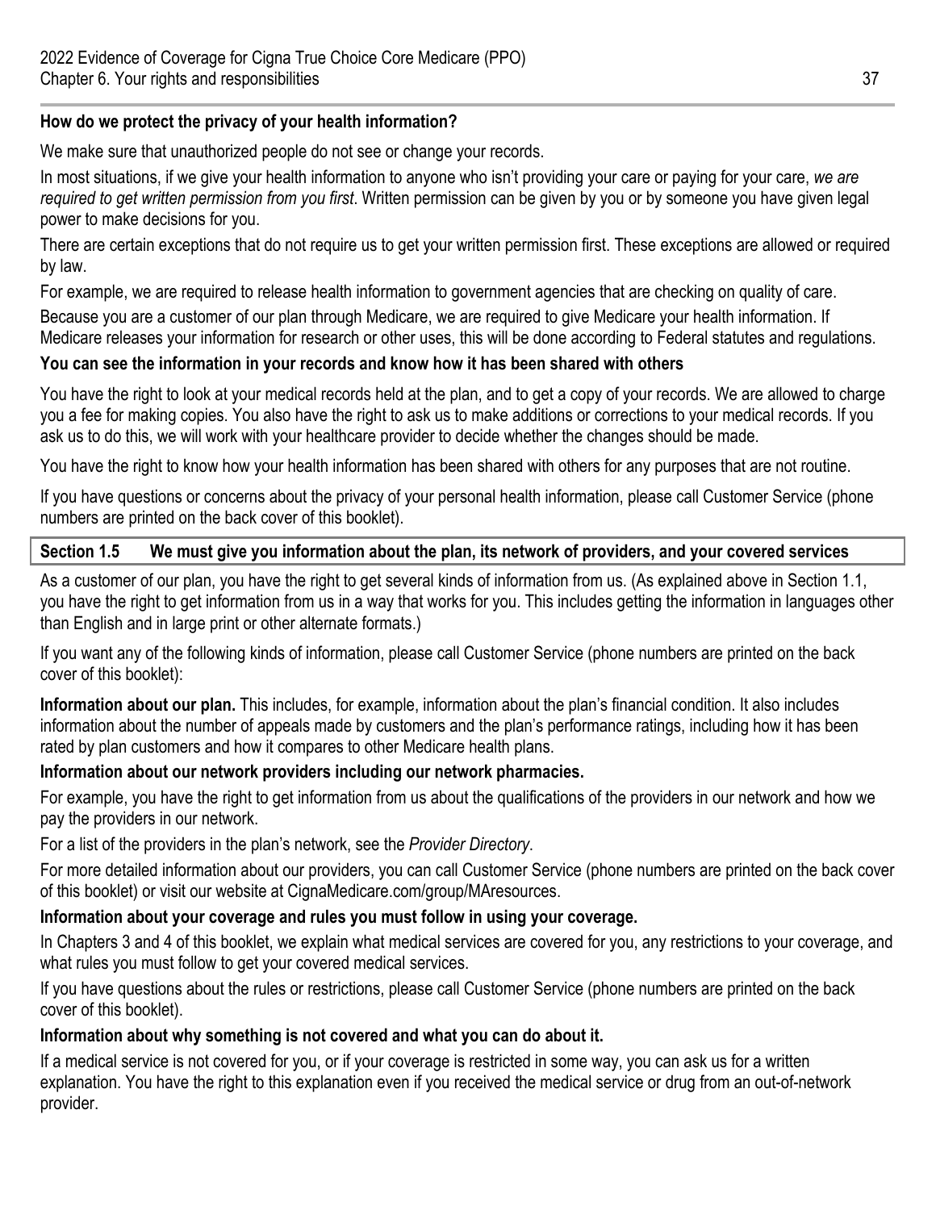**How do we protect the privacy of your health information?**

We make sure that unauthorized people do not see or change your records.

In most situations, if we give your health information to anyone who isn't providing your care or paying for your care, *we are required to get written permission from you first*. Written permission can be given by you or by someone you have given legal power to make decisions for you.

There are certain exceptions that do not require us to get your written permission first. These exceptions are allowed or required by law.

For example, we are required to release health information to government agencies that are checking on quality of care.

Because you are a customer of our plan through Medicare, we are required to give Medicare your health information. If Medicare releases your information for research or other uses, this will be done according to Federal statutes and regulations.

**You can see the information in your records and know how it has been shared with others**

You have the right to look at your medical records held at the plan, and to get a copy of your records. We are allowed to charge you a fee for making copies. You also have the right to ask us to make additions or corrections to your medical records. If you ask us to do this, we will work with your healthcare provider to decide whether the changes should be made.

You have the right to know how your health information has been shared with others for any purposes that are not routine.

If you have questions or concerns about the privacy of your personal health information, please call Customer Service (phone numbers are printed on the back cover of this booklet).

## Section 1.5 We must give you information about the plan, its network of providers, and your covered services

As a customer of our plan, you have the right to get several kinds of information from us. (As explained above in Section 1.1, you have the right to get information from us in a way that works for you. This includes getting the information in languages other than English and in large print or other alternate formats.)

If you want any of the following kinds of information, please call Customer Service (phone numbers are printed on the back cover of this booklet):

**Information about our plan.** This includes, for example, information about the plan's financial condition. It also includes information about the number of appeals made by customers and the plan's performance ratings, including how it has been rated by plan customers and how it compares to other Medicare health plans.

**Information about our network providers including our network pharmacies.**

For example, you have the right to get information from us about the qualifications of the providers in our network and how we pay the providers in our network.

For a list of the providers in the plan's network, see the *Provider Directory*.

For more detailed information about our providers, you can call Customer Service (phone numbers are printed on the back cover of this booklet) or visit our website at CignaMedicare.com/group/MAresources.

**Information about your coverage and rules you must follow in using your coverage.**

In Chapters 3 and 4 of this booklet, we explain what medical services are covered for you, any restrictions to your coverage, and what rules you must follow to get your covered medical services.

If you have questions about the rules or restrictions, please call Customer Service (phone numbers are printed on the back cover of this booklet).

**Information about why something is not covered and what you can do about it.**

If a medical service is not covered for you, or if your coverage is restricted in some way, you can ask us for a written explanation. You have the right to this explanation even if you received the medical service or drug from an out-of-network provider.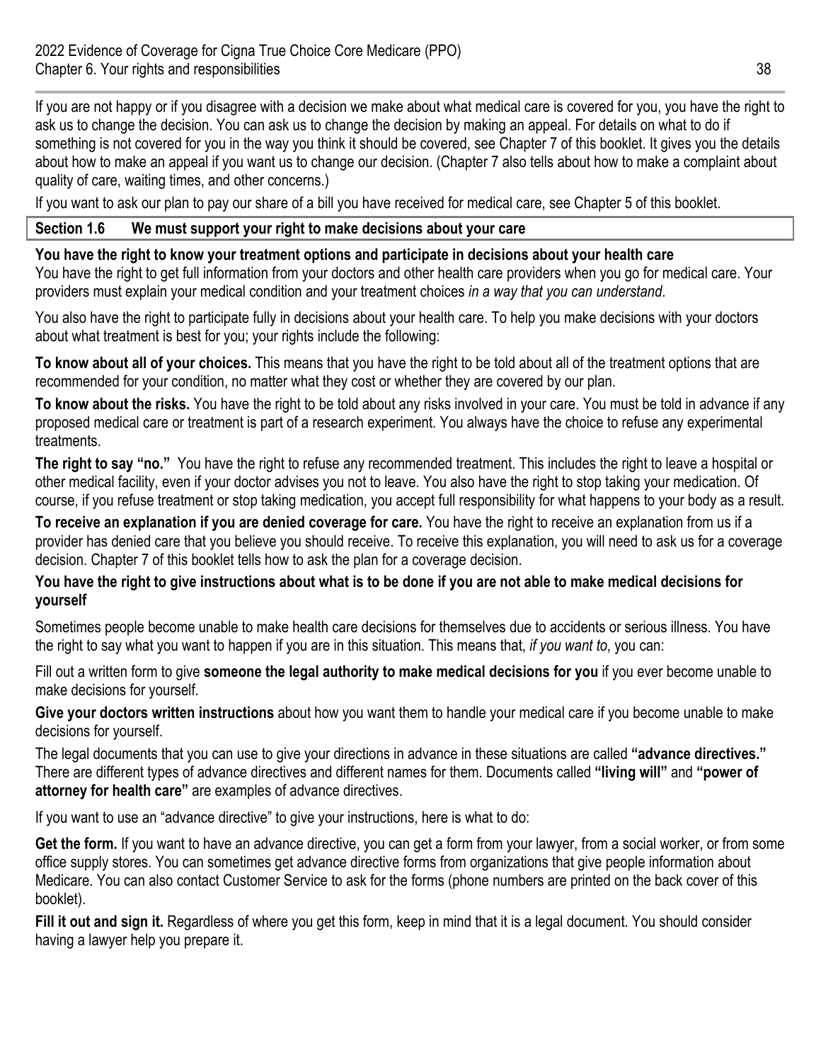If you are not happy or if you disagree with a decision we make about what medical care is covered for you, you have the right to ask us to change the decision. You can ask us to change the decision by making an appeal. For details on what to do if something is not covered for you in the way you think it should be covered, see Chapter 7 of this booklet. It gives you the details about how to make an appeal if you want us to change our decision. (Chapter 7 also tells about how to make a complaint about quality of care, waiting times, and other concerns.)

If you want to ask our plan to pay our share of a bill you have received for medical care, see Chapter 5 of this booklet.

## Section 1.6 We must support your right to make decisions about your care

**You have the right to know your treatment options and participate in decisions about your health care**

You have the right to get full information from your doctors and other health care providers when you go for medical care. Your providers must explain your medical condition and your treatment choices *in a way that you can understand*.

You also have the right to participate fully in decisions about your health care. To help you make decisions with your doctors about what treatment is best for you; your rights include the following:

**To know about all of your choices.** This means that you have the right to be told about all of the treatment options that are recommended for your condition, no matter what they cost or whether they are covered by our plan.

**To know about the risks.** You have the right to be told about any risks involved in your care. You must be told in advance if any proposed medical care or treatment is part of a research experiment. You always have the choice to refuse any experimental treatments.

**The right to say "no."** You have the right to refuse any recommended treatment. This includes the right to leave a hospital or other medical facility, even if your doctor advises you not to leave. You also have the right to stop taking your medication. Of course, if you refuse treatment or stop taking medication, you accept full responsibility for what happens to your body as a result.

**To receive an explanation if you are denied coverage for care.** You have the right to receive an explanation from us if a provider has denied care that you believe you should receive. To receive this explanation, you will need to ask us for a coverage decision. Chapter 7 of this booklet tells how to ask the plan for a coverage decision.

**You have the right to give instructions about what is to be done if you are not able to make medical decisions for yourself**

Sometimes people become unable to make health care decisions for themselves due to accidents or serious illness. You have the right to say what you want to happen if you are in this situation. This means that, *if you want to*, you can:

Fill out a written form to give **someone the legal authority to make medical decisions for you** if you ever become unable to make decisions for yourself.

**Give your doctors written instructions** about how you want them to handle your medical care if you become unable to make decisions for yourself.

The legal documents that you can use to give your directions in advance in these situations are called **"advance directives."** There are different types of advance directives and different names for them. Documents called **"living will"** and **"power of attorney for health care"** are examples of advance directives.

If you want to use an "advance directive" to give your instructions, here is what to do:

**Get the form.** If you want to have an advance directive, you can get a form from your lawyer, from a social worker, or from some office supply stores. You can sometimes get advance directive forms from organizations that give people information about Medicare. You can also contact Customer Service to ask for the forms (phone numbers are printed on the back cover of this booklet).

**Fill it out and sign it.** Regardless of where you get this form, keep in mind that it is a legal document. You should consider having a lawyer help you prepare it.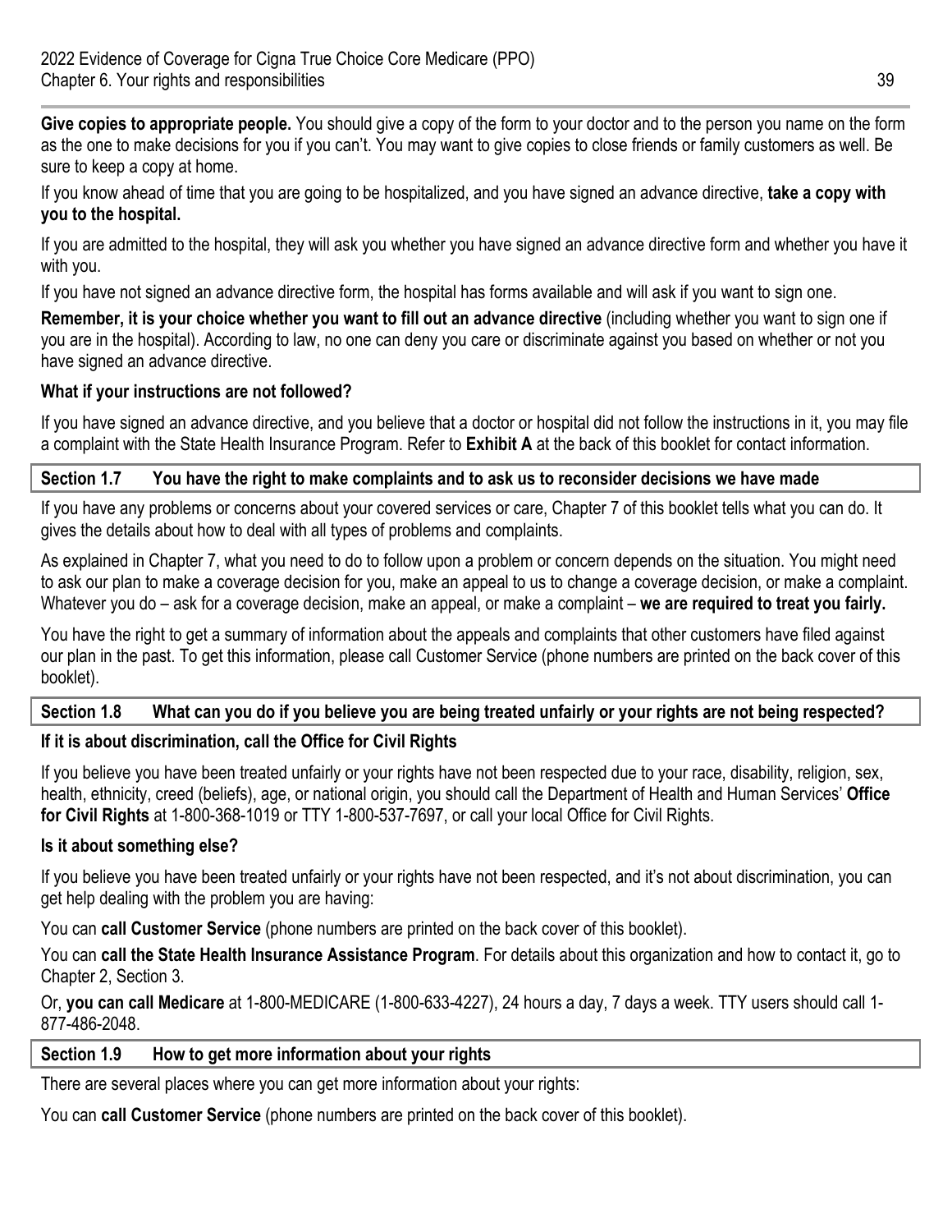**Give copies to appropriate people.** You should give a copy of the form to your doctor and to the person you name on the form as the one to make decisions for you if you can't. You may want to give copies to close friends or family customers as well. Be sure to keep a copy at home.

If you know ahead of time that you are going to be hospitalized, and you have signed an advance directive, **take a copy with you to the hospital.**

If you are admitted to the hospital, they will ask you whether you have signed an advance directive form and whether you have it with you.

If you have not signed an advance directive form, the hospital has forms available and will ask if you want to sign one.

**Remember, it is your choice whether you want to fill out an advance directive** (including whether you want to sign one if you are in the hospital). According to law, no one can deny you care or discriminate against you based on whether or not you have signed an advance directive.

**What if your instructions are not followed?**

If you have signed an advance directive, and you believe that a doctor or hospital did not follow the instructions in it, you may file a complaint with the State Health Insurance Program. Refer to **Exhibit A** at the back of this booklet for contact information.

### Section 1.7 You have the right to make complaints and to ask us to reconsider decisions we have made

If you have any problems or concerns about your covered services or care, Chapter 7 of this booklet tells what you can do. It gives the details about how to deal with all types of problems and complaints.

As explained in Chapter 7, what you need to do to follow upon a problem or concern depends on the situation. You might need to ask our plan to make a coverage decision for you, make an appeal to us to change a coverage decision, or make a complaint. Whatever you do – ask for a coverage decision, make an appeal, or make a complaint – **we are required to treat you fairly.**

You have the right to get a summary of information about the appeals and complaints that other customers have filed against our plan in the past. To get this information, please call Customer Service (phone numbers are printed on the back cover of this booklet).

### Section 1.8 What can you do if you believe you are being treated unfairly or your rights are not being respected?

**If it is about discrimination, call the Office for Civil Rights**

If you believe you have been treated unfairly or your rights have not been respected due to your race, disability, religion, sex, health, ethnicity, creed (beliefs), age, or national origin, you should call the Department of Health and Human Services' **Office for Civil Rights** at 1-800-368-1019 or TTY 1-800-537-7697, or call your local Office for Civil Rights.

**Is it about something else?**

If you believe you have been treated unfairly or your rights have not been respected, and it's not about discrimination, you can get help dealing with the problem you are having:

You can **call Customer Service** (phone numbers are printed on the back cover of this booklet).

You can **call the State Health Insurance Assistance Program**. For details about this organization and how to contact it, go to Chapter 2, Section 3.

Or, **you can call Medicare** at 1-800-MEDICARE (1-800-633-4227), 24 hours a day, 7 days a week. TTY users should call 1-877-486-2048.

### Section 1.9 How to get more information about your rights

There are several places where you can get more information about your rights:

You can **call Customer Service** (phone numbers are printed on the back cover of this booklet).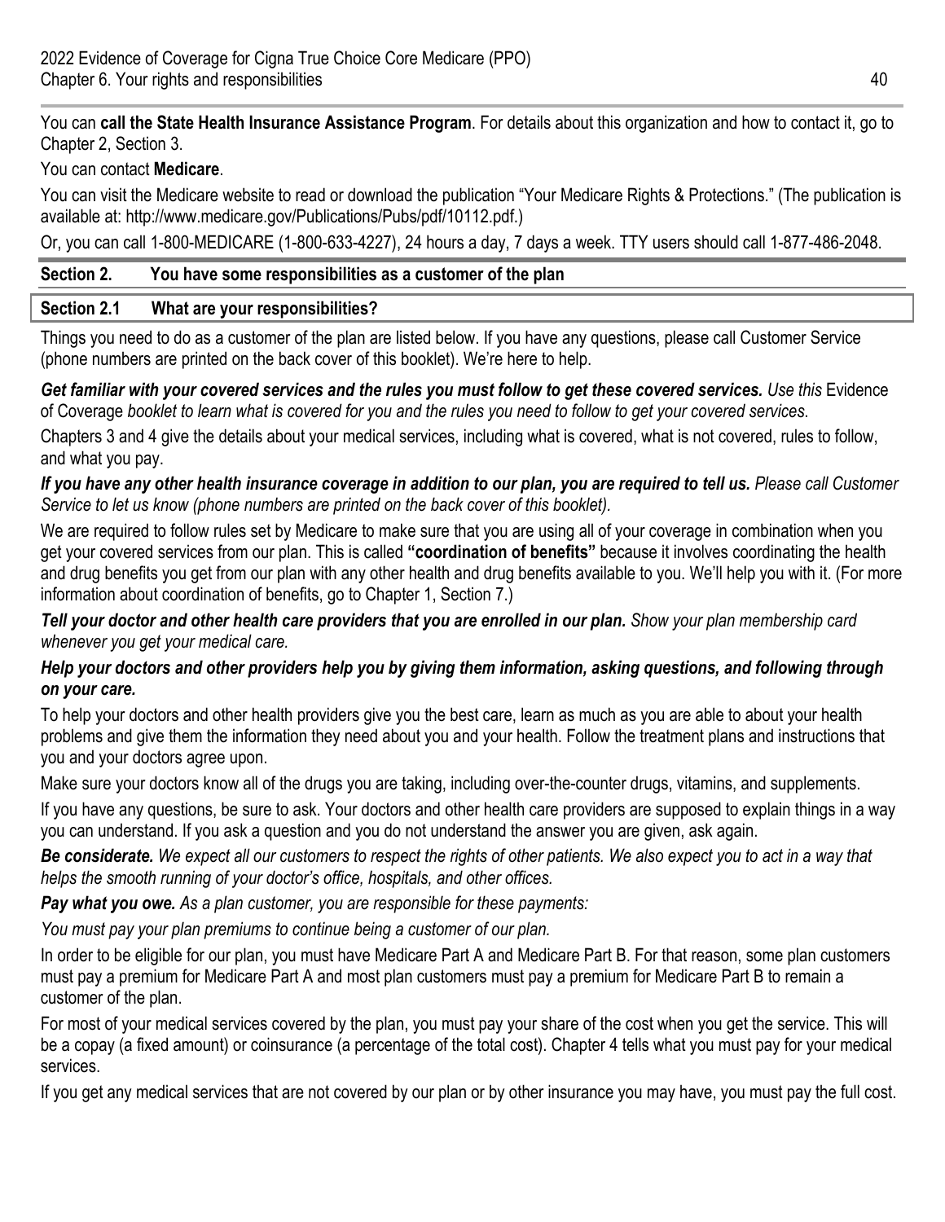You can **call the State Health Insurance Assistance Program**. For details about this organization and how to contact it, go to Chapter 2, Section 3.

You can contact **Medicare**.

You can visit the Medicare website to read or download the publication "Your Medicare Rights & Protections." (The publication is available at: http://www.medicare.gov/Publications/Pubs/pdf/10112.pdf.)

Or, you can call 1-800-MEDICARE (1-800-633-4227), 24 hours a day, 7 days a week. TTY users should call 1-877-486-2048.

## Section 2. You have some responsibilities as a customer of the plan

### Section 2.1 What are your responsibilities?

Things you need to do as a customer of the plan are listed below. If you have any questions, please call Customer Service (phone numbers are printed on the back cover of this booklet). We're here to help.

***Get familiar with your covered services and the rules you must follow to get these covered services.*** *Use this* Evidence of Coverage *booklet to learn what is covered for you and the rules you need to follow to get your covered services.*

Chapters 3 and 4 give the details about your medical services, including what is covered, what is not covered, rules to follow, and what you pay.

***If you have any other health insurance coverage in addition to our plan, you are required to tell us.*** *Please call Customer Service to let us know (phone numbers are printed on the back cover of this booklet).*

We are required to follow rules set by Medicare to make sure that you are using all of your coverage in combination when you get your covered services from our plan. This is called **"coordination of benefits"** because it involves coordinating the health and drug benefits you get from our plan with any other health and drug benefits available to you. We'll help you with it. (For more information about coordination of benefits, go to Chapter 1, Section 7.)

***Tell your doctor and other health care providers that you are enrolled in our plan.*** *Show your plan membership card whenever you get your medical care.*

***Help your doctors and other providers help you by giving them information, asking questions, and following through on your care.***

To help your doctors and other health providers give you the best care, learn as much as you are able to about your health problems and give them the information they need about you and your health. Follow the treatment plans and instructions that you and your doctors agree upon.

Make sure your doctors know all of the drugs you are taking, including over-the-counter drugs, vitamins, and supplements.

If you have any questions, be sure to ask. Your doctors and other health care providers are supposed to explain things in a way you can understand. If you ask a question and you do not understand the answer you are given, ask again.

***Be considerate.*** *We expect all our customers to respect the rights of other patients. We also expect you to act in a way that helps the smooth running of your doctor's office, hospitals, and other offices.*

***Pay what you owe.*** *As a plan customer, you are responsible for these payments:*

*You must pay your plan premiums to continue being a customer of our plan.*

In order to be eligible for our plan, you must have Medicare Part A and Medicare Part B. For that reason, some plan customers must pay a premium for Medicare Part A and most plan customers must pay a premium for Medicare Part B to remain a customer of the plan.

For most of your medical services covered by the plan, you must pay your share of the cost when you get the service. This will be a copay (a fixed amount) or coinsurance (a percentage of the total cost). Chapter 4 tells what you must pay for your medical services.

If you get any medical services that are not covered by our plan or by other insurance you may have, you must pay the full cost.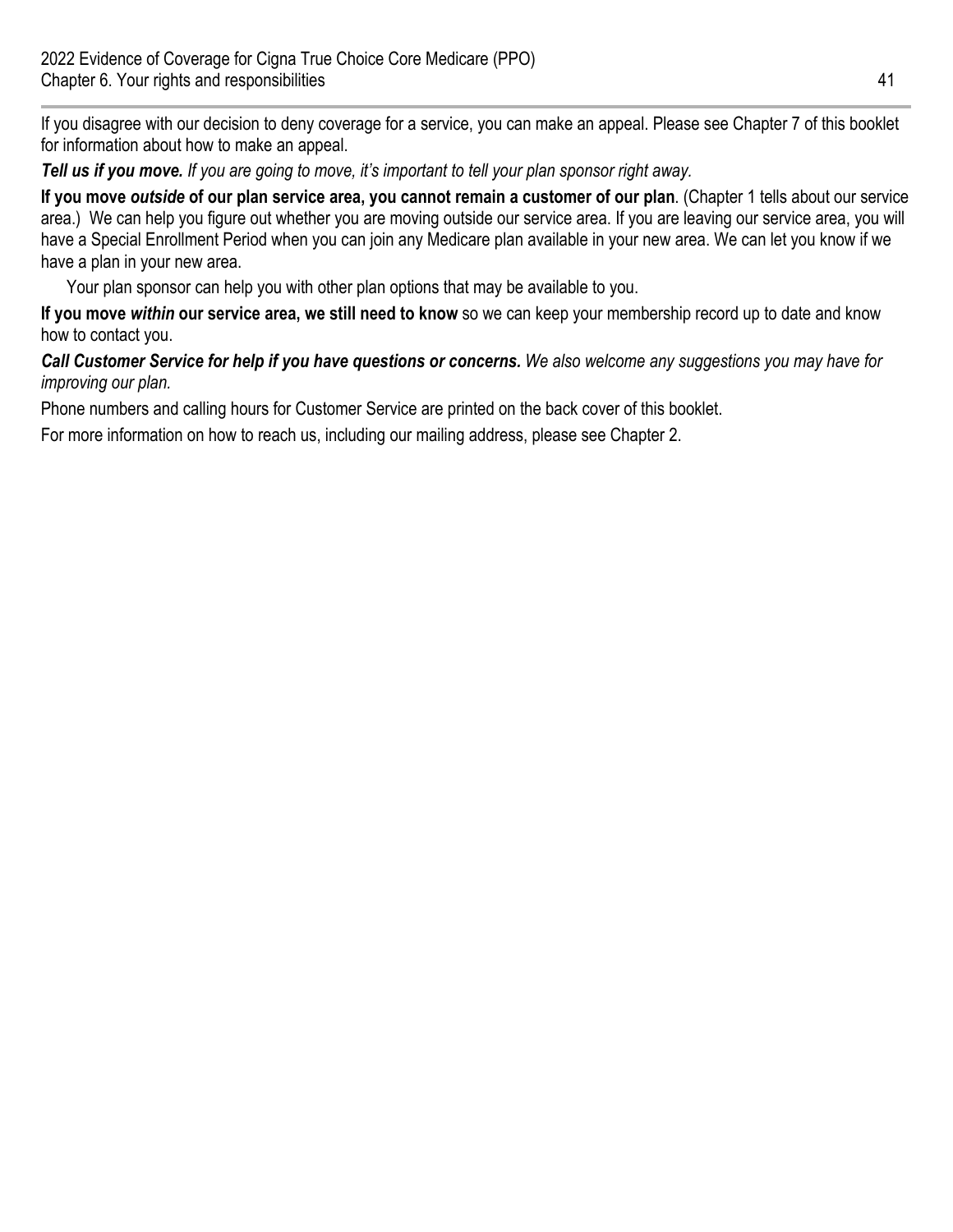If you disagree with our decision to deny coverage for a service, you can make an appeal. Please see Chapter 7 of this booklet for information about how to make an appeal.

***Tell us if you move.*** *If you are going to move, it's important to tell your plan sponsor right away.*

**If you move *outside* of our plan service area, you cannot remain a customer of our plan**. (Chapter 1 tells about our service area.) We can help you figure out whether you are moving outside our service area. If you are leaving our service area, you will have a Special Enrollment Period when you can join any Medicare plan available in your new area. We can let you know if we have a plan in your new area.

Your plan sponsor can help you with other plan options that may be available to you.

**If you move *within* our service area, we still need to know** so we can keep your membership record up to date and know how to contact you.

***Call Customer Service for help if you have questions or concerns.*** *We also welcome any suggestions you may have for improving our plan.*

Phone numbers and calling hours for Customer Service are printed on the back cover of this booklet.

For more information on how to reach us, including our mailing address, please see Chapter 2.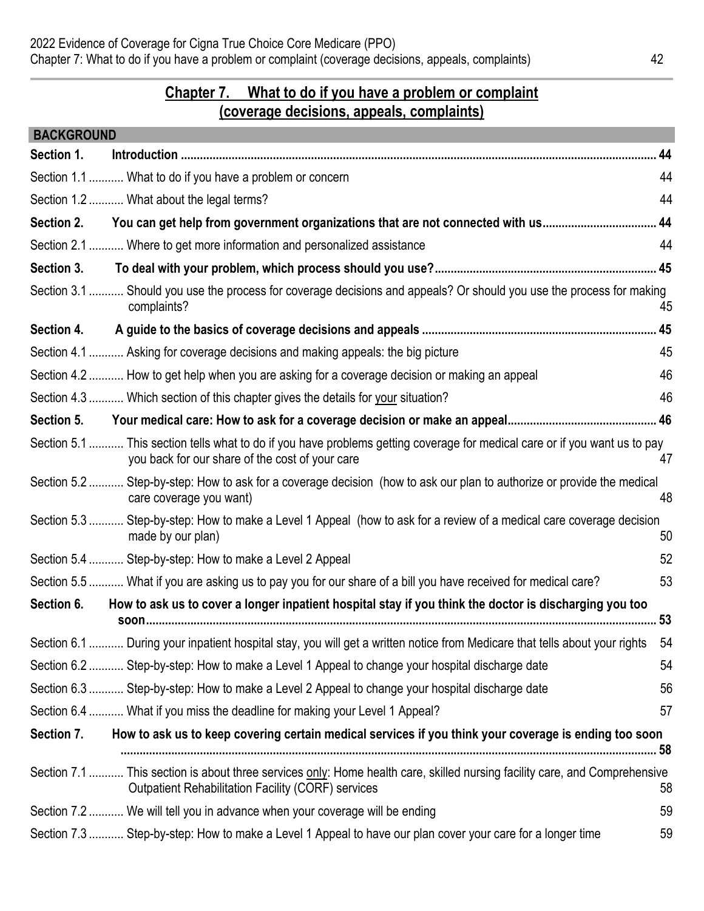## Chapter 7. What to do if you have a problem or complaint (coverage decisions, appeals, complaints)

**BACKGROUND**

| | | |
|---|---|---|
| **Section 1.** | **Introduction** | **44** |
| Section 1.1 | What to do if you have a problem or concern | 44 |
| Section 1.2 | What about the legal terms? | 44 |
| **Section 2.** | **You can get help from government organizations that are not connected with us** | **44** |
| Section 2.1 | Where to get more information and personalized assistance | 44 |
| **Section 3.** | **To deal with your problem, which process should you use?** | **45** |
| Section 3.1 | Should you use the process for coverage decisions and appeals? Or should you use the process for making complaints? | 45 |
| **Section 4.** | **A guide to the basics of coverage decisions and appeals** | **45** |
| Section 4.1 | Asking for coverage decisions and making appeals: the big picture | 45 |
| Section 4.2 | How to get help when you are asking for a coverage decision or making an appeal | 46 |
| Section 4.3 | Which section of this chapter gives the details for your situation? | 46 |
| **Section 5.** | **Your medical care: How to ask for a coverage decision or make an appeal** | **46** |
| Section 5.1 | This section tells what to do if you have problems getting coverage for medical care or if you want us to pay you back for our share of the cost of your care | 47 |
| Section 5.2 | Step-by-step: How to ask for a coverage decision (how to ask our plan to authorize or provide the medical care coverage you want) | 48 |
| Section 5.3 | Step-by-step: How to make a Level 1 Appeal (how to ask for a review of a medical care coverage decision made by our plan) | 50 |
| Section 5.4 | Step-by-step: How to make a Level 2 Appeal | 52 |
| Section 5.5 | What if you are asking us to pay you for our share of a bill you have received for medical care? | 53 |
| **Section 6.** | **How to ask us to cover a longer inpatient hospital stay if you think the doctor is discharging you too soon** | **53** |
| Section 6.1 | During your inpatient hospital stay, you will get a written notice from Medicare that tells about your rights | 54 |
| Section 6.2 | Step-by-step: How to make a Level 1 Appeal to change your hospital discharge date | 54 |
| Section 6.3 | Step-by-step: How to make a Level 2 Appeal to change your hospital discharge date | 56 |
| Section 6.4 | What if you miss the deadline for making your Level 1 Appeal? | 57 |
| **Section 7.** | **How to ask us to keep covering certain medical services if you think your coverage is ending too soon** | **58** |
| Section 7.1 | This section is about three services only: Home health care, skilled nursing facility care, and Comprehensive Outpatient Rehabilitation Facility (CORF) services | 58 |
| Section 7.2 | We will tell you in advance when your coverage will be ending | 59 |
| Section 7.3 | Step-by-step: How to make a Level 1 Appeal to have our plan cover your care for a longer time | 59 |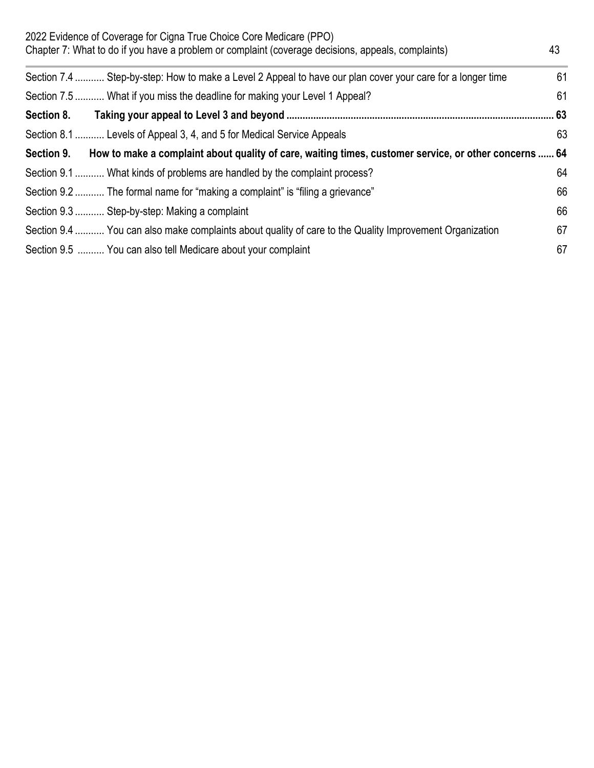| | | |
|---|---|---|
| Section 7.4 | Step-by-step: How to make a Level 2 Appeal to have our plan cover your care for a longer time | 61 |
| Section 7.5 | What if you miss the deadline for making your Level 1 Appeal? | 61 |
| **Section 8.** | **Taking your appeal to Level 3 and beyond** | **63** |
| Section 8.1 | Levels of Appeal 3, 4, and 5 for Medical Service Appeals | 63 |
| **Section 9.** | **How to make a complaint about quality of care, waiting times, customer service, or other concerns** | **64** |
| Section 9.1 | What kinds of problems are handled by the complaint process? | 64 |
| Section 9.2 | The formal name for "making a complaint" is "filing a grievance" | 66 |
| Section 9.3 | Step-by-step: Making a complaint | 66 |
| Section 9.4 | You can also make complaints about quality of care to the Quality Improvement Organization | 67 |
| Section 9.5 | You can also tell Medicare about your complaint | 67 |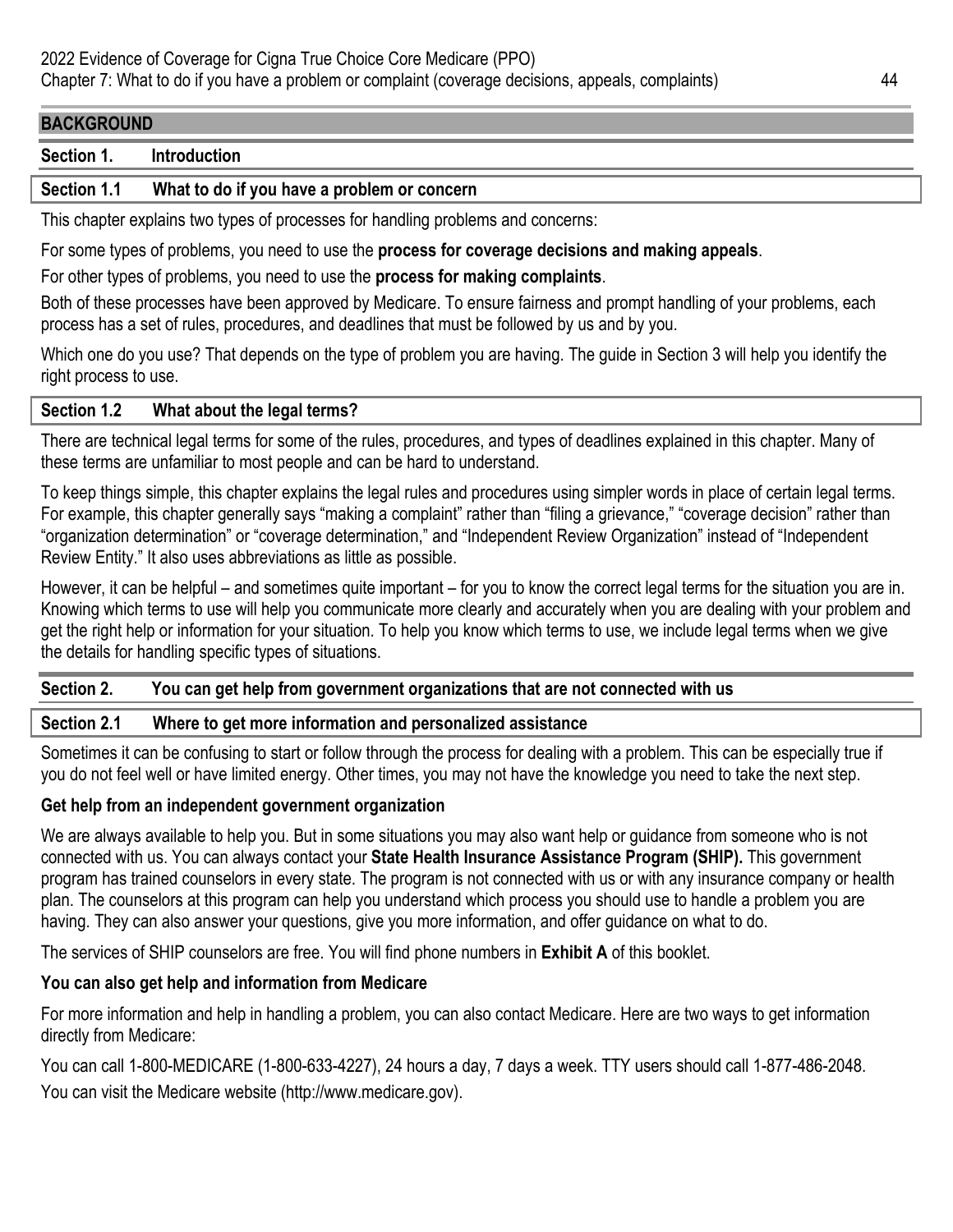## BACKGROUND

## Section 1. Introduction

### Section 1.1 What to do if you have a problem or concern

This chapter explains two types of processes for handling problems and concerns:

For some types of problems, you need to use the **process for coverage decisions and making appeals**.

For other types of problems, you need to use the **process for making complaints**.

Both of these processes have been approved by Medicare. To ensure fairness and prompt handling of your problems, each process has a set of rules, procedures, and deadlines that must be followed by us and by you.

Which one do you use? That depends on the type of problem you are having. The guide in Section 3 will help you identify the right process to use.

### Section 1.2 What about the legal terms?

There are technical legal terms for some of the rules, procedures, and types of deadlines explained in this chapter. Many of these terms are unfamiliar to most people and can be hard to understand.

To keep things simple, this chapter explains the legal rules and procedures using simpler words in place of certain legal terms. For example, this chapter generally says "making a complaint" rather than "filing a grievance," "coverage decision" rather than "organization determination" or "coverage determination," and "Independent Review Organization" instead of "Independent Review Entity." It also uses abbreviations as little as possible.

However, it can be helpful – and sometimes quite important – for you to know the correct legal terms for the situation you are in. Knowing which terms to use will help you communicate more clearly and accurately when you are dealing with your problem and get the right help or information for your situation. To help you know which terms to use, we include legal terms when we give the details for handling specific types of situations.

## Section 2. You can get help from government organizations that are not connected with us

### Section 2.1 Where to get more information and personalized assistance

Sometimes it can be confusing to start or follow through the process for dealing with a problem. This can be especially true if you do not feel well or have limited energy. Other times, you may not have the knowledge you need to take the next step.

**Get help from an independent government organization**

We are always available to help you. But in some situations you may also want help or guidance from someone who is not connected with us. You can always contact your **State Health Insurance Assistance Program (SHIP).** This government program has trained counselors in every state. The program is not connected with us or with any insurance company or health plan. The counselors at this program can help you understand which process you should use to handle a problem you are having. They can also answer your questions, give you more information, and offer guidance on what to do.

The services of SHIP counselors are free. You will find phone numbers in **Exhibit A** of this booklet.

**You can also get help and information from Medicare**

For more information and help in handling a problem, you can also contact Medicare. Here are two ways to get information directly from Medicare:

You can call 1-800-MEDICARE (1-800-633-4227), 24 hours a day, 7 days a week. TTY users should call 1-877-486-2048.

You can visit the Medicare website (http://www.medicare.gov).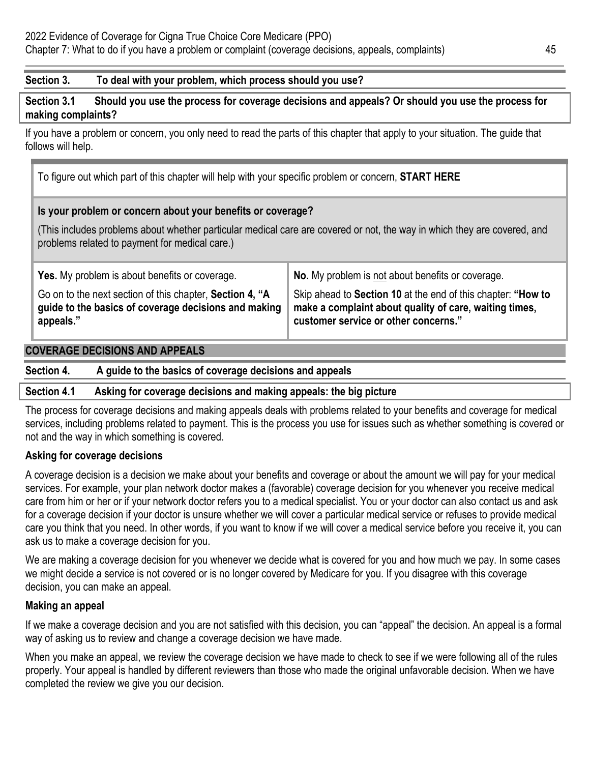## Section 3. To deal with your problem, which process should you use?

### Section 3.1 Should you use the process for coverage decisions and appeals? Or should you use the process for making complaints?

If you have a problem or concern, you only need to read the parts of this chapter that apply to your situation. The guide that follows will help.

To figure out which part of this chapter will help with your specific problem or concern, **START HERE**

**Is your problem or concern about your benefits or coverage?**

(This includes problems about whether particular medical care are covered or not, the way in which they are covered, and problems related to payment for medical care.)

| | |
|---|---|
| **Yes.** My problem is about benefits or coverage.<br><br>Go on to the next section of this chapter, **Section 4, "A guide to the basics of coverage decisions and making appeals."** | **No.** My problem is not about benefits or coverage.<br><br>Skip ahead to **Section 10** at the end of this chapter: **"How to make a complaint about quality of care, waiting times, customer service or other concerns."** |

**COVERAGE DECISIONS AND APPEALS**

## Section 4. A guide to the basics of coverage decisions and appeals

### Section 4.1 Asking for coverage decisions and making appeals: the big picture

The process for coverage decisions and making appeals deals with problems related to your benefits and coverage for medical services, including problems related to payment. This is the process you use for issues such as whether something is covered or not and the way in which something is covered.

**Asking for coverage decisions**

A coverage decision is a decision we make about your benefits and coverage or about the amount we will pay for your medical services. For example, your plan network doctor makes a (favorable) coverage decision for you whenever you receive medical care from him or her or if your network doctor refers you to a medical specialist. You or your doctor can also contact us and ask for a coverage decision if your doctor is unsure whether we will cover a particular medical service or refuses to provide medical care you think that you need. In other words, if you want to know if we will cover a medical service before you receive it, you can ask us to make a coverage decision for you.

We are making a coverage decision for you whenever we decide what is covered for you and how much we pay. In some cases we might decide a service is not covered or is no longer covered by Medicare for you. If you disagree with this coverage decision, you can make an appeal.

**Making an appeal**

If we make a coverage decision and you are not satisfied with this decision, you can "appeal" the decision. An appeal is a formal way of asking us to review and change a coverage decision we have made.

When you make an appeal, we review the coverage decision we have made to check to see if we were following all of the rules properly. Your appeal is handled by different reviewers than those who made the original unfavorable decision. When we have completed the review we give you our decision.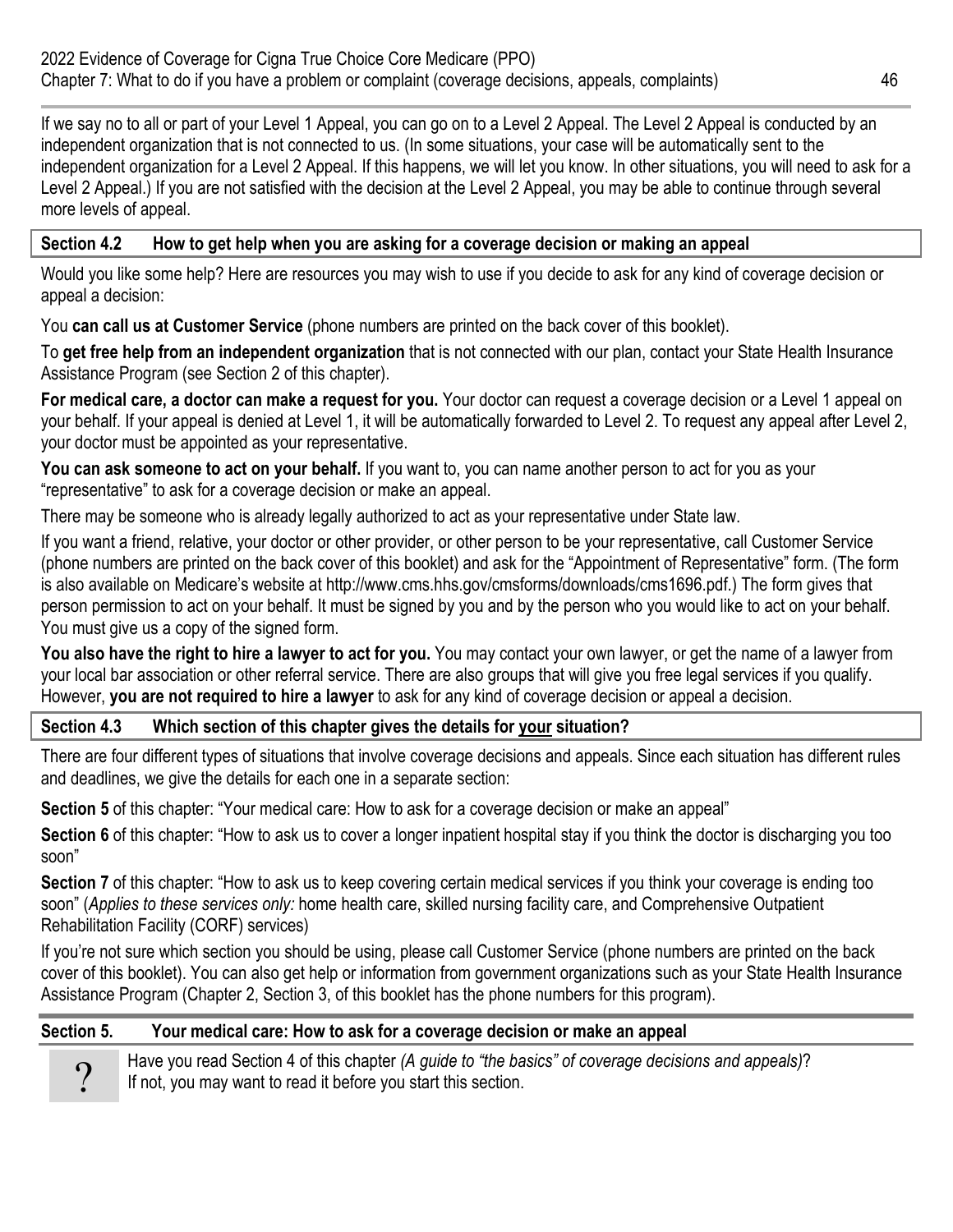If we say no to all or part of your Level 1 Appeal, you can go on to a Level 2 Appeal. The Level 2 Appeal is conducted by an independent organization that is not connected to us. (In some situations, your case will be automatically sent to the independent organization for a Level 2 Appeal. If this happens, we will let you know. In other situations, you will need to ask for a Level 2 Appeal.) If you are not satisfied with the decision at the Level 2 Appeal, you may be able to continue through several more levels of appeal.

### Section 4.2 How to get help when you are asking for a coverage decision or making an appeal

Would you like some help? Here are resources you may wish to use if you decide to ask for any kind of coverage decision or appeal a decision:

You **can call us at Customer Service** (phone numbers are printed on the back cover of this booklet).

To **get free help from an independent organization** that is not connected with our plan, contact your State Health Insurance Assistance Program (see Section 2 of this chapter).

**For medical care, a doctor can make a request for you.** Your doctor can request a coverage decision or a Level 1 appeal on your behalf. If your appeal is denied at Level 1, it will be automatically forwarded to Level 2. To request any appeal after Level 2, your doctor must be appointed as your representative.

**You can ask someone to act on your behalf.** If you want to, you can name another person to act for you as your "representative" to ask for a coverage decision or make an appeal.

There may be someone who is already legally authorized to act as your representative under State law.

If you want a friend, relative, your doctor or other provider, or other person to be your representative, call Customer Service (phone numbers are printed on the back cover of this booklet) and ask for the "Appointment of Representative" form. (The form is also available on Medicare's website at http://www.cms.hhs.gov/cmsforms/downloads/cms1696.pdf.) The form gives that person permission to act on your behalf. It must be signed by you and by the person who you would like to act on your behalf. You must give us a copy of the signed form.

**You also have the right to hire a lawyer to act for you.** You may contact your own lawyer, or get the name of a lawyer from your local bar association or other referral service. There are also groups that will give you free legal services if you qualify. However, **you are not required to hire a lawyer** to ask for any kind of coverage decision or appeal a decision.

### Section 4.3 Which section of this chapter gives the details for your situation?

There are four different types of situations that involve coverage decisions and appeals. Since each situation has different rules and deadlines, we give the details for each one in a separate section:

**Section 5** of this chapter: "Your medical care: How to ask for a coverage decision or make an appeal"

**Section 6** of this chapter: "How to ask us to cover a longer inpatient hospital stay if you think the doctor is discharging you too soon"

**Section 7** of this chapter: "How to ask us to keep covering certain medical services if you think your coverage is ending too soon" (*Applies to these services only:* home health care, skilled nursing facility care, and Comprehensive Outpatient Rehabilitation Facility (CORF) services)

If you're not sure which section you should be using, please call Customer Service (phone numbers are printed on the back cover of this booklet). You can also get help or information from government organizations such as your State Health Insurance Assistance Program (Chapter 2, Section 3, of this booklet has the phone numbers for this program).

## Section 5. Your medical care: How to ask for a coverage decision or make an appeal

? Have you read Section 4 of this chapter *(A guide to "the basics" of coverage decisions and appeals)*? If not, you may want to read it before you start this section.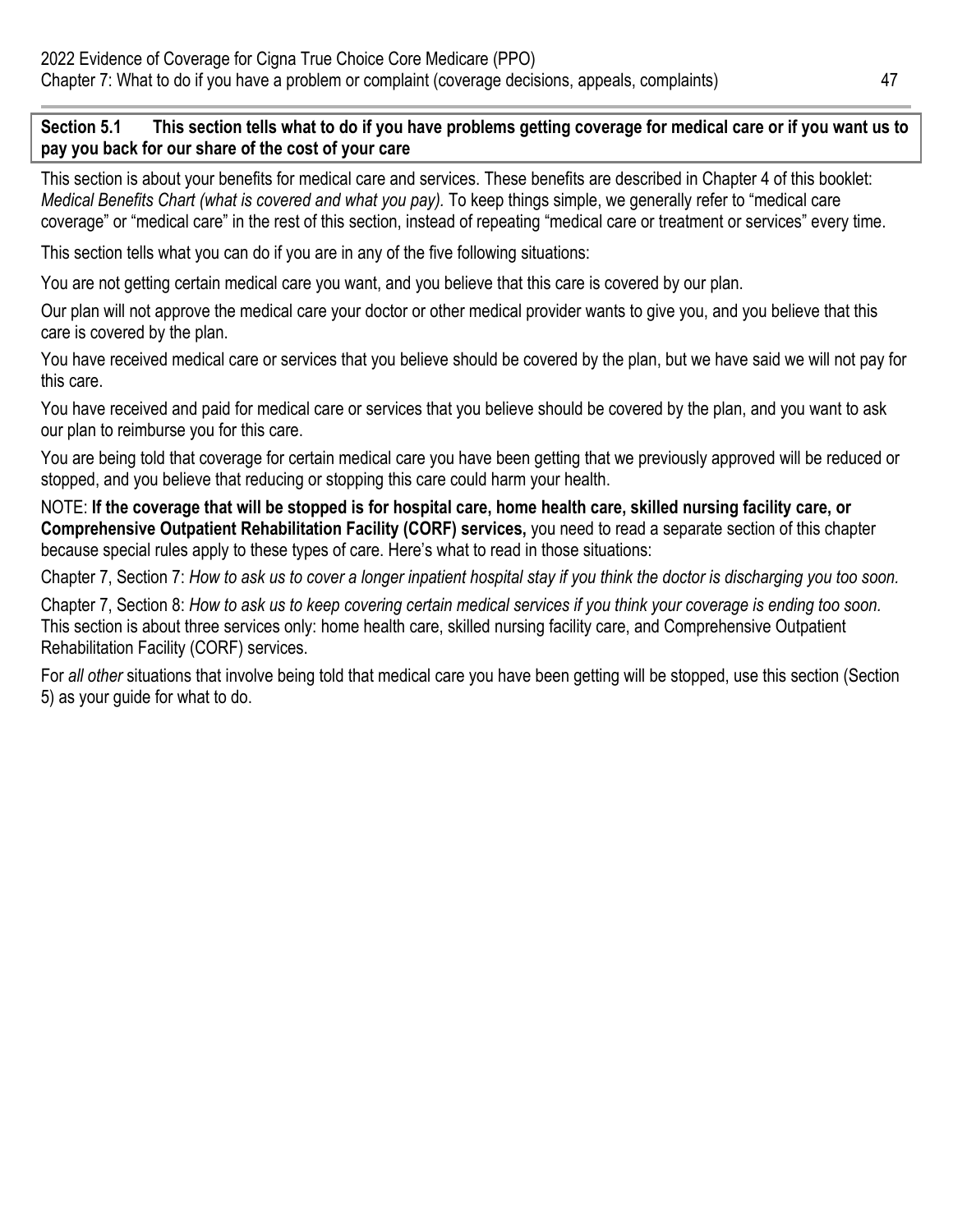### Section 5.1 This section tells what to do if you have problems getting coverage for medical care or if you want us to pay you back for our share of the cost of your care

This section is about your benefits for medical care and services. These benefits are described in Chapter 4 of this booklet: *Medical Benefits Chart (what is covered and what you pay).* To keep things simple, we generally refer to "medical care coverage" or "medical care" in the rest of this section, instead of repeating "medical care or treatment or services" every time.

This section tells what you can do if you are in any of the five following situations:

You are not getting certain medical care you want, and you believe that this care is covered by our plan.

Our plan will not approve the medical care your doctor or other medical provider wants to give you, and you believe that this care is covered by the plan.

You have received medical care or services that you believe should be covered by the plan, but we have said we will not pay for this care.

You have received and paid for medical care or services that you believe should be covered by the plan, and you want to ask our plan to reimburse you for this care.

You are being told that coverage for certain medical care you have been getting that we previously approved will be reduced or stopped, and you believe that reducing or stopping this care could harm your health.

NOTE: **If the coverage that will be stopped is for hospital care, home health care, skilled nursing facility care, or Comprehensive Outpatient Rehabilitation Facility (CORF) services,** you need to read a separate section of this chapter because special rules apply to these types of care. Here's what to read in those situations:

Chapter 7, Section 7: *How to ask us to cover a longer inpatient hospital stay if you think the doctor is discharging you too soon.*

Chapter 7, Section 8: *How to ask us to keep covering certain medical services if you think your coverage is ending too soon.* This section is about three services only: home health care, skilled nursing facility care, and Comprehensive Outpatient Rehabilitation Facility (CORF) services.

For *all other* situations that involve being told that medical care you have been getting will be stopped, use this section (Section 5) as your guide for what to do.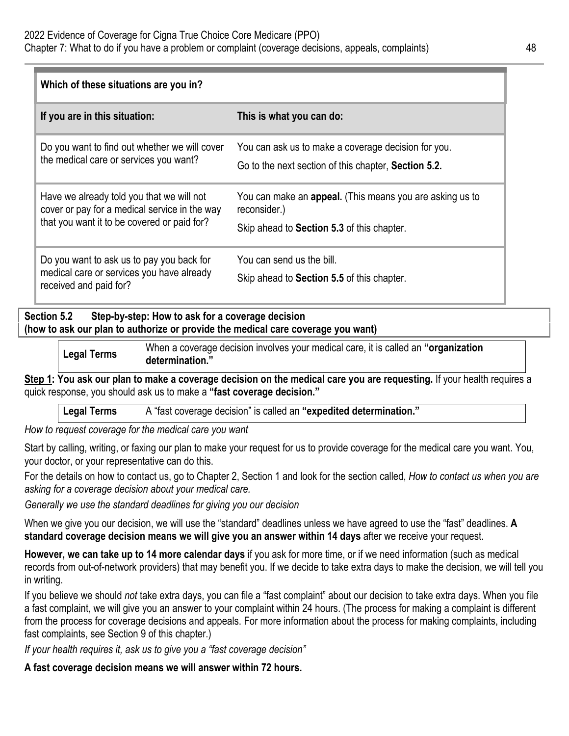| Which of these situations are you in? | |
|---|---|
| **If you are in this situation:** | **This is what you can do:** |
| Do you want to find out whether we will cover the medical care or services you want? | You can ask us to make a coverage decision for you.<br>Go to the next section of this chapter, **Section 5.2.** |
| Have we already told you that we will not cover or pay for a medical service in the way that you want it to be covered or paid for? | You can make an **appeal.** (This means you are asking us to reconsider.)<br>Skip ahead to **Section 5.3** of this chapter. |
| Do you want to ask us to pay you back for medical care or services you have already received and paid for? | You can send us the bill.<br>Skip ahead to **Section 5.5** of this chapter. |

## Section 5.2 Step-by-step: How to ask for a coverage decision (how to ask our plan to authorize or provide the medical care coverage you want)

| | |
|---|---|
| **Legal Terms** | When a coverage decision involves your medical care, it is called an **"organization determination."** |

**Step 1: You ask our plan to make a coverage decision on the medical care you are requesting.** If your health requires a quick response, you should ask us to make a **"fast coverage decision."**

| | |
|---|---|
| **Legal Terms** | A "fast coverage decision" is called an **"expedited determination."** |

*How to request coverage for the medical care you want*

Start by calling, writing, or faxing our plan to make your request for us to provide coverage for the medical care you want. You, your doctor, or your representative can do this.

For the details on how to contact us, go to Chapter 2, Section 1 and look for the section called, *How to contact us when you are asking for a coverage decision about your medical care.*

*Generally we use the standard deadlines for giving you our decision*

When we give you our decision, we will use the "standard" deadlines unless we have agreed to use the "fast" deadlines. **A standard coverage decision means we will give you an answer within 14 days** after we receive your request.

**However, we can take up to 14 more calendar days** if you ask for more time, or if we need information (such as medical records from out-of-network providers) that may benefit you. If we decide to take extra days to make the decision, we will tell you in writing.

If you believe we should *not* take extra days, you can file a "fast complaint" about our decision to take extra days. When you file a fast complaint, we will give you an answer to your complaint within 24 hours. (The process for making a complaint is different from the process for coverage decisions and appeals. For more information about the process for making complaints, including fast complaints, see Section 9 of this chapter.)

*If your health requires it, ask us to give you a "fast coverage decision"*

**A fast coverage decision means we will answer within 72 hours.**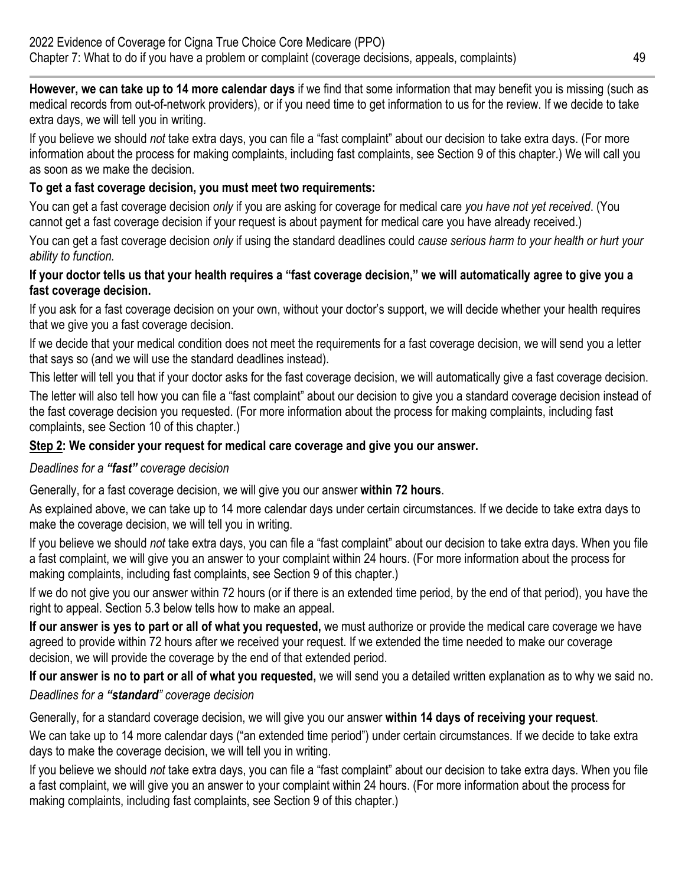**However, we can take up to 14 more calendar days** if we find that some information that may benefit you is missing (such as medical records from out-of-network providers), or if you need time to get information to us for the review. If we decide to take extra days, we will tell you in writing.

If you believe we should *not* take extra days, you can file a "fast complaint" about our decision to take extra days. (For more information about the process for making complaints, including fast complaints, see Section 9 of this chapter.) We will call you as soon as we make the decision.

**To get a fast coverage decision, you must meet two requirements:**

You can get a fast coverage decision *only* if you are asking for coverage for medical care *you have not yet received*. (You cannot get a fast coverage decision if your request is about payment for medical care you have already received.)

You can get a fast coverage decision *only* if using the standard deadlines could *cause serious harm to your health or hurt your ability to function.*

**If your doctor tells us that your health requires a "fast coverage decision," we will automatically agree to give you a fast coverage decision.**

If you ask for a fast coverage decision on your own, without your doctor's support, we will decide whether your health requires that we give you a fast coverage decision.

If we decide that your medical condition does not meet the requirements for a fast coverage decision, we will send you a letter that says so (and we will use the standard deadlines instead).

This letter will tell you that if your doctor asks for the fast coverage decision, we will automatically give a fast coverage decision.

The letter will also tell how you can file a "fast complaint" about our decision to give you a standard coverage decision instead of the fast coverage decision you requested. (For more information about the process for making complaints, including fast complaints, see Section 10 of this chapter.)

**<u>Step 2</u>: We consider your request for medical care coverage and give you our answer.**

*Deadlines for a **"fast"** coverage decision*

Generally, for a fast coverage decision, we will give you our answer **within 72 hours**.

As explained above, we can take up to 14 more calendar days under certain circumstances. If we decide to take extra days to make the coverage decision, we will tell you in writing.

If you believe we should *not* take extra days, you can file a "fast complaint" about our decision to take extra days. When you file a fast complaint, we will give you an answer to your complaint within 24 hours. (For more information about the process for making complaints, including fast complaints, see Section 9 of this chapter.)

If we do not give you our answer within 72 hours (or if there is an extended time period, by the end of that period), you have the right to appeal. Section 5.3 below tells how to make an appeal.

**If our answer is yes to part or all of what you requested,** we must authorize or provide the medical care coverage we have agreed to provide within 72 hours after we received your request. If we extended the time needed to make our coverage decision, we will provide the coverage by the end of that extended period.

**If our answer is no to part or all of what you requested,** we will send you a detailed written explanation as to why we said no.

*Deadlines for a **"standard"** coverage decision*

Generally, for a standard coverage decision, we will give you our answer **within 14 days of receiving your request**.

We can take up to 14 more calendar days ("an extended time period") under certain circumstances. If we decide to take extra days to make the coverage decision, we will tell you in writing.

If you believe we should *not* take extra days, you can file a "fast complaint" about our decision to take extra days. When you file a fast complaint, we will give you an answer to your complaint within 24 hours. (For more information about the process for making complaints, including fast complaints, see Section 9 of this chapter.)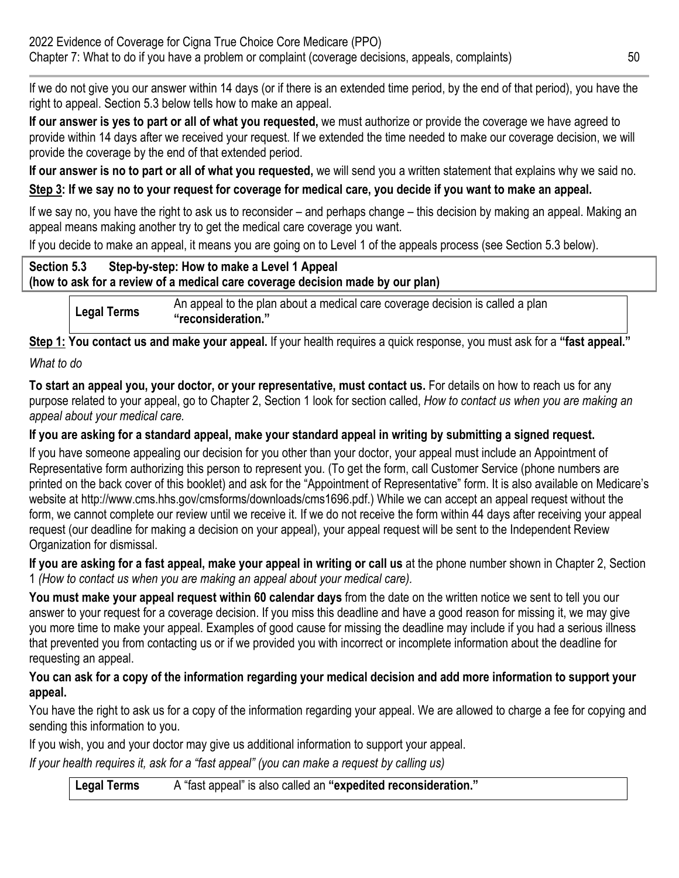If we do not give you our answer within 14 days (or if there is an extended time period, by the end of that period), you have the right to appeal. Section 5.3 below tells how to make an appeal.

**If our answer is yes to part or all of what you requested,** we must authorize or provide the coverage we have agreed to provide within 14 days after we received your request. If we extended the time needed to make our coverage decision, we will provide the coverage by the end of that extended period.

**If our answer is no to part or all of what you requested,** we will send you a written statement that explains why we said no.

**Step 3: If we say no to your request for coverage for medical care, you decide if you want to make an appeal.**

If we say no, you have the right to ask us to reconsider – and perhaps change – this decision by making an appeal. Making an appeal means making another try to get the medical care coverage you want.

If you decide to make an appeal, it means you are going on to Level 1 of the appeals process (see Section 5.3 below).

## Section 5.3 Step-by-step: How to make a Level 1 Appeal (how to ask for a review of a medical care coverage decision made by our plan)

| | |
|---|---|
| **Legal Terms** | An appeal to the plan about a medical care coverage decision is called a plan **"reconsideration."** |

**Step 1: You contact us and make your appeal.** If your health requires a quick response, you must ask for a **"fast appeal."**

*What to do*

**To start an appeal you, your doctor, or your representative, must contact us.** For details on how to reach us for any purpose related to your appeal, go to Chapter 2, Section 1 look for section called, *How to contact us when you are making an appeal about your medical care.*

**If you are asking for a standard appeal, make your standard appeal in writing by submitting a signed request.**

If you have someone appealing our decision for you other than your doctor, your appeal must include an Appointment of Representative form authorizing this person to represent you. (To get the form, call Customer Service (phone numbers are printed on the back cover of this booklet) and ask for the "Appointment of Representative" form. It is also available on Medicare's website at http://www.cms.hhs.gov/cmsforms/downloads/cms1696.pdf.) While we can accept an appeal request without the form, we cannot complete our review until we receive it. If we do not receive the form within 44 days after receiving your appeal request (our deadline for making a decision on your appeal), your appeal request will be sent to the Independent Review Organization for dismissal.

**If you are asking for a fast appeal, make your appeal in writing or call us** at the phone number shown in Chapter 2, Section 1 *(How to contact us when you are making an appeal about your medical care).*

**You must make your appeal request within 60 calendar days** from the date on the written notice we sent to tell you our answer to your request for a coverage decision. If you miss this deadline and have a good reason for missing it, we may give you more time to make your appeal. Examples of good cause for missing the deadline may include if you had a serious illness that prevented you from contacting us or if we provided you with incorrect or incomplete information about the deadline for requesting an appeal.

**You can ask for a copy of the information regarding your medical decision and add more information to support your appeal.**

You have the right to ask us for a copy of the information regarding your appeal. We are allowed to charge a fee for copying and sending this information to you.

If you wish, you and your doctor may give us additional information to support your appeal.

*If your health requires it, ask for a "fast appeal" (you can make a request by calling us)*

| | |
|---|---|
| **Legal Terms** | A "fast appeal" is also called an **"expedited reconsideration."** |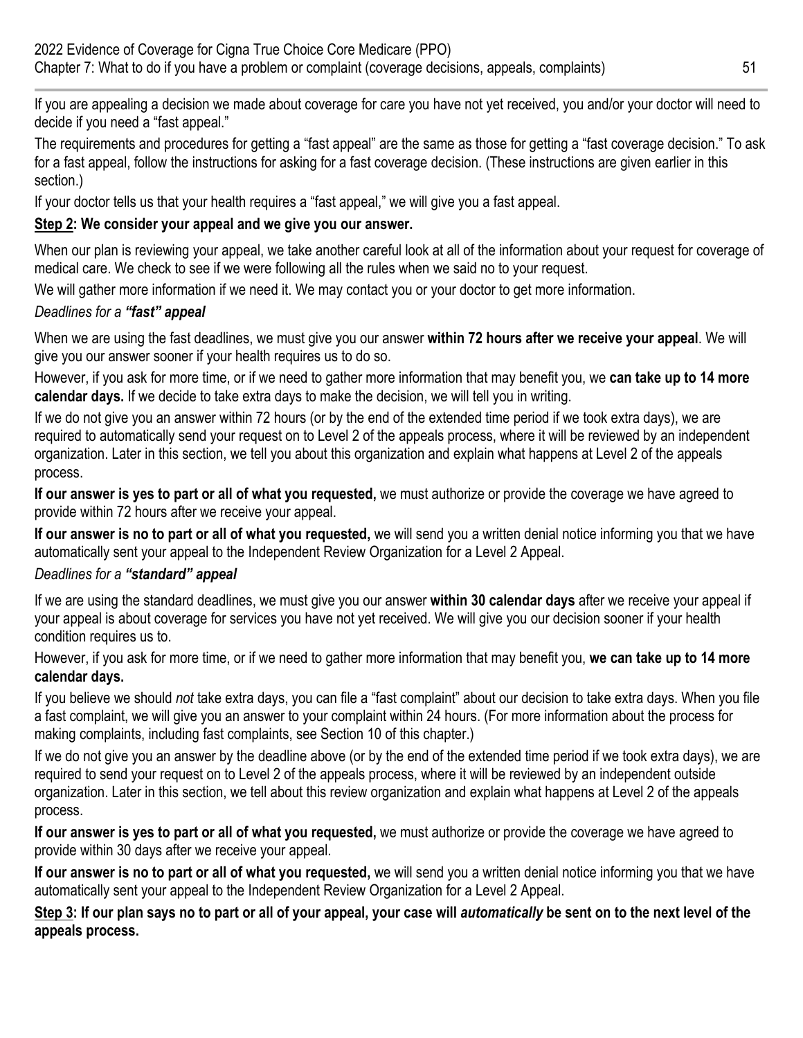If you are appealing a decision we made about coverage for care you have not yet received, you and/or your doctor will need to decide if you need a "fast appeal."

The requirements and procedures for getting a "fast appeal" are the same as those for getting a "fast coverage decision." To ask for a fast appeal, follow the instructions for asking for a fast coverage decision. (These instructions are given earlier in this section.)

If your doctor tells us that your health requires a "fast appeal," we will give you a fast appeal.

**<u>Step 2</u>: We consider your appeal and we give you our answer.**

When our plan is reviewing your appeal, we take another careful look at all of the information about your request for coverage of medical care. We check to see if we were following all the rules when we said no to your request.

We will gather more information if we need it. We may contact you or your doctor to get more information.

*Deadlines for a **"fast" appeal***

When we are using the fast deadlines, we must give you our answer **within 72 hours after we receive your appeal**. We will give you our answer sooner if your health requires us to do so.

However, if you ask for more time, or if we need to gather more information that may benefit you, we **can take up to 14 more calendar days.** If we decide to take extra days to make the decision, we will tell you in writing.

If we do not give you an answer within 72 hours (or by the end of the extended time period if we took extra days), we are required to automatically send your request on to Level 2 of the appeals process, where it will be reviewed by an independent organization. Later in this section, we tell you about this organization and explain what happens at Level 2 of the appeals process.

**If our answer is yes to part or all of what you requested,** we must authorize or provide the coverage we have agreed to provide within 72 hours after we receive your appeal.

**If our answer is no to part or all of what you requested,** we will send you a written denial notice informing you that we have automatically sent your appeal to the Independent Review Organization for a Level 2 Appeal.

*Deadlines for a **"standard" appeal***

If we are using the standard deadlines, we must give you our answer **within 30 calendar days** after we receive your appeal if your appeal is about coverage for services you have not yet received. We will give you our decision sooner if your health condition requires us to.

However, if you ask for more time, or if we need to gather more information that may benefit you, **we can take up to 14 more calendar days.**

If you believe we should *not* take extra days, you can file a "fast complaint" about our decision to take extra days. When you file a fast complaint, we will give you an answer to your complaint within 24 hours. (For more information about the process for making complaints, including fast complaints, see Section 10 of this chapter.)

If we do not give you an answer by the deadline above (or by the end of the extended time period if we took extra days), we are required to send your request on to Level 2 of the appeals process, where it will be reviewed by an independent outside organization. Later in this section, we tell about this review organization and explain what happens at Level 2 of the appeals process.

**If our answer is yes to part or all of what you requested,** we must authorize or provide the coverage we have agreed to provide within 30 days after we receive your appeal.

**If our answer is no to part or all of what you requested,** we will send you a written denial notice informing you that we have automatically sent your appeal to the Independent Review Organization for a Level 2 Appeal.

**<u>Step 3</u>: If our plan says no to part or all of your appeal, your case will *automatically* be sent on to the next level of the appeals process.**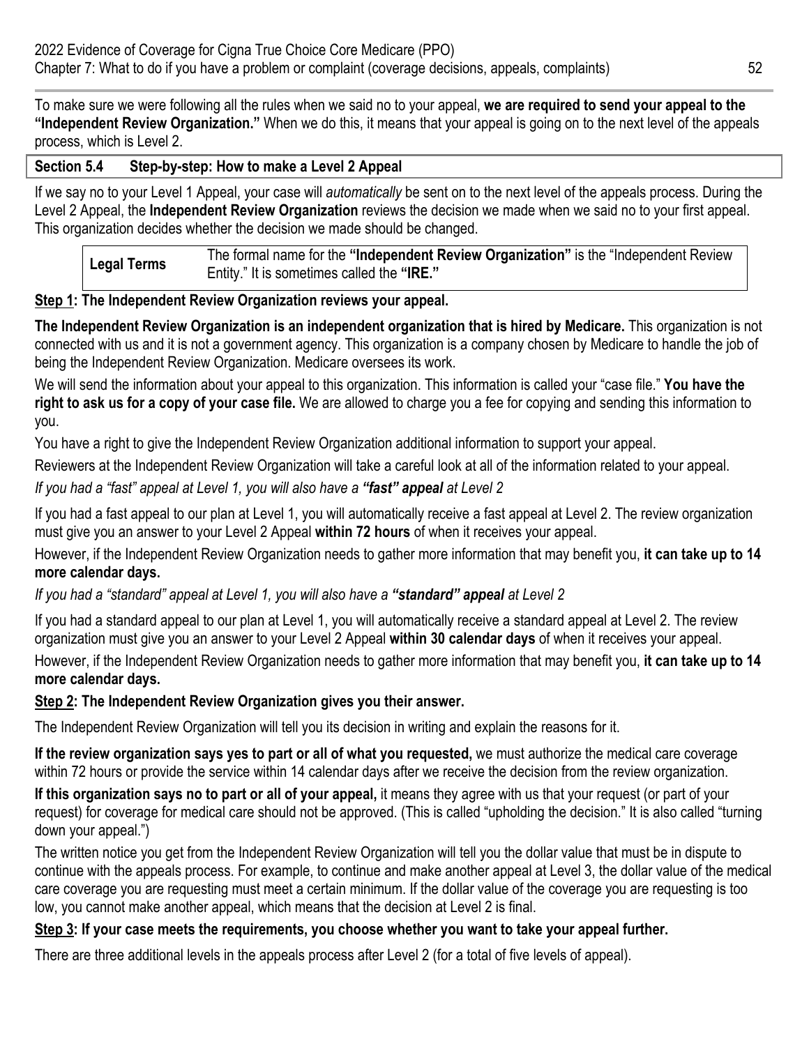To make sure we were following all the rules when we said no to your appeal, **we are required to send your appeal to the "Independent Review Organization."** When we do this, it means that your appeal is going on to the next level of the appeals process, which is Level 2.

### Section 5.4 Step-by-step: How to make a Level 2 Appeal

If we say no to your Level 1 Appeal, your case will *automatically* be sent on to the next level of the appeals process. During the Level 2 Appeal, the **Independent Review Organization** reviews the decision we made when we said no to your first appeal. This organization decides whether the decision we made should be changed.

| | |
|---|---|
| **Legal Terms** | The formal name for the **"Independent Review Organization"** is the "Independent Review Entity." It is sometimes called the **"IRE."** |

**Step 1: The Independent Review Organization reviews your appeal.**

**The Independent Review Organization is an independent organization that is hired by Medicare.** This organization is not connected with us and it is not a government agency. This organization is a company chosen by Medicare to handle the job of being the Independent Review Organization. Medicare oversees its work.

We will send the information about your appeal to this organization. This information is called your "case file." **You have the right to ask us for a copy of your case file.** We are allowed to charge you a fee for copying and sending this information to you.

You have a right to give the Independent Review Organization additional information to support your appeal.

Reviewers at the Independent Review Organization will take a careful look at all of the information related to your appeal.

*If you had a "fast" appeal at Level 1, you will also have a **"fast" appeal** at Level 2*

If you had a fast appeal to our plan at Level 1, you will automatically receive a fast appeal at Level 2. The review organization must give you an answer to your Level 2 Appeal **within 72 hours** of when it receives your appeal.

However, if the Independent Review Organization needs to gather more information that may benefit you, **it can take up to 14 more calendar days.**

*If you had a "standard" appeal at Level 1, you will also have a **"standard" appeal** at Level 2*

If you had a standard appeal to our plan at Level 1, you will automatically receive a standard appeal at Level 2. The review organization must give you an answer to your Level 2 Appeal **within 30 calendar days** of when it receives your appeal.

However, if the Independent Review Organization needs to gather more information that may benefit you, **it can take up to 14 more calendar days.**

**Step 2: The Independent Review Organization gives you their answer.**

The Independent Review Organization will tell you its decision in writing and explain the reasons for it.

**If the review organization says yes to part or all of what you requested,** we must authorize the medical care coverage within 72 hours or provide the service within 14 calendar days after we receive the decision from the review organization.

**If this organization says no to part or all of your appeal,** it means they agree with us that your request (or part of your request) for coverage for medical care should not be approved. (This is called "upholding the decision." It is also called "turning down your appeal.")

The written notice you get from the Independent Review Organization will tell you the dollar value that must be in dispute to continue with the appeals process. For example, to continue and make another appeal at Level 3, the dollar value of the medical care coverage you are requesting must meet a certain minimum. If the dollar value of the coverage you are requesting is too low, you cannot make another appeal, which means that the decision at Level 2 is final.

**Step 3: If your case meets the requirements, you choose whether you want to take your appeal further.**

There are three additional levels in the appeals process after Level 2 (for a total of five levels of appeal).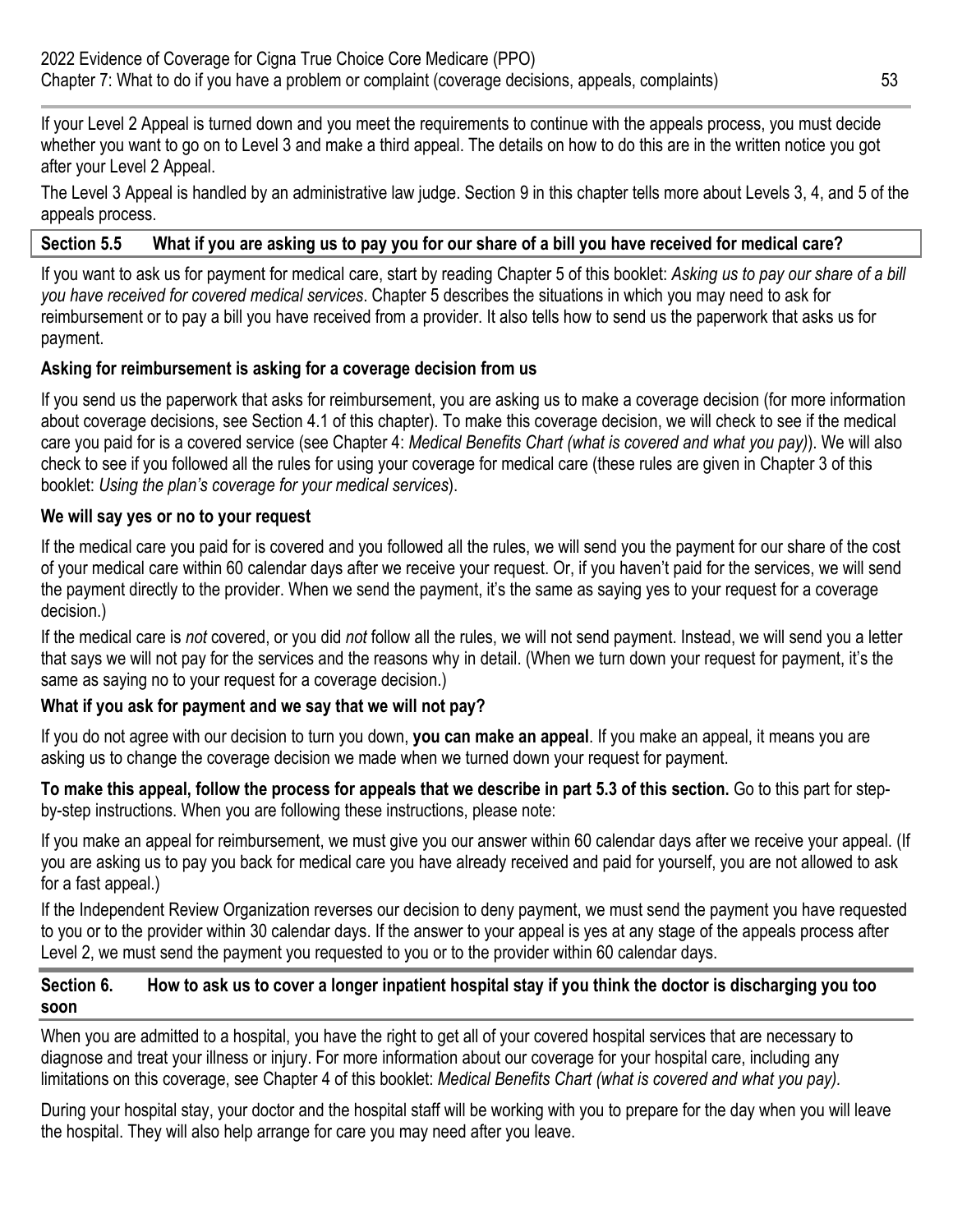If your Level 2 Appeal is turned down and you meet the requirements to continue with the appeals process, you must decide whether you want to go on to Level 3 and make a third appeal. The details on how to do this are in the written notice you got after your Level 2 Appeal.

The Level 3 Appeal is handled by an administrative law judge. Section 9 in this chapter tells more about Levels 3, 4, and 5 of the appeals process.

## Section 5.5 What if you are asking us to pay you for our share of a bill you have received for medical care?

If you want to ask us for payment for medical care, start by reading Chapter 5 of this booklet: *Asking us to pay our share of a bill you have received for covered medical services*. Chapter 5 describes the situations in which you may need to ask for reimbursement or to pay a bill you have received from a provider. It also tells how to send us the paperwork that asks us for payment.

**Asking for reimbursement is asking for a coverage decision from us**

If you send us the paperwork that asks for reimbursement, you are asking us to make a coverage decision (for more information about coverage decisions, see Section 4.1 of this chapter). To make this coverage decision, we will check to see if the medical care you paid for is a covered service (see Chapter 4: *Medical Benefits Chart (what is covered and what you pay)*). We will also check to see if you followed all the rules for using your coverage for medical care (these rules are given in Chapter 3 of this booklet: *Using the plan's coverage for your medical services*).

**We will say yes or no to your request**

If the medical care you paid for is covered and you followed all the rules, we will send you the payment for our share of the cost of your medical care within 60 calendar days after we receive your request. Or, if you haven't paid for the services, we will send the payment directly to the provider. When we send the payment, it's the same as saying yes to your request for a coverage decision.)

If the medical care is *not* covered, or you did *not* follow all the rules, we will not send payment. Instead, we will send you a letter that says we will not pay for the services and the reasons why in detail. (When we turn down your request for payment, it's the same as saying no to your request for a coverage decision.)

**What if you ask for payment and we say that we will not pay?**

If you do not agree with our decision to turn you down, **you can make an appeal**. If you make an appeal, it means you are asking us to change the coverage decision we made when we turned down your request for payment.

**To make this appeal, follow the process for appeals that we describe in part 5.3 of this section.** Go to this part for step-by-step instructions. When you are following these instructions, please note:

If you make an appeal for reimbursement, we must give you our answer within 60 calendar days after we receive your appeal. (If you are asking us to pay you back for medical care you have already received and paid for yourself, you are not allowed to ask for a fast appeal.)

If the Independent Review Organization reverses our decision to deny payment, we must send the payment you have requested to you or to the provider within 30 calendar days. If the answer to your appeal is yes at any stage of the appeals process after Level 2, we must send the payment you requested to you or to the provider within 60 calendar days.

# Section 6. How to ask us to cover a longer inpatient hospital stay if you think the doctor is discharging you too soon

When you are admitted to a hospital, you have the right to get all of your covered hospital services that are necessary to diagnose and treat your illness or injury. For more information about our coverage for your hospital care, including any limitations on this coverage, see Chapter 4 of this booklet: *Medical Benefits Chart (what is covered and what you pay).*

During your hospital stay, your doctor and the hospital staff will be working with you to prepare for the day when you will leave the hospital. They will also help arrange for care you may need after you leave.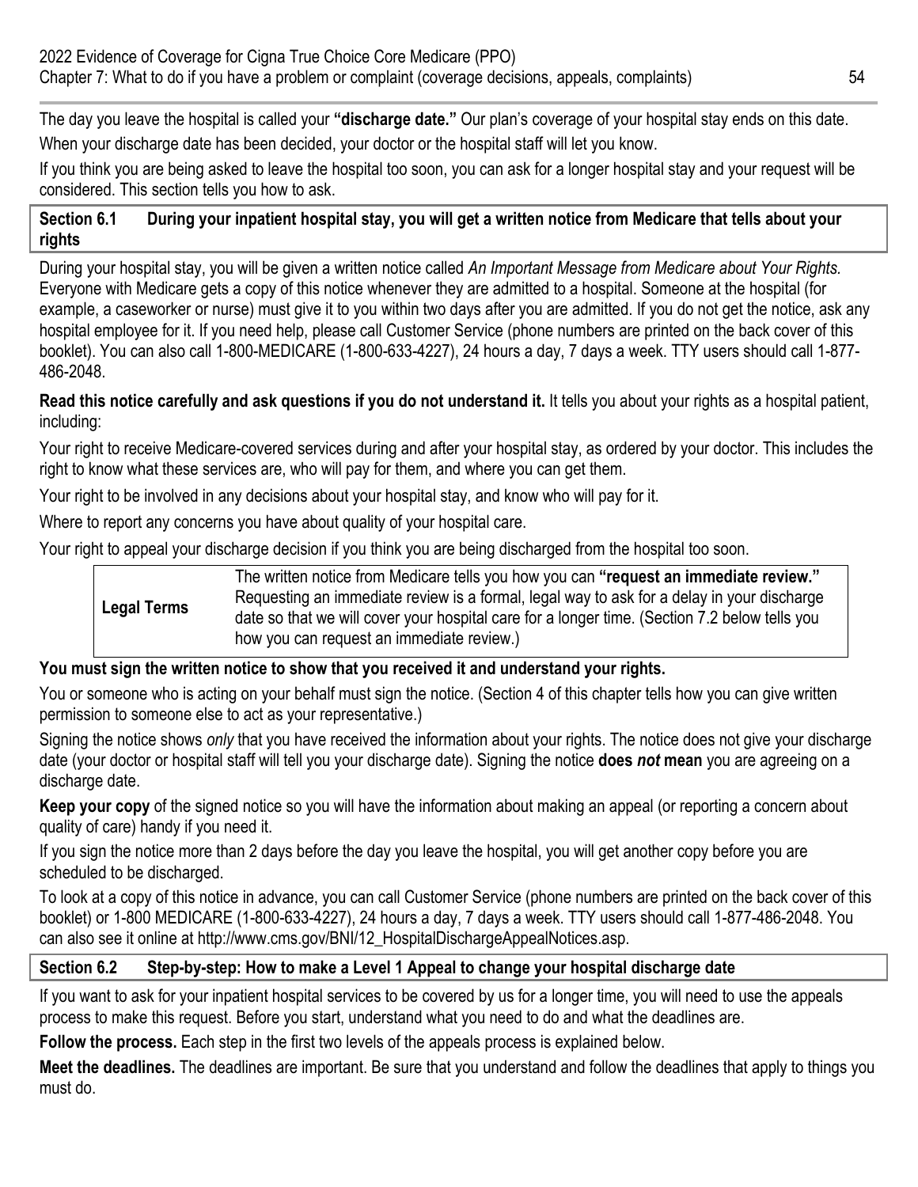The day you leave the hospital is called your **"discharge date."** Our plan's coverage of your hospital stay ends on this date. When your discharge date has been decided, your doctor or the hospital staff will let you know.

If you think you are being asked to leave the hospital too soon, you can ask for a longer hospital stay and your request will be considered. This section tells you how to ask.

### Section 6.1 During your inpatient hospital stay, you will get a written notice from Medicare that tells about your rights

During your hospital stay, you will be given a written notice called *An Important Message from Medicare about Your Rights.* Everyone with Medicare gets a copy of this notice whenever they are admitted to a hospital. Someone at the hospital (for example, a caseworker or nurse) must give it to you within two days after you are admitted. If you do not get the notice, ask any hospital employee for it. If you need help, please call Customer Service (phone numbers are printed on the back cover of this booklet). You can also call 1-800-MEDICARE (1-800-633-4227), 24 hours a day, 7 days a week. TTY users should call 1-877-486-2048.

**Read this notice carefully and ask questions if you do not understand it.** It tells you about your rights as a hospital patient, including:

Your right to receive Medicare-covered services during and after your hospital stay, as ordered by your doctor. This includes the right to know what these services are, who will pay for them, and where you can get them.

Your right to be involved in any decisions about your hospital stay, and know who will pay for it.

Where to report any concerns you have about quality of your hospital care.

Your right to appeal your discharge decision if you think you are being discharged from the hospital too soon.

| | |
|---|---|
| **Legal Terms** | The written notice from Medicare tells you how you can **"request an immediate review."** Requesting an immediate review is a formal, legal way to ask for a delay in your discharge date so that we will cover your hospital care for a longer time. (Section 7.2 below tells you how you can request an immediate review.) |

**You must sign the written notice to show that you received it and understand your rights.**

You or someone who is acting on your behalf must sign the notice. (Section 4 of this chapter tells how you can give written permission to someone else to act as your representative.)

Signing the notice shows *only* that you have received the information about your rights. The notice does not give your discharge date (your doctor or hospital staff will tell you your discharge date). Signing the notice **does *not* mean** you are agreeing on a discharge date.

**Keep your copy** of the signed notice so you will have the information about making an appeal (or reporting a concern about quality of care) handy if you need it.

If you sign the notice more than 2 days before the day you leave the hospital, you will get another copy before you are scheduled to be discharged.

To look at a copy of this notice in advance, you can call Customer Service (phone numbers are printed on the back cover of this booklet) or 1-800 MEDICARE (1-800-633-4227), 24 hours a day, 7 days a week. TTY users should call 1-877-486-2048. You can also see it online at http://www.cms.gov/BNI/12_HospitalDischargeAppealNotices.asp.

### Section 6.2 Step-by-step: How to make a Level 1 Appeal to change your hospital discharge date

If you want to ask for your inpatient hospital services to be covered by us for a longer time, you will need to use the appeals process to make this request. Before you start, understand what you need to do and what the deadlines are.

**Follow the process.** Each step in the first two levels of the appeals process is explained below.

**Meet the deadlines.** The deadlines are important. Be sure that you understand and follow the deadlines that apply to things you must do.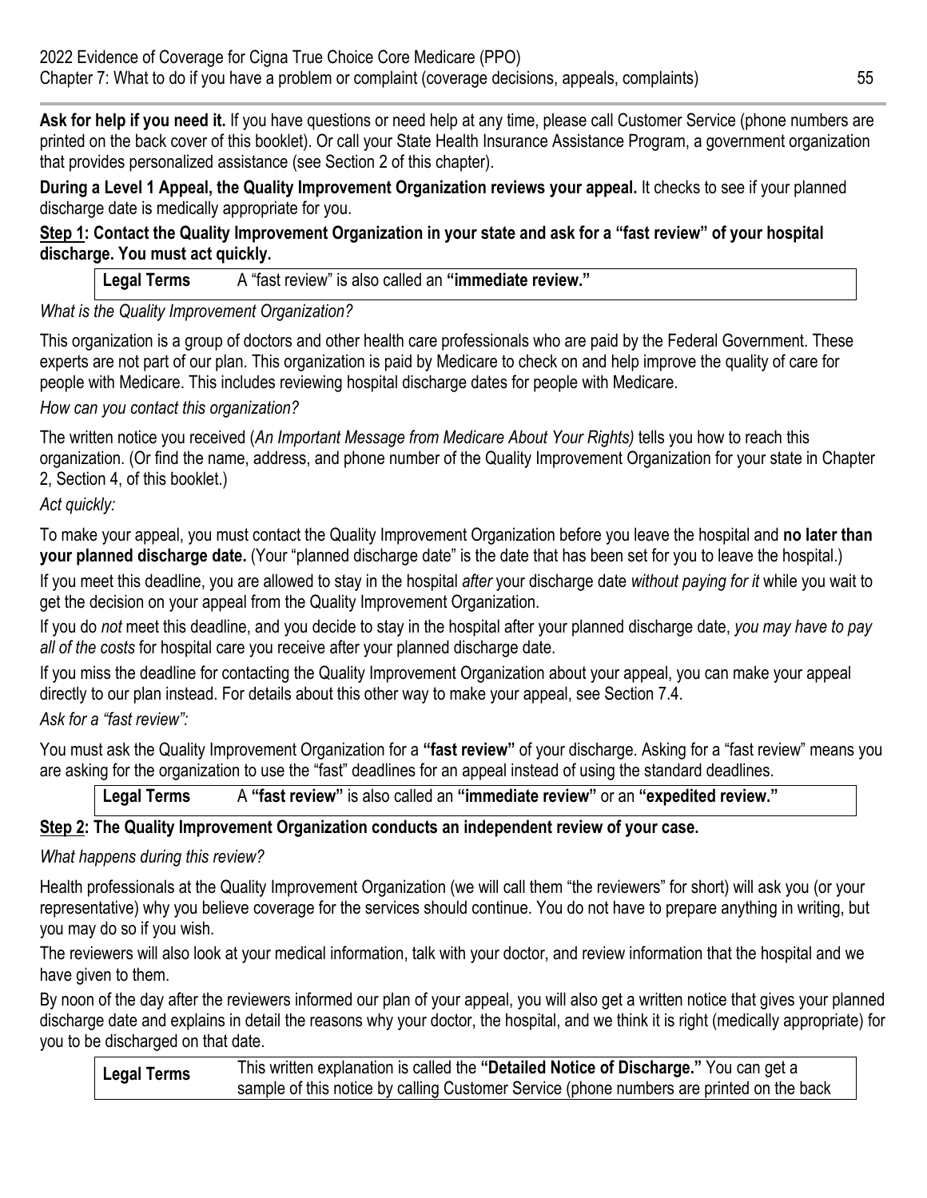**Ask for help if you need it.** If you have questions or need help at any time, please call Customer Service (phone numbers are printed on the back cover of this booklet). Or call your State Health Insurance Assistance Program, a government organization that provides personalized assistance (see Section 2 of this chapter).

**During a Level 1 Appeal, the Quality Improvement Organization reviews your appeal.** It checks to see if your planned discharge date is medically appropriate for you.

**Step 1: Contact the Quality Improvement Organization in your state and ask for a "fast review" of your hospital discharge. You must act quickly.**

| | |
|---|---|
| **Legal Terms** | A "fast review" is also called an **"immediate review."** |

*What is the Quality Improvement Organization?*

This organization is a group of doctors and other health care professionals who are paid by the Federal Government. These experts are not part of our plan. This organization is paid by Medicare to check on and help improve the quality of care for people with Medicare. This includes reviewing hospital discharge dates for people with Medicare.

*How can you contact this organization?*

The written notice you received (*An Important Message from Medicare About Your Rights)* tells you how to reach this organization. (Or find the name, address, and phone number of the Quality Improvement Organization for your state in Chapter 2, Section 4, of this booklet.)

*Act quickly:*

To make your appeal, you must contact the Quality Improvement Organization before you leave the hospital and **no later than your planned discharge date.** (Your "planned discharge date" is the date that has been set for you to leave the hospital.)

If you meet this deadline, you are allowed to stay in the hospital *after* your discharge date *without paying for it* while you wait to get the decision on your appeal from the Quality Improvement Organization.

If you do *not* meet this deadline, and you decide to stay in the hospital after your planned discharge date, *you may have to pay all of the costs* for hospital care you receive after your planned discharge date.

If you miss the deadline for contacting the Quality Improvement Organization about your appeal, you can make your appeal directly to our plan instead. For details about this other way to make your appeal, see Section 7.4.

*Ask for a "fast review":*

You must ask the Quality Improvement Organization for a **"fast review"** of your discharge. Asking for a "fast review" means you are asking for the organization to use the "fast" deadlines for an appeal instead of using the standard deadlines.

| | |
|---|---|
| **Legal Terms** | A **"fast review"** is also called an **"immediate review"** or an **"expedited review."** |

**Step 2: The Quality Improvement Organization conducts an independent review of your case.**

*What happens during this review?*

Health professionals at the Quality Improvement Organization (we will call them "the reviewers" for short) will ask you (or your representative) why you believe coverage for the services should continue. You do not have to prepare anything in writing, but you may do so if you wish.

The reviewers will also look at your medical information, talk with your doctor, and review information that the hospital and we have given to them.

By noon of the day after the reviewers informed our plan of your appeal, you will also get a written notice that gives your planned discharge date and explains in detail the reasons why your doctor, the hospital, and we think it is right (medically appropriate) for you to be discharged on that date.

| | |
|---|---|
| **Legal Terms** | This written explanation is called the **"Detailed Notice of Discharge."** You can get a sample of this notice by calling Customer Service (phone numbers are printed on the back |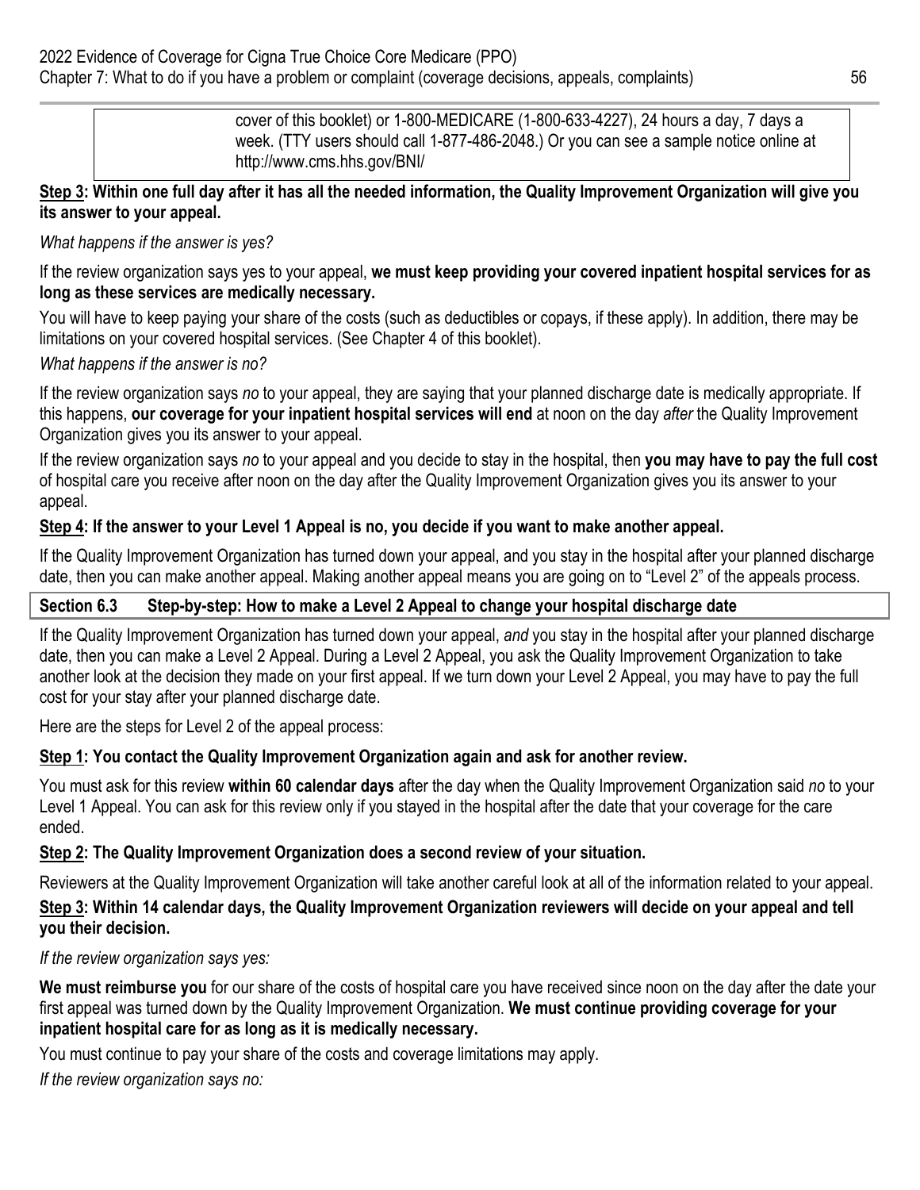cover of this booklet) or 1-800-MEDICARE (1-800-633-4227), 24 hours a day, 7 days a week. (TTY users should call 1-877-486-2048.) Or you can see a sample notice online at http://www.cms.hhs.gov/BNI/

**Step 3: Within one full day after it has all the needed information, the Quality Improvement Organization will give you its answer to your appeal.**

*What happens if the answer is yes?*

If the review organization says yes to your appeal, **we must keep providing your covered inpatient hospital services for as long as these services are medically necessary.**

You will have to keep paying your share of the costs (such as deductibles or copays, if these apply). In addition, there may be limitations on your covered hospital services. (See Chapter 4 of this booklet).

*What happens if the answer is no?*

If the review organization says *no* to your appeal, they are saying that your planned discharge date is medically appropriate. If this happens, **our coverage for your inpatient hospital services will end** at noon on the day *after* the Quality Improvement Organization gives you its answer to your appeal.

If the review organization says *no* to your appeal and you decide to stay in the hospital, then **you may have to pay the full cost** of hospital care you receive after noon on the day after the Quality Improvement Organization gives you its answer to your appeal.

**Step 4: If the answer to your Level 1 Appeal is no, you decide if you want to make another appeal.**

If the Quality Improvement Organization has turned down your appeal, and you stay in the hospital after your planned discharge date, then you can make another appeal. Making another appeal means you are going on to "Level 2" of the appeals process.

## Section 6.3 Step-by-step: How to make a Level 2 Appeal to change your hospital discharge date

If the Quality Improvement Organization has turned down your appeal, *and* you stay in the hospital after your planned discharge date, then you can make a Level 2 Appeal. During a Level 2 Appeal, you ask the Quality Improvement Organization to take another look at the decision they made on your first appeal. If we turn down your Level 2 Appeal, you may have to pay the full cost for your stay after your planned discharge date.

Here are the steps for Level 2 of the appeal process:

**Step 1: You contact the Quality Improvement Organization again and ask for another review.**

You must ask for this review **within 60 calendar days** after the day when the Quality Improvement Organization said *no* to your Level 1 Appeal. You can ask for this review only if you stayed in the hospital after the date that your coverage for the care ended.

**Step 2: The Quality Improvement Organization does a second review of your situation.**

Reviewers at the Quality Improvement Organization will take another careful look at all of the information related to your appeal.

**Step 3: Within 14 calendar days, the Quality Improvement Organization reviewers will decide on your appeal and tell you their decision.**

*If the review organization says yes:*

**We must reimburse you** for our share of the costs of hospital care you have received since noon on the day after the date your first appeal was turned down by the Quality Improvement Organization. **We must continue providing coverage for your inpatient hospital care for as long as it is medically necessary.**

You must continue to pay your share of the costs and coverage limitations may apply.

*If the review organization says no:*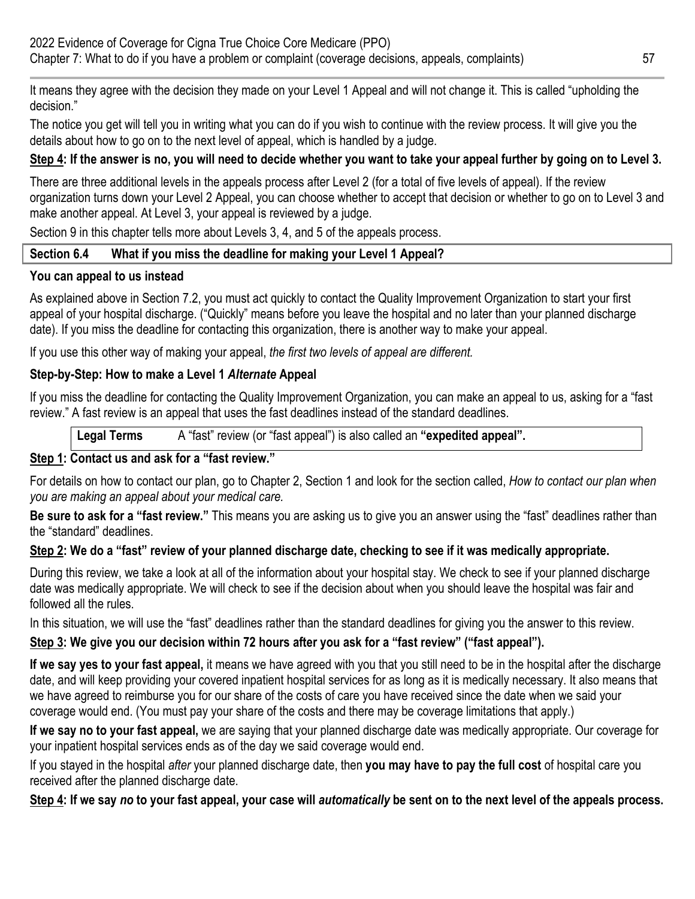It means they agree with the decision they made on your Level 1 Appeal and will not change it. This is called "upholding the decision."

The notice you get will tell you in writing what you can do if you wish to continue with the review process. It will give you the details about how to go on to the next level of appeal, which is handled by a judge.

**Step 4: If the answer is no, you will need to decide whether you want to take your appeal further by going on to Level 3.**

There are three additional levels in the appeals process after Level 2 (for a total of five levels of appeal). If the review organization turns down your Level 2 Appeal, you can choose whether to accept that decision or whether to go on to Level 3 and make another appeal. At Level 3, your appeal is reviewed by a judge.

Section 9 in this chapter tells more about Levels 3, 4, and 5 of the appeals process.

## Section 6.4 What if you miss the deadline for making your Level 1 Appeal?

**You can appeal to us instead**

As explained above in Section 7.2, you must act quickly to contact the Quality Improvement Organization to start your first appeal of your hospital discharge. ("Quickly" means before you leave the hospital and no later than your planned discharge date). If you miss the deadline for contacting this organization, there is another way to make your appeal.

If you use this other way of making your appeal, *the first two levels of appeal are different.*

**Step-by-Step: How to make a Level 1 *Alternate* Appeal**

If you miss the deadline for contacting the Quality Improvement Organization, you can make an appeal to us, asking for a "fast review." A fast review is an appeal that uses the fast deadlines instead of the standard deadlines.

| | |
|---|---|
| **Legal Terms** | A "fast" review (or "fast appeal") is also called an **"expedited appeal".** |

**Step 1: Contact us and ask for a "fast review."**

For details on how to contact our plan, go to Chapter 2, Section 1 and look for the section called, *How to contact our plan when you are making an appeal about your medical care.*

**Be sure to ask for a "fast review."** This means you are asking us to give you an answer using the "fast" deadlines rather than the "standard" deadlines.

**Step 2: We do a "fast" review of your planned discharge date, checking to see if it was medically appropriate.**

During this review, we take a look at all of the information about your hospital stay. We check to see if your planned discharge date was medically appropriate. We will check to see if the decision about when you should leave the hospital was fair and followed all the rules.

In this situation, we will use the "fast" deadlines rather than the standard deadlines for giving you the answer to this review.

**Step 3: We give you our decision within 72 hours after you ask for a "fast review" ("fast appeal").**

**If we say yes to your fast appeal,** it means we have agreed with you that you still need to be in the hospital after the discharge date, and will keep providing your covered inpatient hospital services for as long as it is medically necessary. It also means that we have agreed to reimburse you for our share of the costs of care you have received since the date when we said your coverage would end. (You must pay your share of the costs and there may be coverage limitations that apply.)

**If we say no to your fast appeal,** we are saying that your planned discharge date was medically appropriate. Our coverage for your inpatient hospital services ends as of the day we said coverage would end.

If you stayed in the hospital *after* your planned discharge date, then **you may have to pay the full cost** of hospital care you received after the planned discharge date.

**Step 4: If we say *no* to your fast appeal, your case will *automatically* be sent on to the next level of the appeals process.**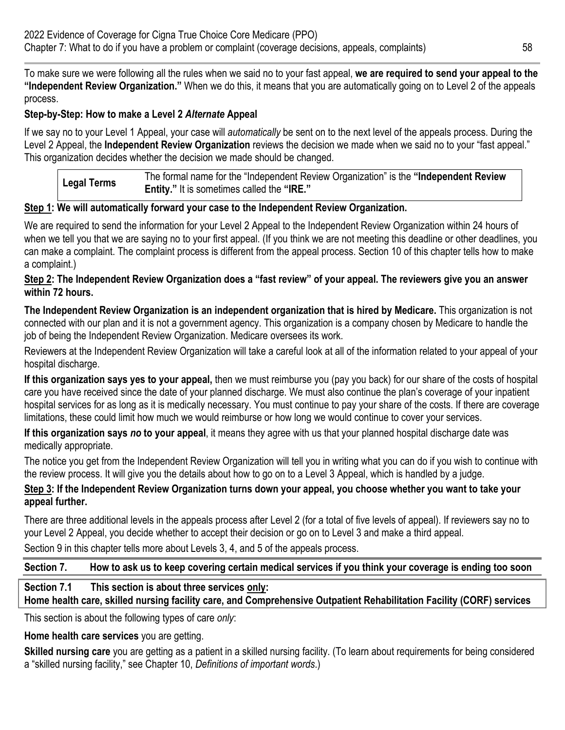To make sure we were following all the rules when we said no to your fast appeal, **we are required to send your appeal to the "Independent Review Organization."** When we do this, it means that you are automatically going on to Level 2 of the appeals process.

### Step-by-Step: How to make a Level 2 *Alternate* Appeal

If we say no to your Level 1 Appeal, your case will *automatically* be sent on to the next level of the appeals process. During the Level 2 Appeal, the **Independent Review Organization** reviews the decision we made when we said no to your "fast appeal." This organization decides whether the decision we made should be changed.

| | |
|---|---|
| **Legal Terms** | The formal name for the "Independent Review Organization" is the **"Independent Review Entity."** It is sometimes called the **"IRE."** |

**Step 1: We will automatically forward your case to the Independent Review Organization.**

We are required to send the information for your Level 2 Appeal to the Independent Review Organization within 24 hours of when we tell you that we are saying no to your first appeal. (If you think we are not meeting this deadline or other deadlines, you can make a complaint. The complaint process is different from the appeal process. Section 10 of this chapter tells how to make a complaint.)

**Step 2: The Independent Review Organization does a "fast review" of your appeal. The reviewers give you an answer within 72 hours.**

**The Independent Review Organization is an independent organization that is hired by Medicare.** This organization is not connected with our plan and it is not a government agency. This organization is a company chosen by Medicare to handle the job of being the Independent Review Organization. Medicare oversees its work.

Reviewers at the Independent Review Organization will take a careful look at all of the information related to your appeal of your hospital discharge.

**If this organization says yes to your appeal,** then we must reimburse you (pay you back) for our share of the costs of hospital care you have received since the date of your planned discharge. We must also continue the plan's coverage of your inpatient hospital services for as long as it is medically necessary. You must continue to pay your share of the costs. If there are coverage limitations, these could limit how much we would reimburse or how long we would continue to cover your services.

**If this organization says *no* to your appeal**, it means they agree with us that your planned hospital discharge date was medically appropriate.

The notice you get from the Independent Review Organization will tell you in writing what you can do if you wish to continue with the review process. It will give you the details about how to go on to a Level 3 Appeal, which is handled by a judge.

**Step 3: If the Independent Review Organization turns down your appeal, you choose whether you want to take your appeal further.**

There are three additional levels in the appeals process after Level 2 (for a total of five levels of appeal). If reviewers say no to your Level 2 Appeal, you decide whether to accept their decision or go on to Level 3 and make a third appeal.

Section 9 in this chapter tells more about Levels 3, 4, and 5 of the appeals process.

## Section 7. How to ask us to keep covering certain medical services if you think your coverage is ending too soon

### Section 7.1 This section is about three services only: Home health care, skilled nursing facility care, and Comprehensive Outpatient Rehabilitation Facility (CORF) services

This section is about the following types of care *only*:

**Home health care services** you are getting.

**Skilled nursing care** you are getting as a patient in a skilled nursing facility. (To learn about requirements for being considered a "skilled nursing facility," see Chapter 10, *Definitions of important words*.)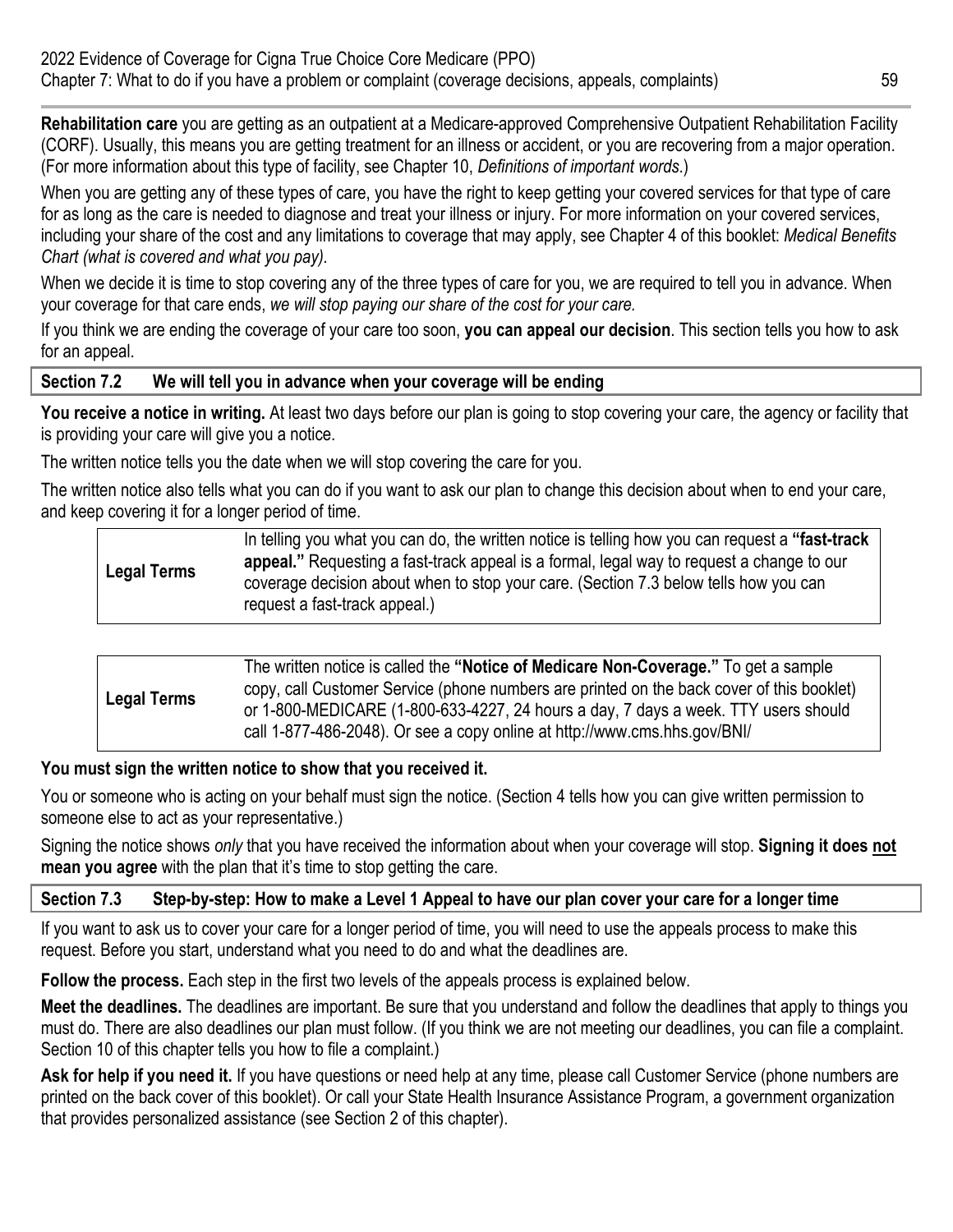**Rehabilitation care** you are getting as an outpatient at a Medicare-approved Comprehensive Outpatient Rehabilitation Facility (CORF). Usually, this means you are getting treatment for an illness or accident, or you are recovering from a major operation. (For more information about this type of facility, see Chapter 10, *Definitions of important words*.)

When you are getting any of these types of care, you have the right to keep getting your covered services for that type of care for as long as the care is needed to diagnose and treat your illness or injury. For more information on your covered services, including your share of the cost and any limitations to coverage that may apply, see Chapter 4 of this booklet: *Medical Benefits Chart (what is covered and what you pay).*

When we decide it is time to stop covering any of the three types of care for you, we are required to tell you in advance. When your coverage for that care ends, *we will stop paying our share of the cost for your care.*

If you think we are ending the coverage of your care too soon, **you can appeal our decision**. This section tells you how to ask for an appeal.

## Section 7.2 We will tell you in advance when your coverage will be ending

**You receive a notice in writing.** At least two days before our plan is going to stop covering your care, the agency or facility that is providing your care will give you a notice.

The written notice tells you the date when we will stop covering the care for you.

The written notice also tells what you can do if you want to ask our plan to change this decision about when to end your care, and keep covering it for a longer period of time.

| **Legal Terms** | In telling you what you can do, the written notice is telling how you can request a **"fast-track appeal."** Requesting a fast-track appeal is a formal, legal way to request a change to our coverage decision about when to stop your care. (Section 7.3 below tells how you can request a fast-track appeal.) |
|---|---|

| **Legal Terms** | The written notice is called the **"Notice of Medicare Non-Coverage."** To get a sample copy, call Customer Service (phone numbers are printed on the back cover of this booklet) or 1-800-MEDICARE (1-800-633-4227, 24 hours a day, 7 days a week. TTY users should call 1-877-486-2048). Or see a copy online at http://www.cms.hhs.gov/BNI/ |
|---|---|

**You must sign the written notice to show that you received it.**

You or someone who is acting on your behalf must sign the notice. (Section 4 tells how you can give written permission to someone else to act as your representative.)

Signing the notice shows *only* that you have received the information about when your coverage will stop. **Signing it does not mean you agree** with the plan that it's time to stop getting the care.

## Section 7.3 Step-by-step: How to make a Level 1 Appeal to have our plan cover your care for a longer time

If you want to ask us to cover your care for a longer period of time, you will need to use the appeals process to make this request. Before you start, understand what you need to do and what the deadlines are.

**Follow the process.** Each step in the first two levels of the appeals process is explained below.

**Meet the deadlines.** The deadlines are important. Be sure that you understand and follow the deadlines that apply to things you must do. There are also deadlines our plan must follow. (If you think we are not meeting our deadlines, you can file a complaint. Section 10 of this chapter tells you how to file a complaint.)

**Ask for help if you need it.** If you have questions or need help at any time, please call Customer Service (phone numbers are printed on the back cover of this booklet). Or call your State Health Insurance Assistance Program, a government organization that provides personalized assistance (see Section 2 of this chapter).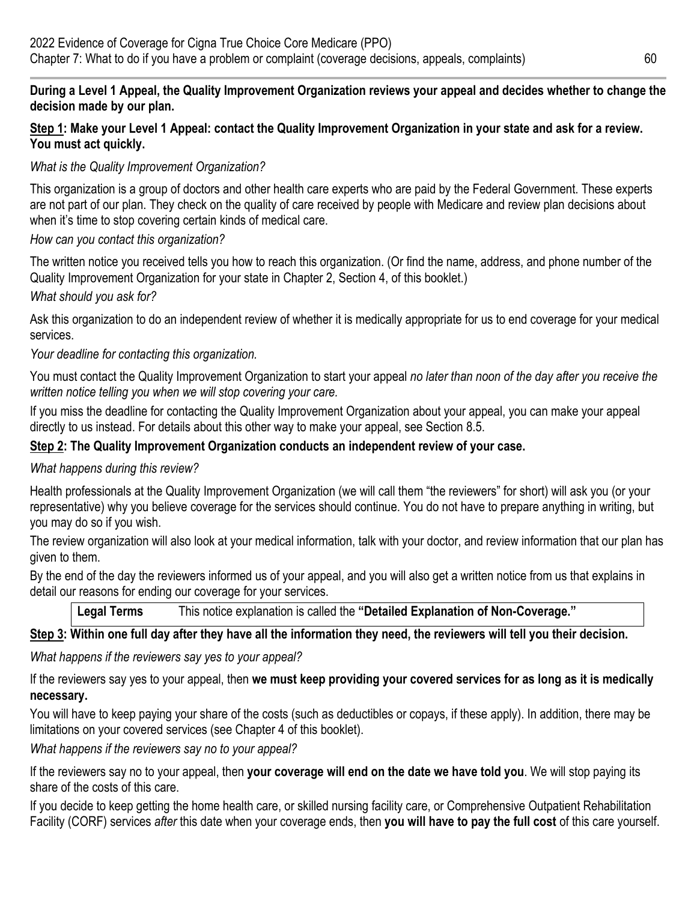**During a Level 1 Appeal, the Quality Improvement Organization reviews your appeal and decides whether to change the decision made by our plan.**

**Step 1: Make your Level 1 Appeal: contact the Quality Improvement Organization in your state and ask for a review. You must act quickly.**

*What is the Quality Improvement Organization?*

This organization is a group of doctors and other health care experts who are paid by the Federal Government. These experts are not part of our plan. They check on the quality of care received by people with Medicare and review plan decisions about when it's time to stop covering certain kinds of medical care.

*How can you contact this organization?*

The written notice you received tells you how to reach this organization. (Or find the name, address, and phone number of the Quality Improvement Organization for your state in Chapter 2, Section 4, of this booklet.)

*What should you ask for?*

Ask this organization to do an independent review of whether it is medically appropriate for us to end coverage for your medical services.

*Your deadline for contacting this organization.*

You must contact the Quality Improvement Organization to start your appeal *no later than noon of the day after you receive the written notice telling you when we will stop covering your care.*

If you miss the deadline for contacting the Quality Improvement Organization about your appeal, you can make your appeal directly to us instead. For details about this other way to make your appeal, see Section 8.5.

**Step 2: The Quality Improvement Organization conducts an independent review of your case.**

*What happens during this review?*

Health professionals at the Quality Improvement Organization (we will call them "the reviewers" for short) will ask you (or your representative) why you believe coverage for the services should continue. You do not have to prepare anything in writing, but you may do so if you wish.

The review organization will also look at your medical information, talk with your doctor, and review information that our plan has given to them.

By the end of the day the reviewers informed us of your appeal, and you will also get a written notice from us that explains in detail our reasons for ending our coverage for your services.

| | |
|---|---|
| **Legal Terms** | This notice explanation is called the **"Detailed Explanation of Non-Coverage."** |

**Step 3: Within one full day after they have all the information they need, the reviewers will tell you their decision.**

*What happens if the reviewers say yes to your appeal?*

If the reviewers say yes to your appeal, then **we must keep providing your covered services for as long as it is medically necessary.**

You will have to keep paying your share of the costs (such as deductibles or copays, if these apply). In addition, there may be limitations on your covered services (see Chapter 4 of this booklet).

*What happens if the reviewers say no to your appeal?*

If the reviewers say no to your appeal, then **your coverage will end on the date we have told you**. We will stop paying its share of the costs of this care.

If you decide to keep getting the home health care, or skilled nursing facility care, or Comprehensive Outpatient Rehabilitation Facility (CORF) services *after* this date when your coverage ends, then **you will have to pay the full cost** of this care yourself.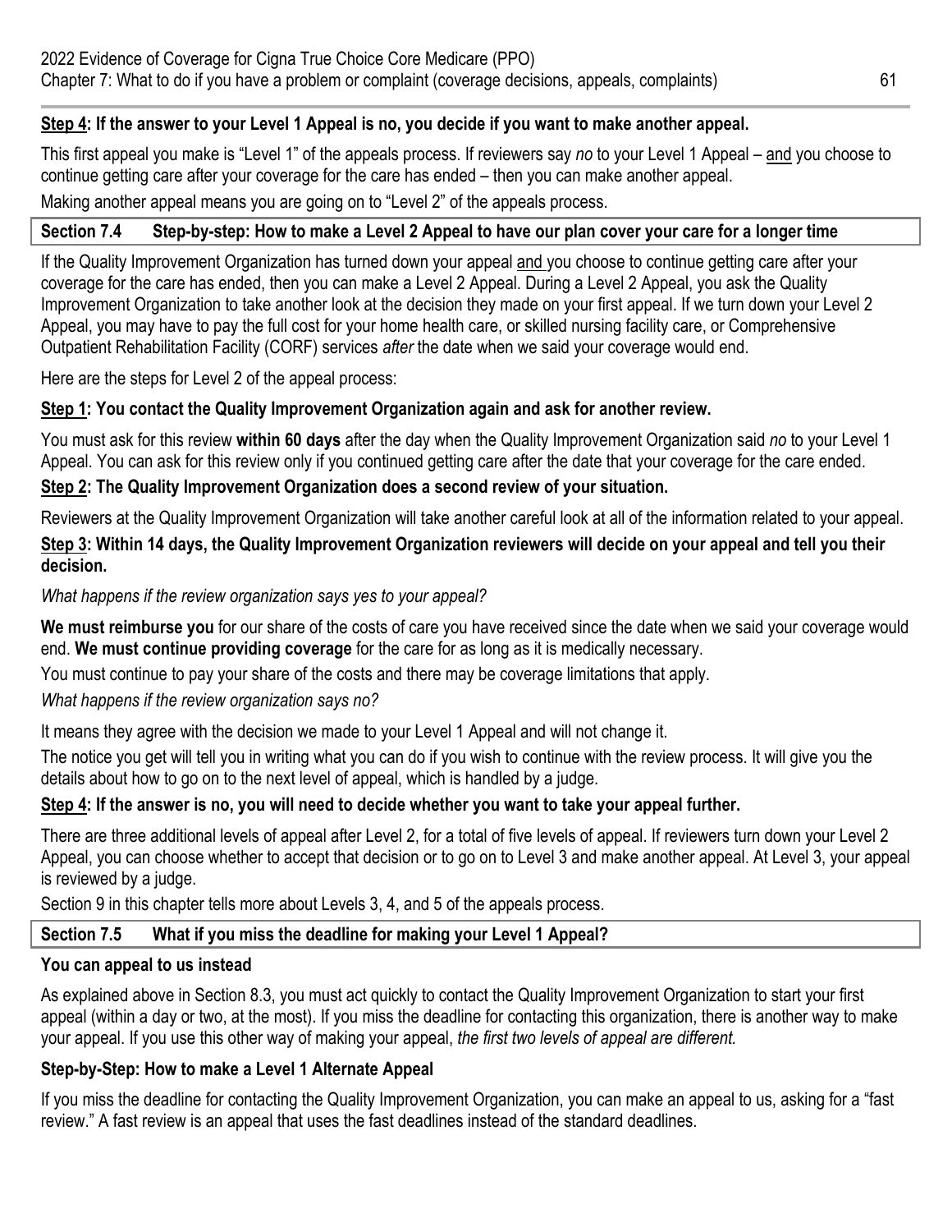**<u>Step 4</u>: If the answer to your Level 1 Appeal is no, you decide if you want to make another appeal.**

This first appeal you make is "Level 1" of the appeals process. If reviewers say *no* to your Level 1 Appeal – <u>and</u> you choose to continue getting care after your coverage for the care has ended – then you can make another appeal.

Making another appeal means you are going on to "Level 2" of the appeals process.

## Section 7.4 Step-by-step: How to make a Level 2 Appeal to have our plan cover your care for a longer time

If the Quality Improvement Organization has turned down your appeal <u>and</u> you choose to continue getting care after your coverage for the care has ended, then you can make a Level 2 Appeal. During a Level 2 Appeal, you ask the Quality Improvement Organization to take another look at the decision they made on your first appeal. If we turn down your Level 2 Appeal, you may have to pay the full cost for your home health care, or skilled nursing facility care, or Comprehensive Outpatient Rehabilitation Facility (CORF) services *after* the date when we said your coverage would end.

Here are the steps for Level 2 of the appeal process:

**<u>Step 1</u>: You contact the Quality Improvement Organization again and ask for another review.**

You must ask for this review **within 60 days** after the day when the Quality Improvement Organization said *no* to your Level 1 Appeal. You can ask for this review only if you continued getting care after the date that your coverage for the care ended.

**<u>Step 2</u>: The Quality Improvement Organization does a second review of your situation.**

Reviewers at the Quality Improvement Organization will take another careful look at all of the information related to your appeal.

**<u>Step 3</u>: Within 14 days, the Quality Improvement Organization reviewers will decide on your appeal and tell you their decision.**

*What happens if the review organization says yes to your appeal?*

**We must reimburse you** for our share of the costs of care you have received since the date when we said your coverage would end. **We must continue providing coverage** for the care for as long as it is medically necessary.

You must continue to pay your share of the costs and there may be coverage limitations that apply.

*What happens if the review organization says no?*

It means they agree with the decision we made to your Level 1 Appeal and will not change it.

The notice you get will tell you in writing what you can do if you wish to continue with the review process. It will give you the details about how to go on to the next level of appeal, which is handled by a judge.

**<u>Step 4</u>: If the answer is no, you will need to decide whether you want to take your appeal further.**

There are three additional levels of appeal after Level 2, for a total of five levels of appeal. If reviewers turn down your Level 2 Appeal, you can choose whether to accept that decision or to go on to Level 3 and make another appeal. At Level 3, your appeal is reviewed by a judge.

Section 9 in this chapter tells more about Levels 3, 4, and 5 of the appeals process.

## Section 7.5 What if you miss the deadline for making your Level 1 Appeal?

**You can appeal to us instead**

As explained above in Section 8.3, you must act quickly to contact the Quality Improvement Organization to start your first appeal (within a day or two, at the most). If you miss the deadline for contacting this organization, there is another way to make your appeal. If you use this other way of making your appeal, *the first two levels of appeal are different.*

**Step-by-Step: How to make a Level 1 Alternate Appeal**

If you miss the deadline for contacting the Quality Improvement Organization, you can make an appeal to us, asking for a "fast review." A fast review is an appeal that uses the fast deadlines instead of the standard deadlines.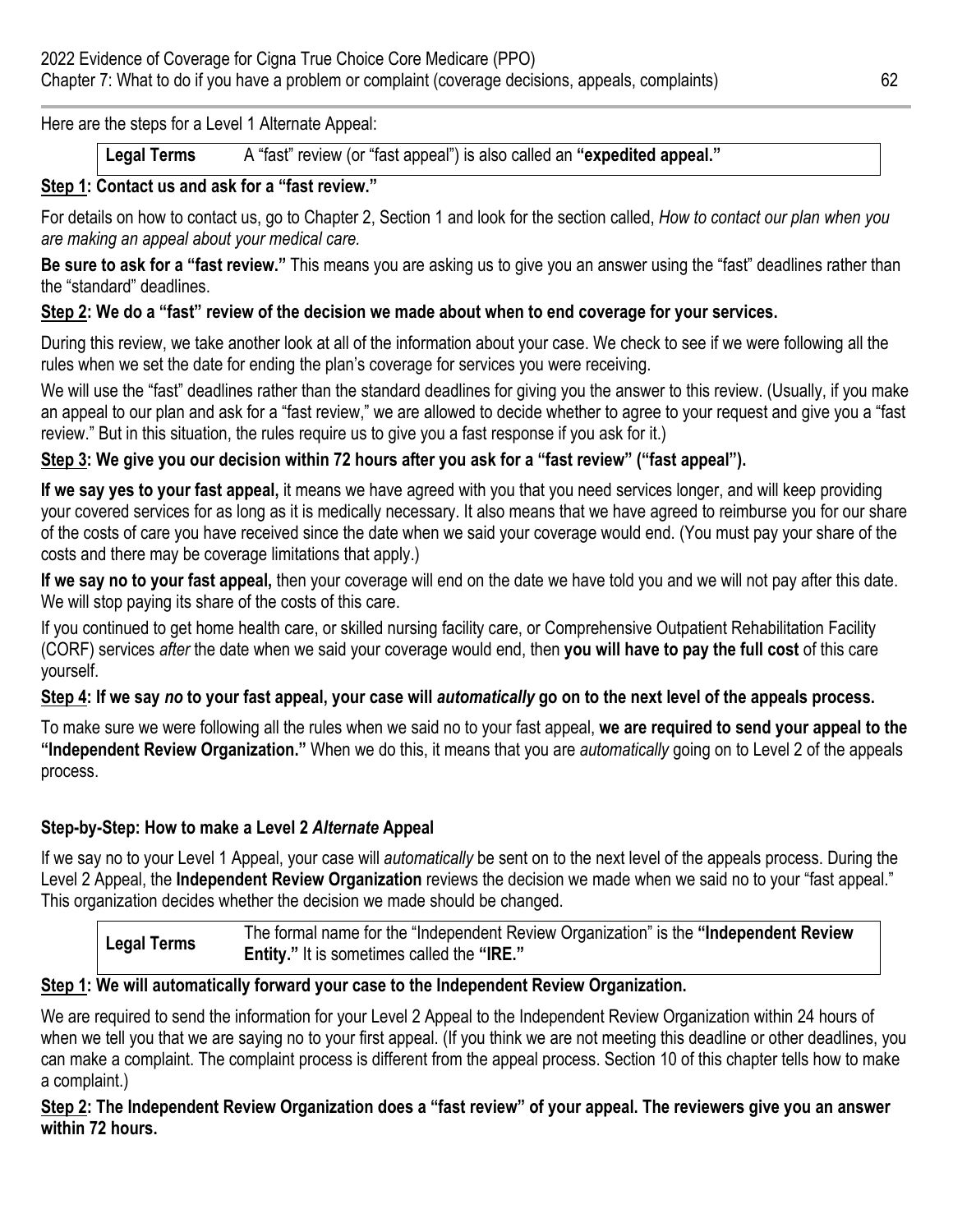Here are the steps for a Level 1 Alternate Appeal:

| | |
|---|---|
| **Legal Terms** | A "fast" review (or "fast appeal") is also called an **"expedited appeal."** |

**Step 1: Contact us and ask for a "fast review."**

For details on how to contact us, go to Chapter 2, Section 1 and look for the section called, *How to contact our plan when you are making an appeal about your medical care.*

**Be sure to ask for a "fast review."** This means you are asking us to give you an answer using the "fast" deadlines rather than the "standard" deadlines.

**Step 2: We do a "fast" review of the decision we made about when to end coverage for your services.**

During this review, we take another look at all of the information about your case. We check to see if we were following all the rules when we set the date for ending the plan's coverage for services you were receiving.

We will use the "fast" deadlines rather than the standard deadlines for giving you the answer to this review. (Usually, if you make an appeal to our plan and ask for a "fast review," we are allowed to decide whether to agree to your request and give you a "fast review." But in this situation, the rules require us to give you a fast response if you ask for it.)

**Step 3: We give you our decision within 72 hours after you ask for a "fast review" ("fast appeal").**

**If we say yes to your fast appeal,** it means we have agreed with you that you need services longer, and will keep providing your covered services for as long as it is medically necessary. It also means that we have agreed to reimburse you for our share of the costs of care you have received since the date when we said your coverage would end. (You must pay your share of the costs and there may be coverage limitations that apply.)

**If we say no to your fast appeal,** then your coverage will end on the date we have told you and we will not pay after this date. We will stop paying its share of the costs of this care.

If you continued to get home health care, or skilled nursing facility care, or Comprehensive Outpatient Rehabilitation Facility (CORF) services *after* the date when we said your coverage would end, then **you will have to pay the full cost** of this care yourself.

**Step 4: If we say *no* to your fast appeal, your case will *automatically* go on to the next level of the appeals process.**

To make sure we were following all the rules when we said no to your fast appeal, **we are required to send your appeal to the "Independent Review Organization."** When we do this, it means that you are *automatically* going on to Level 2 of the appeals process.

**Step-by-Step: How to make a Level 2 *Alternate* Appeal**

If we say no to your Level 1 Appeal, your case will *automatically* be sent on to the next level of the appeals process. During the Level 2 Appeal, the **Independent Review Organization** reviews the decision we made when we said no to your "fast appeal." This organization decides whether the decision we made should be changed.

| | |
|---|---|
| **Legal Terms** | The formal name for the "Independent Review Organization" is the **"Independent Review Entity."** It is sometimes called the **"IRE."** |

**Step 1: We will automatically forward your case to the Independent Review Organization.**

We are required to send the information for your Level 2 Appeal to the Independent Review Organization within 24 hours of when we tell you that we are saying no to your first appeal. (If you think we are not meeting this deadline or other deadlines, you can make a complaint. The complaint process is different from the appeal process. Section 10 of this chapter tells how to make a complaint.)

**Step 2: The Independent Review Organization does a "fast review" of your appeal. The reviewers give you an answer within 72 hours.**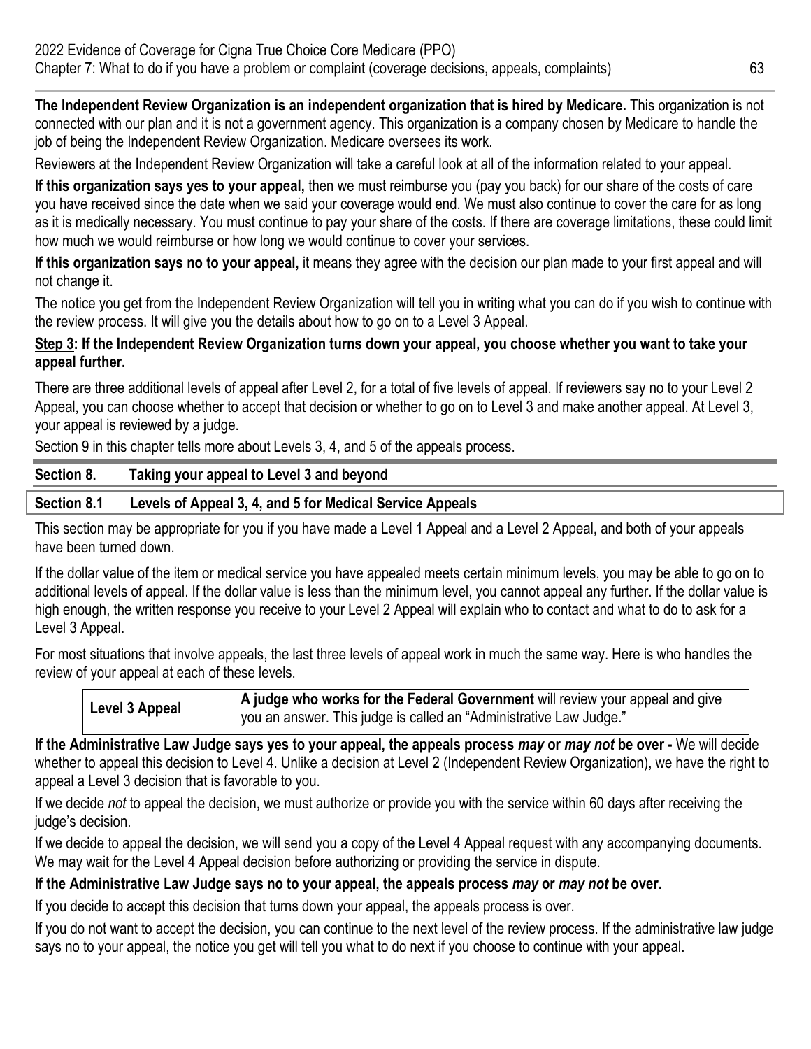**The Independent Review Organization is an independent organization that is hired by Medicare.** This organization is not connected with our plan and it is not a government agency. This organization is a company chosen by Medicare to handle the job of being the Independent Review Organization. Medicare oversees its work.

Reviewers at the Independent Review Organization will take a careful look at all of the information related to your appeal.

**If this organization says yes to your appeal,** then we must reimburse you (pay you back) for our share of the costs of care you have received since the date when we said your coverage would end. We must also continue to cover the care for as long as it is medically necessary. You must continue to pay your share of the costs. If there are coverage limitations, these could limit how much we would reimburse or how long we would continue to cover your services.

**If this organization says no to your appeal,** it means they agree with the decision our plan made to your first appeal and will not change it.

The notice you get from the Independent Review Organization will tell you in writing what you can do if you wish to continue with the review process. It will give you the details about how to go on to a Level 3 Appeal.

**Step 3: If the Independent Review Organization turns down your appeal, you choose whether you want to take your appeal further.**

There are three additional levels of appeal after Level 2, for a total of five levels of appeal. If reviewers say no to your Level 2 Appeal, you can choose whether to accept that decision or whether to go on to Level 3 and make another appeal. At Level 3, your appeal is reviewed by a judge.

Section 9 in this chapter tells more about Levels 3, 4, and 5 of the appeals process.

## Section 8. Taking your appeal to Level 3 and beyond

### Section 8.1 Levels of Appeal 3, 4, and 5 for Medical Service Appeals

This section may be appropriate for you if you have made a Level 1 Appeal and a Level 2 Appeal, and both of your appeals have been turned down.

If the dollar value of the item or medical service you have appealed meets certain minimum levels, you may be able to go on to additional levels of appeal. If the dollar value is less than the minimum level, you cannot appeal any further. If the dollar value is high enough, the written response you receive to your Level 2 Appeal will explain who to contact and what to do to ask for a Level 3 Appeal.

For most situations that involve appeals, the last three levels of appeal work in much the same way. Here is who handles the review of your appeal at each of these levels.

| | |
|---|---|
| **Level 3 Appeal** | **A judge who works for the Federal Government** will review your appeal and give you an answer. This judge is called an "Administrative Law Judge." |

**If the Administrative Law Judge says yes to your appeal, the appeals process *may* or *may not* be over -** We will decide whether to appeal this decision to Level 4. Unlike a decision at Level 2 (Independent Review Organization), we have the right to appeal a Level 3 decision that is favorable to you.

If we decide *not* to appeal the decision, we must authorize or provide you with the service within 60 days after receiving the judge's decision.

If we decide to appeal the decision, we will send you a copy of the Level 4 Appeal request with any accompanying documents. We may wait for the Level 4 Appeal decision before authorizing or providing the service in dispute.

**If the Administrative Law Judge says no to your appeal, the appeals process *may* or *may not* be over.**

If you decide to accept this decision that turns down your appeal, the appeals process is over.

If you do not want to accept the decision, you can continue to the next level of the review process. If the administrative law judge says no to your appeal, the notice you get will tell you what to do next if you choose to continue with your appeal.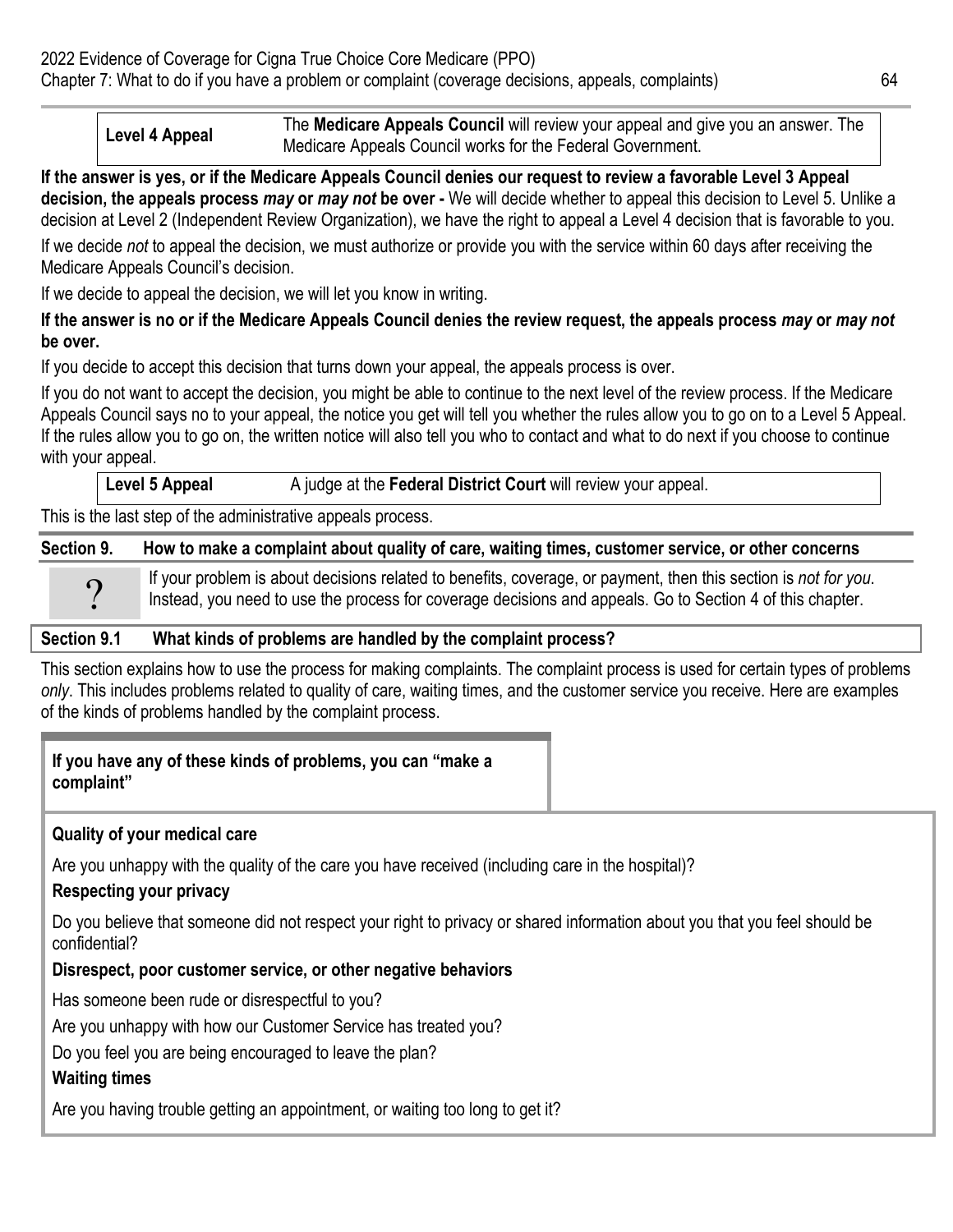| Level 4 Appeal | The **Medicare Appeals Council** will review your appeal and give you an answer. The Medicare Appeals Council works for the Federal Government. |
|---|---|

**If the answer is yes, or if the Medicare Appeals Council denies our request to review a favorable Level 3 Appeal decision, the appeals process *may* or *may not* be over -** We will decide whether to appeal this decision to Level 5. Unlike a decision at Level 2 (Independent Review Organization), we have the right to appeal a Level 4 decision that is favorable to you.

If we decide *not* to appeal the decision, we must authorize or provide you with the service within 60 days after receiving the Medicare Appeals Council's decision.

If we decide to appeal the decision, we will let you know in writing.

**If the answer is no or if the Medicare Appeals Council denies the review request, the appeals process *may* or *may not* be over.**

If you decide to accept this decision that turns down your appeal, the appeals process is over.

If you do not want to accept the decision, you might be able to continue to the next level of the review process. If the Medicare Appeals Council says no to your appeal, the notice you get will tell you whether the rules allow you to go on to a Level 5 Appeal. If the rules allow you to go on, the written notice will also tell you who to contact and what to do next if you choose to continue with your appeal.

| Level 5 Appeal | A judge at the **Federal District Court** will review your appeal. |
|---|---|

This is the last step of the administrative appeals process.

## Section 9. How to make a complaint about quality of care, waiting times, customer service, or other concerns

? If your problem is about decisions related to benefits, coverage, or payment, then this section is *not for you.* Instead, you need to use the process for coverage decisions and appeals. Go to Section 4 of this chapter.

### Section 9.1 What kinds of problems are handled by the complaint process?

This section explains how to use the process for making complaints. The complaint process is used for certain types of problems *only*. This includes problems related to quality of care, waiting times, and the customer service you receive. Here are examples of the kinds of problems handled by the complaint process.

**If you have any of these kinds of problems, you can "make a complaint"**

**Quality of your medical care**

Are you unhappy with the quality of the care you have received (including care in the hospital)?

**Respecting your privacy**

Do you believe that someone did not respect your right to privacy or shared information about you that you feel should be confidential?

**Disrespect, poor customer service, or other negative behaviors**

Has someone been rude or disrespectful to you?

Are you unhappy with how our Customer Service has treated you?

Do you feel you are being encouraged to leave the plan?

**Waiting times**

Are you having trouble getting an appointment, or waiting too long to get it?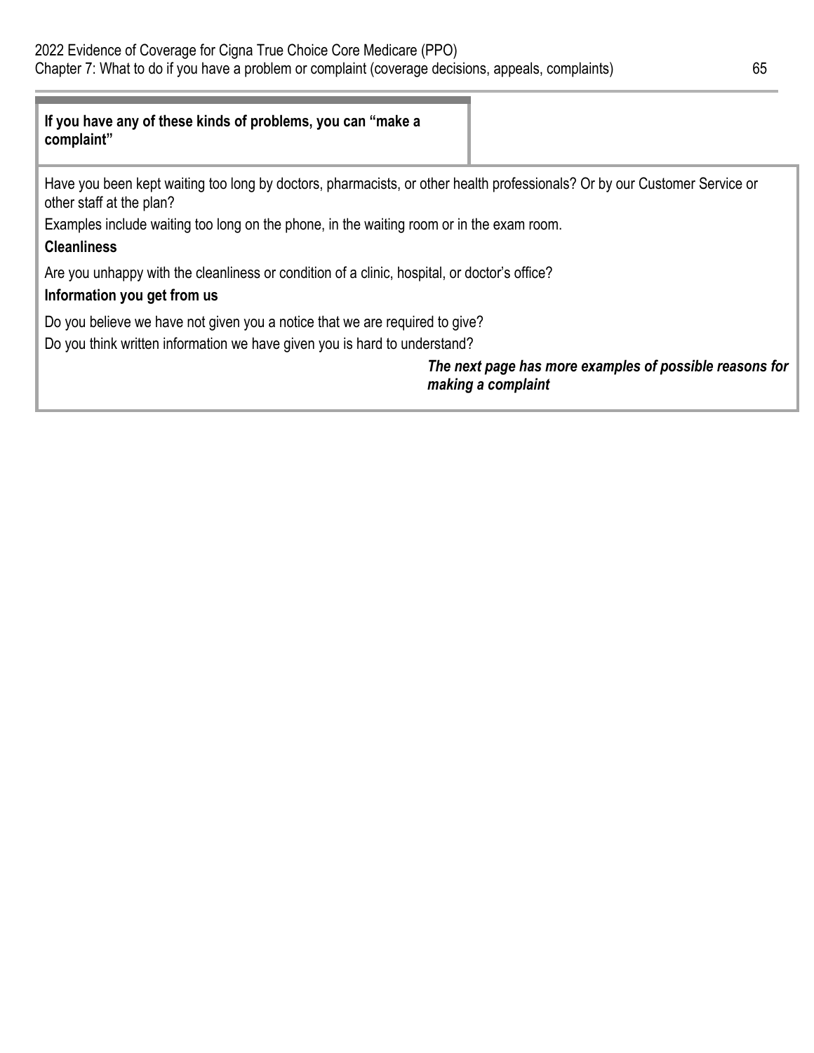**If you have any of these kinds of problems, you can "make a complaint"**

Have you been kept waiting too long by doctors, pharmacists, or other health professionals? Or by our Customer Service or other staff at the plan?

Examples include waiting too long on the phone, in the waiting room or in the exam room.

**Cleanliness**

Are you unhappy with the cleanliness or condition of a clinic, hospital, or doctor's office?

**Information you get from us**

Do you believe we have not given you a notice that we are required to give?

Do you think written information we have given you is hard to understand?

***The next page has more examples of possible reasons for making a complaint***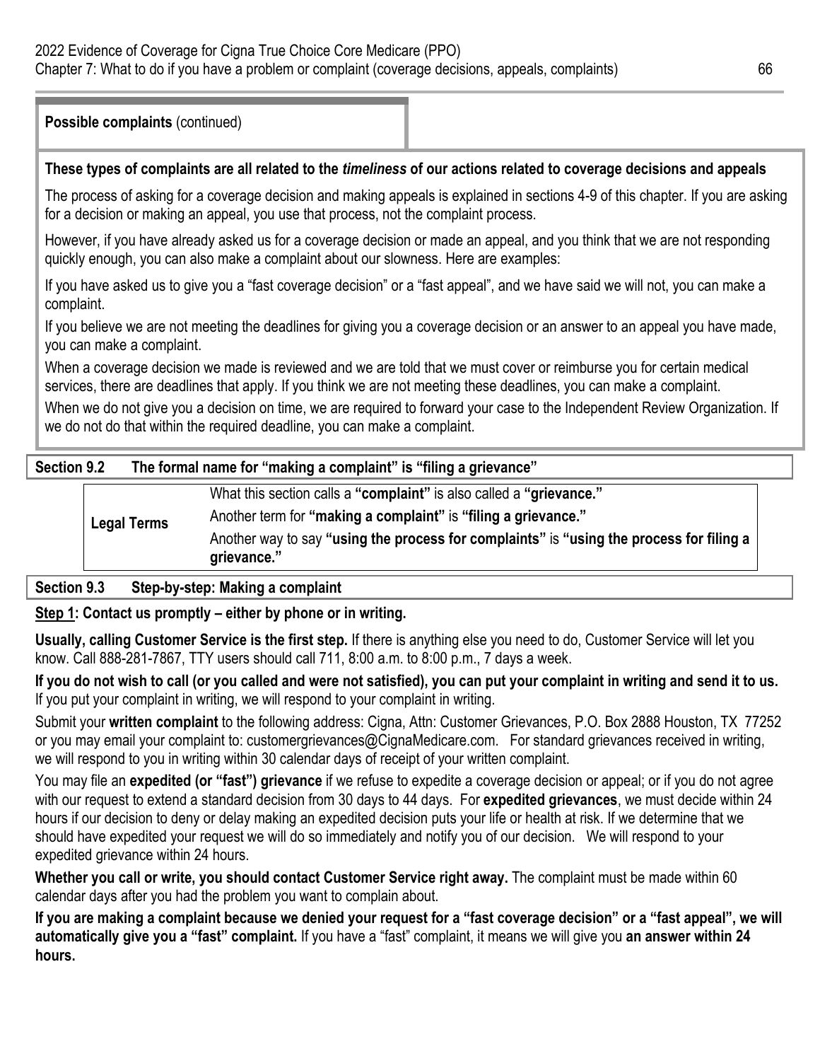| Possible complaints (continued) | |
|---|---|

**These types of complaints are all related to the *timeliness* of our actions related to coverage decisions and appeals**

The process of asking for a coverage decision and making appeals is explained in sections 4-9 of this chapter. If you are asking for a decision or making an appeal, you use that process, not the complaint process.

However, if you have already asked us for a coverage decision or made an appeal, and you think that we are not responding quickly enough, you can also make a complaint about our slowness. Here are examples:

If you have asked us to give you a "fast coverage decision" or a "fast appeal", and we have said we will not, you can make a complaint.

If you believe we are not meeting the deadlines for giving you a coverage decision or an answer to an appeal you have made, you can make a complaint.

When a coverage decision we made is reviewed and we are told that we must cover or reimburse you for certain medical services, there are deadlines that apply. If you think we are not meeting these deadlines, you can make a complaint.

When we do not give you a decision on time, we are required to forward your case to the Independent Review Organization. If we do not do that within the required deadline, you can make a complaint.

## Section 9.2 The formal name for "making a complaint" is "filing a grievance"

| | |
|---|---|
| **Legal Terms** | What this section calls a **"complaint"** is also called a **"grievance."**<br>Another term for **"making a complaint"** is **"filing a grievance."**<br>Another way to say **"using the process for complaints"** is **"using the process for filing a grievance."** |

## Section 9.3 Step-by-step: Making a complaint

**Step 1: Contact us promptly – either by phone or in writing.**

**Usually, calling Customer Service is the first step.** If there is anything else you need to do, Customer Service will let you know. Call 888-281-7867, TTY users should call 711, 8:00 a.m. to 8:00 p.m., 7 days a week.

**If you do not wish to call (or you called and were not satisfied), you can put your complaint in writing and send it to us.** If you put your complaint in writing, we will respond to your complaint in writing.

Submit your **written complaint** to the following address: Cigna, Attn: Customer Grievances, P.O. Box 2888 Houston, TX 77252 or you may email your complaint to: customergrievances@CignaMedicare.com. For standard grievances received in writing, we will respond to you in writing within 30 calendar days of receipt of your written complaint.

You may file an **expedited (or "fast") grievance** if we refuse to expedite a coverage decision or appeal; or if you do not agree with our request to extend a standard decision from 30 days to 44 days. For **expedited grievances**, we must decide within 24 hours if our decision to deny or delay making an expedited decision puts your life or health at risk. If we determine that we should have expedited your request we will do so immediately and notify you of our decision. We will respond to your expedited grievance within 24 hours.

**Whether you call or write, you should contact Customer Service right away.** The complaint must be made within 60 calendar days after you had the problem you want to complain about.

**If you are making a complaint because we denied your request for a "fast coverage decision" or a "fast appeal", we will automatically give you a "fast" complaint.** If you have a "fast" complaint, it means we will give you **an answer within 24 hours.**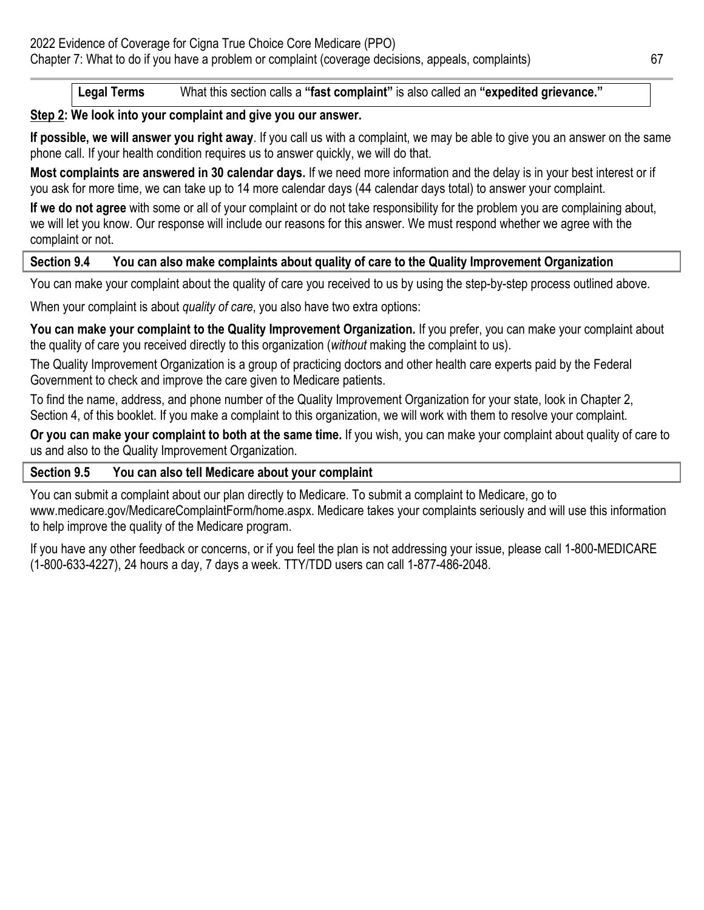| Legal Terms | What this section calls a **"fast complaint"** is also called an **"expedited grievance."** |
|---|---|

**Step 2: We look into your complaint and give you our answer.**

**If possible, we will answer you right away**. If you call us with a complaint, we may be able to give you an answer on the same phone call. If your health condition requires us to answer quickly, we will do that.

**Most complaints are answered in 30 calendar days.** If we need more information and the delay is in your best interest or if you ask for more time, we can take up to 14 more calendar days (44 calendar days total) to answer your complaint.

**If we do not agree** with some or all of your complaint or do not take responsibility for the problem you are complaining about, we will let you know. Our response will include our reasons for this answer. We must respond whether we agree with the complaint or not.

## Section 9.4 You can also make complaints about quality of care to the Quality Improvement Organization

You can make your complaint about the quality of care you received to us by using the step-by-step process outlined above.

When your complaint is about *quality of care*, you also have two extra options:

**You can make your complaint to the Quality Improvement Organization.** If you prefer, you can make your complaint about the quality of care you received directly to this organization (*without* making the complaint to us).

The Quality Improvement Organization is a group of practicing doctors and other health care experts paid by the Federal Government to check and improve the care given to Medicare patients.

To find the name, address, and phone number of the Quality Improvement Organization for your state, look in Chapter 2, Section 4, of this booklet. If you make a complaint to this organization, we will work with them to resolve your complaint.

**Or you can make your complaint to both at the same time.** If you wish, you can make your complaint about quality of care to us and also to the Quality Improvement Organization.

## Section 9.5 You can also tell Medicare about your complaint

You can submit a complaint about our plan directly to Medicare. To submit a complaint to Medicare, go to www.medicare.gov/MedicareComplaintForm/home.aspx. Medicare takes your complaints seriously and will use this information to help improve the quality of the Medicare program.

If you have any other feedback or concerns, or if you feel the plan is not addressing your issue, please call 1-800-MEDICARE (1-800-633-4227), 24 hours a day, 7 days a week. TTY/TDD users can call 1-877-486-2048.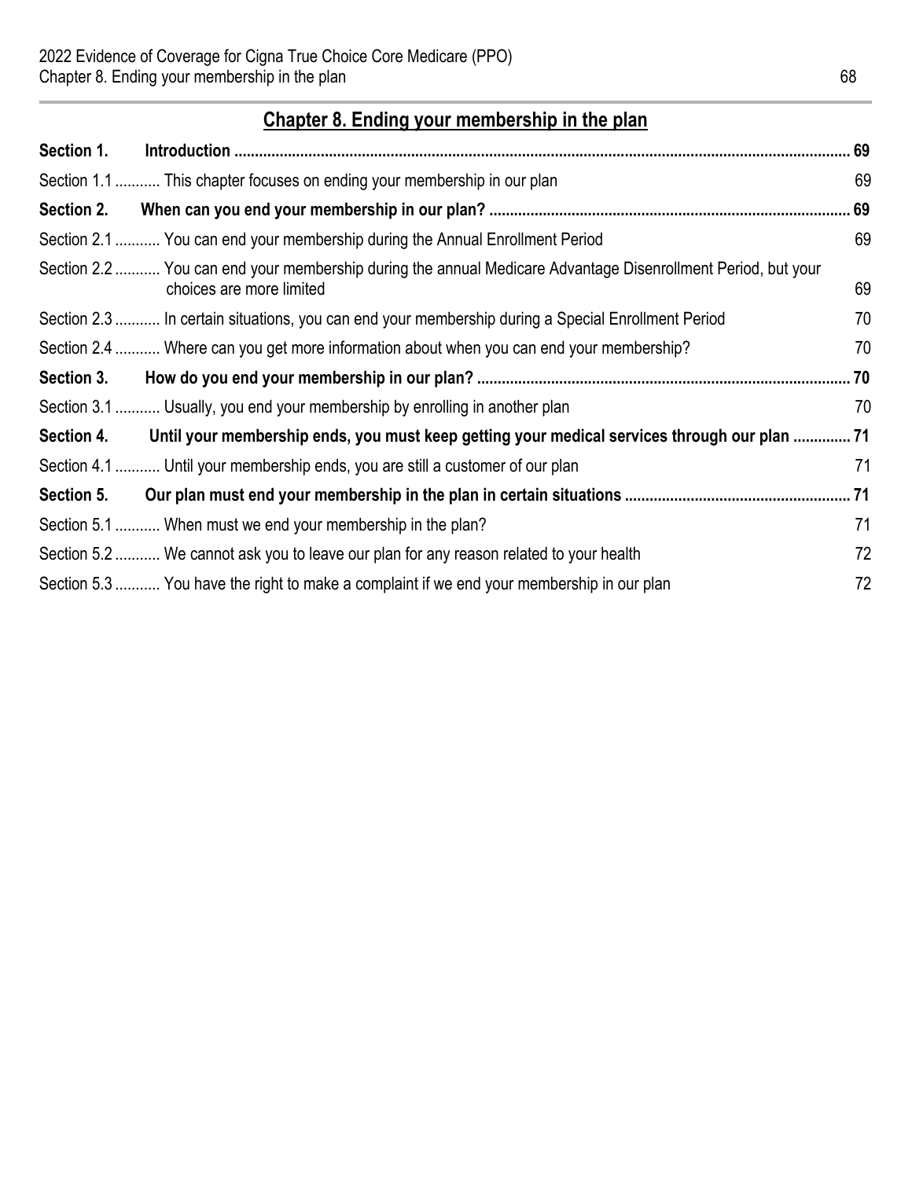# Chapter 8. Ending your membership in the plan

**Section 1. Introduction .................................................................................................................................................... 69**

Section 1.1 ........... This chapter focuses on ending your membership in our plan 69

**Section 2. When can you end your membership in our plan? ....................................................................................... 69**

Section 2.1 ........... You can end your membership during the Annual Enrollment Period 69

Section 2.2 ........... You can end your membership during the annual Medicare Advantage Disenrollment Period, but your choices are more limited 69

Section 2.3 ........... In certain situations, you can end your membership during a Special Enrollment Period 70

Section 2.4 ........... Where can you get more information about when you can end your membership? 70

**Section 3. How do you end your membership in our plan? .......................................................................................... 70**

Section 3.1 ........... Usually, you end your membership by enrolling in another plan 70

**Section 4. Until your membership ends, you must keep getting your medical services through our plan .............. 71**

Section 4.1 ........... Until your membership ends, you are still a customer of our plan 71

**Section 5. Our plan must end your membership in the plan in certain situations ....................................................... 71**

Section 5.1 ........... When must we end your membership in the plan? 71

Section 5.2 ........... We cannot ask you to leave our plan for any reason related to your health 72

Section 5.3 ........... You have the right to make a complaint if we end your membership in our plan 72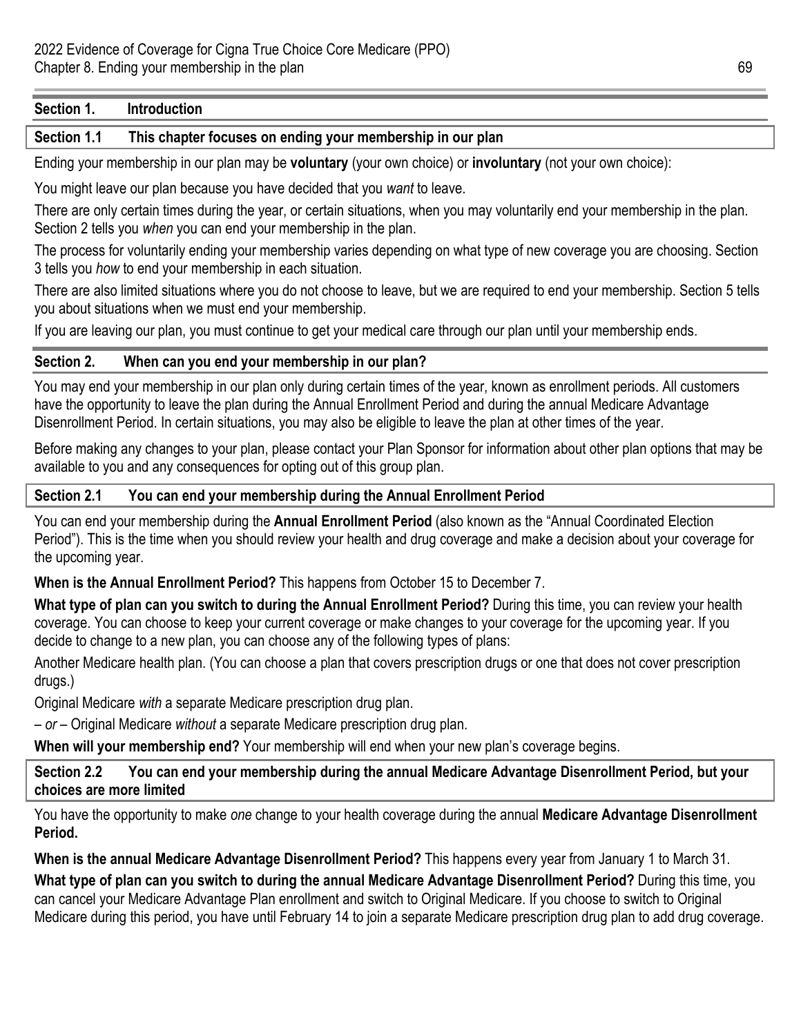## Section 1. Introduction

### Section 1.1 This chapter focuses on ending your membership in our plan

Ending your membership in our plan may be **voluntary** (your own choice) or **involuntary** (not your own choice):

You might leave our plan because you have decided that you *want* to leave.

There are only certain times during the year, or certain situations, when you may voluntarily end your membership in the plan. Section 2 tells you *when* you can end your membership in the plan.

The process for voluntarily ending your membership varies depending on what type of new coverage you are choosing. Section 3 tells you *how* to end your membership in each situation.

There are also limited situations where you do not choose to leave, but we are required to end your membership. Section 5 tells you about situations when we must end your membership.

If you are leaving our plan, you must continue to get your medical care through our plan until your membership ends.

## Section 2. When can you end your membership in our plan?

You may end your membership in our plan only during certain times of the year, known as enrollment periods. All customers have the opportunity to leave the plan during the Annual Enrollment Period and during the annual Medicare Advantage Disenrollment Period. In certain situations, you may also be eligible to leave the plan at other times of the year.

Before making any changes to your plan, please contact your Plan Sponsor for information about other plan options that may be available to you and any consequences for opting out of this group plan.

### Section 2.1 You can end your membership during the Annual Enrollment Period

You can end your membership during the **Annual Enrollment Period** (also known as the "Annual Coordinated Election Period"). This is the time when you should review your health and drug coverage and make a decision about your coverage for the upcoming year.

**When is the Annual Enrollment Period?** This happens from October 15 to December 7.

**What type of plan can you switch to during the Annual Enrollment Period?** During this time, you can review your health coverage. You can choose to keep your current coverage or make changes to your coverage for the upcoming year. If you decide to change to a new plan, you can choose any of the following types of plans:

Another Medicare health plan. (You can choose a plan that covers prescription drugs or one that does not cover prescription drugs.)

Original Medicare *with* a separate Medicare prescription drug plan.

– *or* – Original Medicare *without* a separate Medicare prescription drug plan.

**When will your membership end?** Your membership will end when your new plan's coverage begins.

### Section 2.2 You can end your membership during the annual Medicare Advantage Disenrollment Period, but your choices are more limited

You have the opportunity to make *one* change to your health coverage during the annual **Medicare Advantage Disenrollment Period.**

**When is the annual Medicare Advantage Disenrollment Period?** This happens every year from January 1 to March 31.

**What type of plan can you switch to during the annual Medicare Advantage Disenrollment Period?** During this time, you can cancel your Medicare Advantage Plan enrollment and switch to Original Medicare. If you choose to switch to Original Medicare during this period, you have until February 14 to join a separate Medicare prescription drug plan to add drug coverage.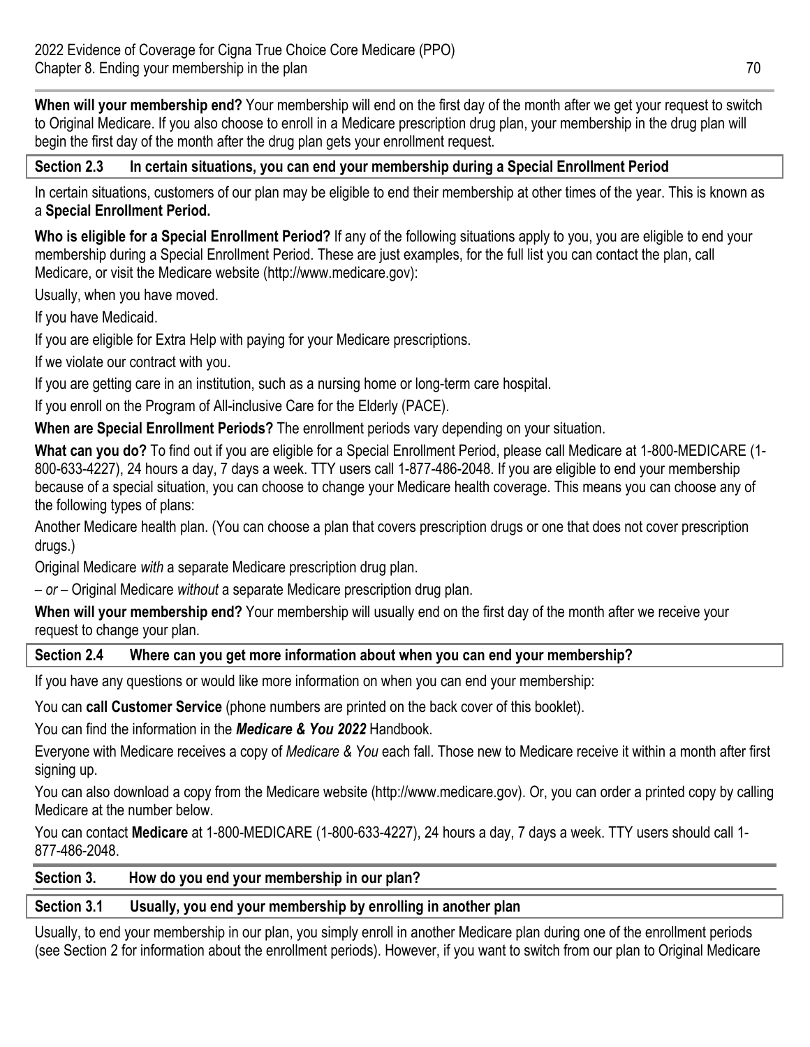**When will your membership end?** Your membership will end on the first day of the month after we get your request to switch to Original Medicare. If you also choose to enroll in a Medicare prescription drug plan, your membership in the drug plan will begin the first day of the month after the drug plan gets your enrollment request.

### Section 2.3 In certain situations, you can end your membership during a Special Enrollment Period

In certain situations, customers of our plan may be eligible to end their membership at other times of the year. This is known as a **Special Enrollment Period.**

**Who is eligible for a Special Enrollment Period?** If any of the following situations apply to you, you are eligible to end your membership during a Special Enrollment Period. These are just examples, for the full list you can contact the plan, call Medicare, or visit the Medicare website (http://www.medicare.gov):

Usually, when you have moved.

If you have Medicaid.

If you are eligible for Extra Help with paying for your Medicare prescriptions.

If we violate our contract with you.

If you are getting care in an institution, such as a nursing home or long-term care hospital.

If you enroll on the Program of All-inclusive Care for the Elderly (PACE).

**When are Special Enrollment Periods?** The enrollment periods vary depending on your situation.

**What can you do?** To find out if you are eligible for a Special Enrollment Period, please call Medicare at 1-800-MEDICARE (1-800-633-4227), 24 hours a day, 7 days a week. TTY users call 1-877-486-2048. If you are eligible to end your membership because of a special situation, you can choose to change your Medicare health coverage. This means you can choose any of the following types of plans:

Another Medicare health plan. (You can choose a plan that covers prescription drugs or one that does not cover prescription drugs.)

Original Medicare *with* a separate Medicare prescription drug plan.

– *or* – Original Medicare *without* a separate Medicare prescription drug plan.

**When will your membership end?** Your membership will usually end on the first day of the month after we receive your request to change your plan.

### Section 2.4 Where can you get more information about when you can end your membership?

If you have any questions or would like more information on when you can end your membership:

You can **call Customer Service** (phone numbers are printed on the back cover of this booklet).

You can find the information in the ***Medicare & You 2022*** Handbook.

Everyone with Medicare receives a copy of *Medicare & You* each fall. Those new to Medicare receive it within a month after first signing up.

You can also download a copy from the Medicare website (http://www.medicare.gov). Or, you can order a printed copy by calling Medicare at the number below.

You can contact **Medicare** at 1-800-MEDICARE (1-800-633-4227), 24 hours a day, 7 days a week. TTY users should call 1-877-486-2048.

## Section 3. How do you end your membership in our plan?

### Section 3.1 Usually, you end your membership by enrolling in another plan

Usually, to end your membership in our plan, you simply enroll in another Medicare plan during one of the enrollment periods (see Section 2 for information about the enrollment periods). However, if you want to switch from our plan to Original Medicare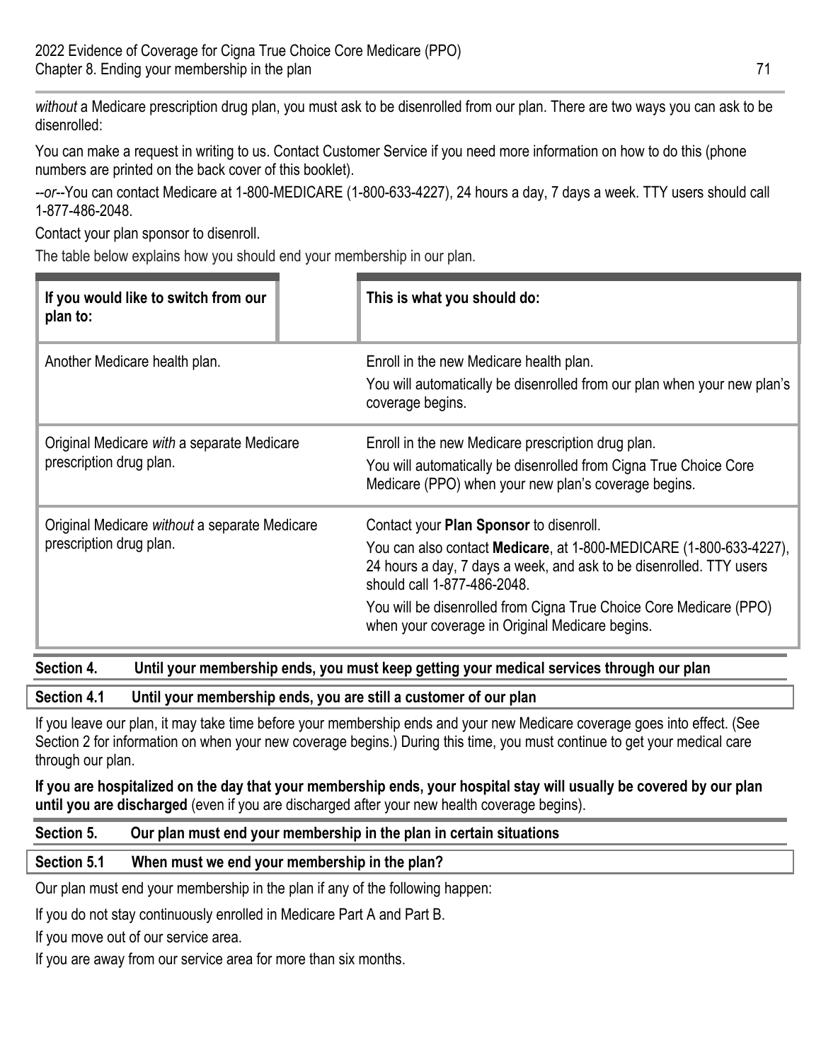*without* a Medicare prescription drug plan, you must ask to be disenrolled from our plan. There are two ways you can ask to be disenrolled:

You can make a request in writing to us. Contact Customer Service if you need more information on how to do this (phone numbers are printed on the back cover of this booklet).

--*or*--You can contact Medicare at 1-800-MEDICARE (1-800-633-4227), 24 hours a day, 7 days a week. TTY users should call 1-877-486-2048.

Contact your plan sponsor to disenroll.

The table below explains how you should end your membership in our plan.

| If you would like to switch from our plan to: | This is what you should do: |
|---|---|
| Another Medicare health plan. | Enroll in the new Medicare health plan.<br>You will automatically be disenrolled from our plan when your new plan's coverage begins. |
| Original Medicare *with* a separate Medicare prescription drug plan. | Enroll in the new Medicare prescription drug plan.<br>You will automatically be disenrolled from Cigna True Choice Core Medicare (PPO) when your new plan's coverage begins. |
| Original Medicare *without* a separate Medicare prescription drug plan. | Contact your **Plan Sponsor** to disenroll.<br>You can also contact **Medicare**, at 1-800-MEDICARE (1-800-633-4227), 24 hours a day, 7 days a week, and ask to be disenrolled. TTY users should call 1-877-486-2048.<br>You will be disenrolled from Cigna True Choice Core Medicare (PPO) when your coverage in Original Medicare begins. |

## Section 4. Until your membership ends, you must keep getting your medical services through our plan

### Section 4.1 Until your membership ends, you are still a customer of our plan

If you leave our plan, it may take time before your membership ends and your new Medicare coverage goes into effect. (See Section 2 for information on when your new coverage begins.) During this time, you must continue to get your medical care through our plan.

**If you are hospitalized on the day that your membership ends, your hospital stay will usually be covered by our plan until you are discharged** (even if you are discharged after your new health coverage begins).

## Section 5. Our plan must end your membership in the plan in certain situations

### Section 5.1 When must we end your membership in the plan?

Our plan must end your membership in the plan if any of the following happen:

If you do not stay continuously enrolled in Medicare Part A and Part B.

If you move out of our service area.

If you are away from our service area for more than six months.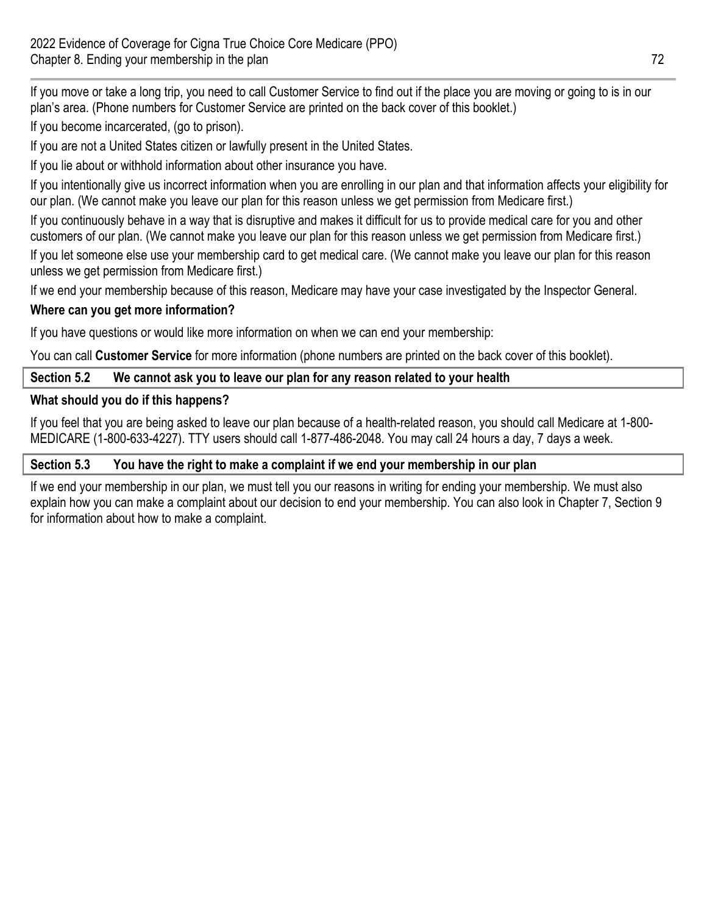If you move or take a long trip, you need to call Customer Service to find out if the place you are moving or going to is in our plan's area. (Phone numbers for Customer Service are printed on the back cover of this booklet.)

If you become incarcerated, (go to prison).

If you are not a United States citizen or lawfully present in the United States.

If you lie about or withhold information about other insurance you have.

If you intentionally give us incorrect information when you are enrolling in our plan and that information affects your eligibility for our plan. (We cannot make you leave our plan for this reason unless we get permission from Medicare first.)

If you continuously behave in a way that is disruptive and makes it difficult for us to provide medical care for you and other customers of our plan. (We cannot make you leave our plan for this reason unless we get permission from Medicare first.)

If you let someone else use your membership card to get medical care. (We cannot make you leave our plan for this reason unless we get permission from Medicare first.)

If we end your membership because of this reason, Medicare may have your case investigated by the Inspector General.

**Where can you get more information?**

If you have questions or would like more information on when we can end your membership:

You can call **Customer Service** for more information (phone numbers are printed on the back cover of this booklet).

## Section 5.2 We cannot ask you to leave our plan for any reason related to your health

**What should you do if this happens?**

If you feel that you are being asked to leave our plan because of a health-related reason, you should call Medicare at 1-800-MEDICARE (1-800-633-4227). TTY users should call 1-877-486-2048. You may call 24 hours a day, 7 days a week.

## Section 5.3 You have the right to make a complaint if we end your membership in our plan

If we end your membership in our plan, we must tell you our reasons in writing for ending your membership. We must also explain how you can make a complaint about our decision to end your membership. You can also look in Chapter 7, Section 9 for information about how to make a complaint.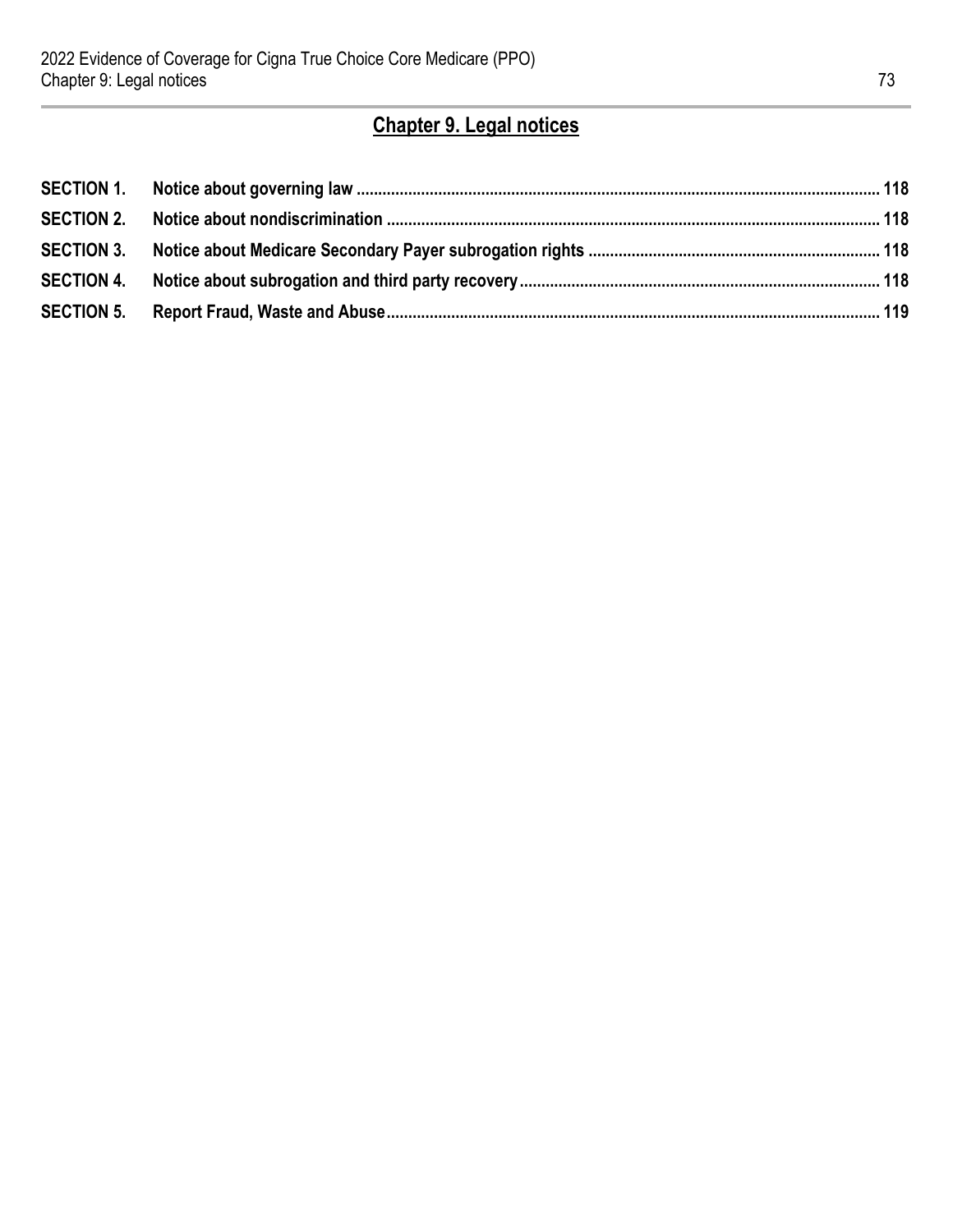# Chapter 9. Legal notices

| | | |
|---|---|---|
| **SECTION 1.** | **Notice about governing law** | **118** |
| **SECTION 2.** | **Notice about nondiscrimination** | **118** |
| **SECTION 3.** | **Notice about Medicare Secondary Payer subrogation rights** | **118** |
| **SECTION 4.** | **Notice about subrogation and third party recovery** | **118** |
| **SECTION 5.** | **Report Fraud, Waste and Abuse** | **119** |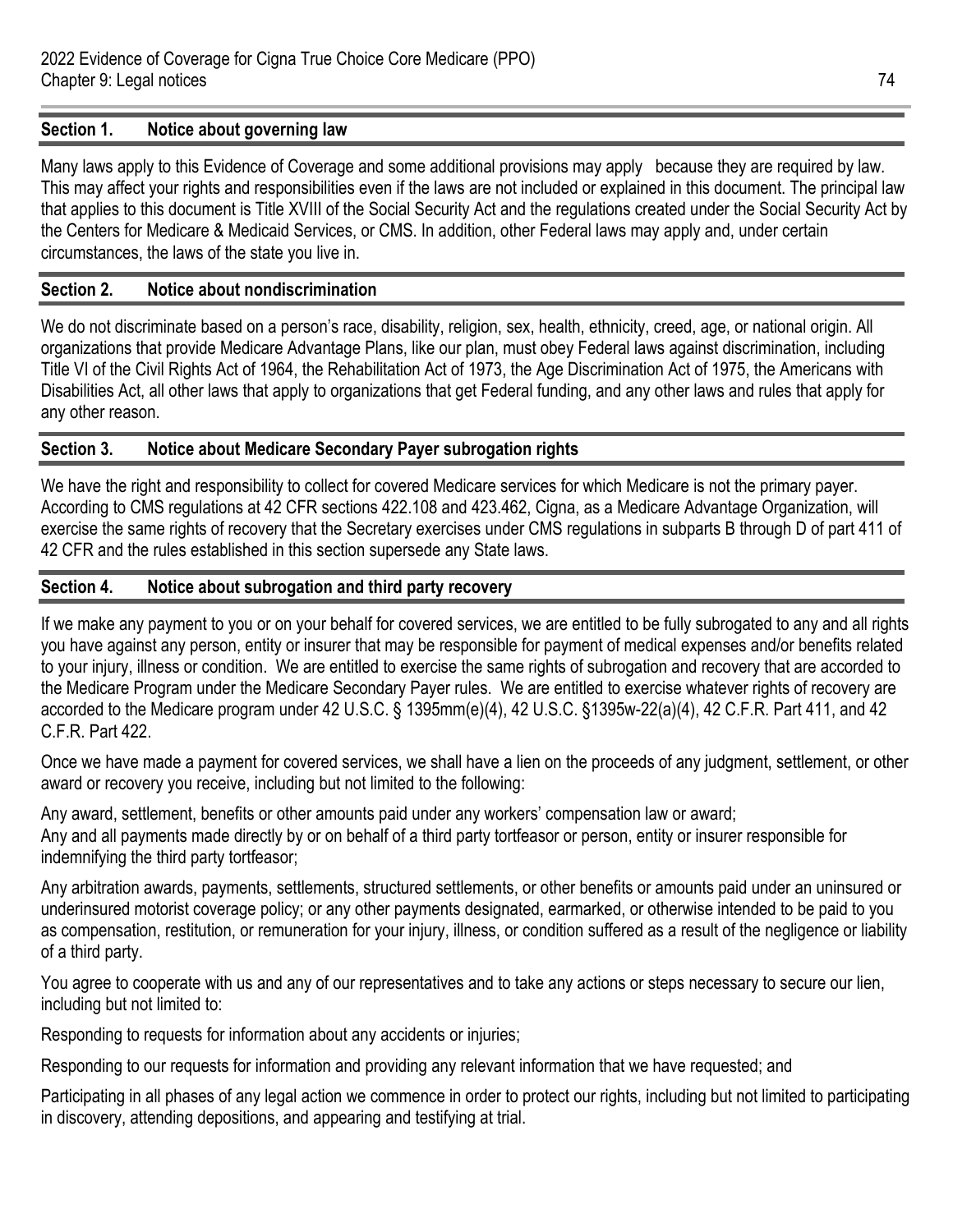## Section 1. Notice about governing law

Many laws apply to this Evidence of Coverage and some additional provisions may apply because they are required by law. This may affect your rights and responsibilities even if the laws are not included or explained in this document. The principal law that applies to this document is Title XVIII of the Social Security Act and the regulations created under the Social Security Act by the Centers for Medicare & Medicaid Services, or CMS. In addition, other Federal laws may apply and, under certain circumstances, the laws of the state you live in.

## Section 2. Notice about nondiscrimination

We do not discriminate based on a person's race, disability, religion, sex, health, ethnicity, creed, age, or national origin. All organizations that provide Medicare Advantage Plans, like our plan, must obey Federal laws against discrimination, including Title VI of the Civil Rights Act of 1964, the Rehabilitation Act of 1973, the Age Discrimination Act of 1975, the Americans with Disabilities Act, all other laws that apply to organizations that get Federal funding, and any other laws and rules that apply for any other reason.

## Section 3. Notice about Medicare Secondary Payer subrogation rights

We have the right and responsibility to collect for covered Medicare services for which Medicare is not the primary payer. According to CMS regulations at 42 CFR sections 422.108 and 423.462, Cigna, as a Medicare Advantage Organization, will exercise the same rights of recovery that the Secretary exercises under CMS regulations in subparts B through D of part 411 of 42 CFR and the rules established in this section supersede any State laws.

## Section 4. Notice about subrogation and third party recovery

If we make any payment to you or on your behalf for covered services, we are entitled to be fully subrogated to any and all rights you have against any person, entity or insurer that may be responsible for payment of medical expenses and/or benefits related to your injury, illness or condition. We are entitled to exercise the same rights of subrogation and recovery that are accorded to the Medicare Program under the Medicare Secondary Payer rules. We are entitled to exercise whatever rights of recovery are accorded to the Medicare program under 42 U.S.C. § 1395mm(e)(4), 42 U.S.C. §1395w-22(a)(4), 42 C.F.R. Part 411, and 42 C.F.R. Part 422.

Once we have made a payment for covered services, we shall have a lien on the proceeds of any judgment, settlement, or other award or recovery you receive, including but not limited to the following:

Any award, settlement, benefits or other amounts paid under any workers' compensation law or award;
Any and all payments made directly by or on behalf of a third party tortfeasor or person, entity or insurer responsible for indemnifying the third party tortfeasor;

Any arbitration awards, payments, settlements, structured settlements, or other benefits or amounts paid under an uninsured or underinsured motorist coverage policy; or any other payments designated, earmarked, or otherwise intended to be paid to you as compensation, restitution, or remuneration for your injury, illness, or condition suffered as a result of the negligence or liability of a third party.

You agree to cooperate with us and any of our representatives and to take any actions or steps necessary to secure our lien, including but not limited to:

Responding to requests for information about any accidents or injuries;

Responding to our requests for information and providing any relevant information that we have requested; and

Participating in all phases of any legal action we commence in order to protect our rights, including but not limited to participating in discovery, attending depositions, and appearing and testifying at trial.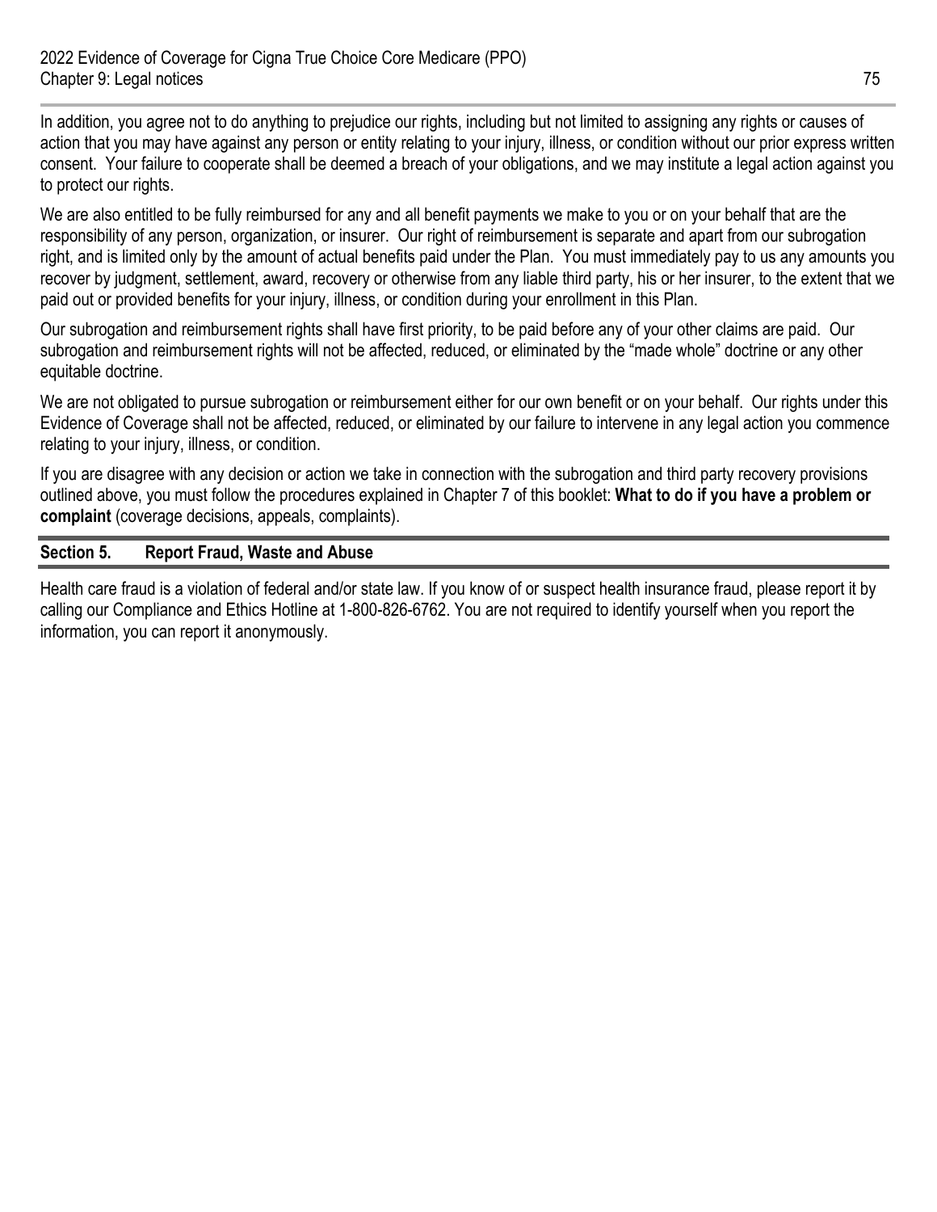In addition, you agree not to do anything to prejudice our rights, including but not limited to assigning any rights or causes of action that you may have against any person or entity relating to your injury, illness, or condition without our prior express written consent. Your failure to cooperate shall be deemed a breach of your obligations, and we may institute a legal action against you to protect our rights.

We are also entitled to be fully reimbursed for any and all benefit payments we make to you or on your behalf that are the responsibility of any person, organization, or insurer. Our right of reimbursement is separate and apart from our subrogation right, and is limited only by the amount of actual benefits paid under the Plan. You must immediately pay to us any amounts you recover by judgment, settlement, award, recovery or otherwise from any liable third party, his or her insurer, to the extent that we paid out or provided benefits for your injury, illness, or condition during your enrollment in this Plan.

Our subrogation and reimbursement rights shall have first priority, to be paid before any of your other claims are paid. Our subrogation and reimbursement rights will not be affected, reduced, or eliminated by the "made whole" doctrine or any other equitable doctrine.

We are not obligated to pursue subrogation or reimbursement either for our own benefit or on your behalf. Our rights under this Evidence of Coverage shall not be affected, reduced, or eliminated by our failure to intervene in any legal action you commence relating to your injury, illness, or condition.

If you are disagree with any decision or action we take in connection with the subrogation and third party recovery provisions outlined above, you must follow the procedures explained in Chapter 7 of this booklet: **What to do if you have a problem or complaint** (coverage decisions, appeals, complaints).

## Section 5. Report Fraud, Waste and Abuse

Health care fraud is a violation of federal and/or state law. If you know of or suspect health insurance fraud, please report it by calling our Compliance and Ethics Hotline at 1-800-826-6762. You are not required to identify yourself when you report the information, you can report it anonymously.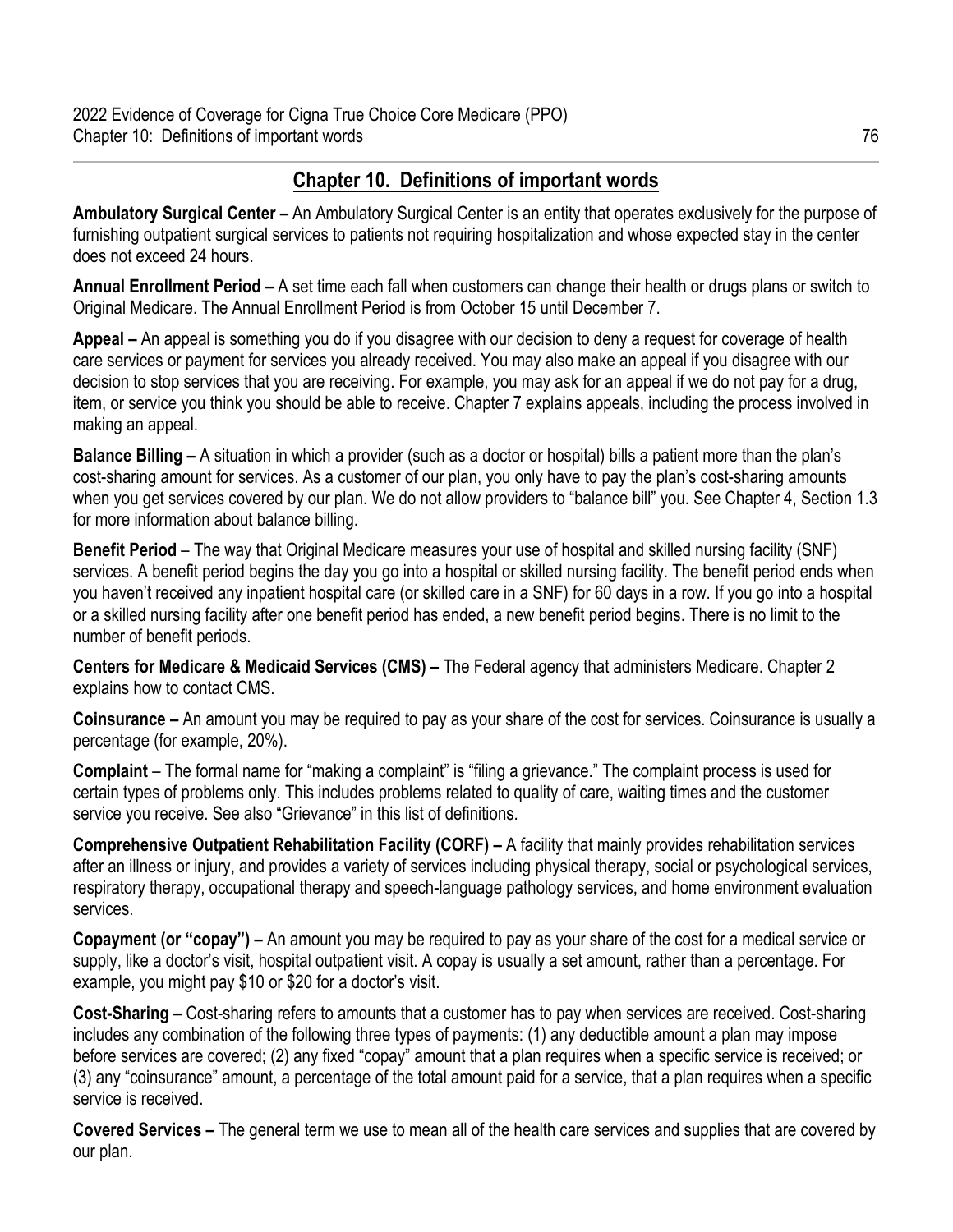# Chapter 10. Definitions of important words

**Ambulatory Surgical Center –** An Ambulatory Surgical Center is an entity that operates exclusively for the purpose of furnishing outpatient surgical services to patients not requiring hospitalization and whose expected stay in the center does not exceed 24 hours.

**Annual Enrollment Period –** A set time each fall when customers can change their health or drugs plans or switch to Original Medicare. The Annual Enrollment Period is from October 15 until December 7.

**Appeal –** An appeal is something you do if you disagree with our decision to deny a request for coverage of health care services or payment for services you already received. You may also make an appeal if you disagree with our decision to stop services that you are receiving. For example, you may ask for an appeal if we do not pay for a drug, item, or service you think you should be able to receive. Chapter 7 explains appeals, including the process involved in making an appeal.

**Balance Billing –** A situation in which a provider (such as a doctor or hospital) bills a patient more than the plan's cost-sharing amount for services. As a customer of our plan, you only have to pay the plan's cost-sharing amounts when you get services covered by our plan. We do not allow providers to "balance bill" you. See Chapter 4, Section 1.3 for more information about balance billing.

**Benefit Period** – The way that Original Medicare measures your use of hospital and skilled nursing facility (SNF) services. A benefit period begins the day you go into a hospital or skilled nursing facility. The benefit period ends when you haven't received any inpatient hospital care (or skilled care in a SNF) for 60 days in a row. If you go into a hospital or a skilled nursing facility after one benefit period has ended, a new benefit period begins. There is no limit to the number of benefit periods.

**Centers for Medicare & Medicaid Services (CMS) –** The Federal agency that administers Medicare. Chapter 2 explains how to contact CMS.

**Coinsurance –** An amount you may be required to pay as your share of the cost for services. Coinsurance is usually a percentage (for example, 20%).

**Complaint** – The formal name for "making a complaint" is "filing a grievance." The complaint process is used for certain types of problems only. This includes problems related to quality of care, waiting times and the customer service you receive. See also "Grievance" in this list of definitions.

**Comprehensive Outpatient Rehabilitation Facility (CORF) –** A facility that mainly provides rehabilitation services after an illness or injury, and provides a variety of services including physical therapy, social or psychological services, respiratory therapy, occupational therapy and speech-language pathology services, and home environment evaluation services.

**Copayment (or "copay") –** An amount you may be required to pay as your share of the cost for a medical service or supply, like a doctor's visit, hospital outpatient visit. A copay is usually a set amount, rather than a percentage. For example, you might pay $10 or $20 for a doctor's visit.

**Cost-Sharing –** Cost-sharing refers to amounts that a customer has to pay when services are received. Cost-sharing includes any combination of the following three types of payments: (1) any deductible amount a plan may impose before services are covered; (2) any fixed "copay" amount that a plan requires when a specific service is received; or (3) any "coinsurance" amount, a percentage of the total amount paid for a service, that a plan requires when a specific service is received.

**Covered Services –** The general term we use to mean all of the health care services and supplies that are covered by our plan.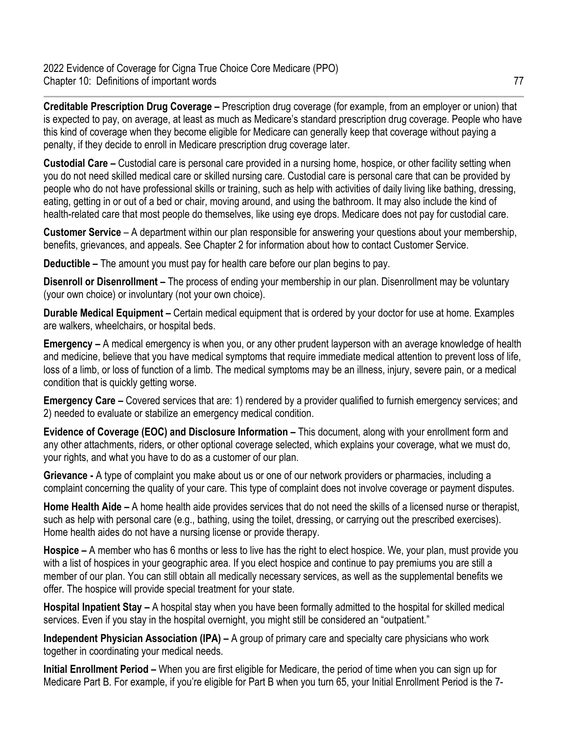**Creditable Prescription Drug Coverage –** Prescription drug coverage (for example, from an employer or union) that is expected to pay, on average, at least as much as Medicare's standard prescription drug coverage. People who have this kind of coverage when they become eligible for Medicare can generally keep that coverage without paying a penalty, if they decide to enroll in Medicare prescription drug coverage later.

**Custodial Care –** Custodial care is personal care provided in a nursing home, hospice, or other facility setting when you do not need skilled medical care or skilled nursing care. Custodial care is personal care that can be provided by people who do not have professional skills or training, such as help with activities of daily living like bathing, dressing, eating, getting in or out of a bed or chair, moving around, and using the bathroom. It may also include the kind of health-related care that most people do themselves, like using eye drops. Medicare does not pay for custodial care.

**Customer Service** – A department within our plan responsible for answering your questions about your membership, benefits, grievances, and appeals. See Chapter 2 for information about how to contact Customer Service.

**Deductible –** The amount you must pay for health care before our plan begins to pay.

**Disenroll or Disenrollment –** The process of ending your membership in our plan. Disenrollment may be voluntary (your own choice) or involuntary (not your own choice).

**Durable Medical Equipment –** Certain medical equipment that is ordered by your doctor for use at home. Examples are walkers, wheelchairs, or hospital beds.

**Emergency –** A medical emergency is when you, or any other prudent layperson with an average knowledge of health and medicine, believe that you have medical symptoms that require immediate medical attention to prevent loss of life, loss of a limb, or loss of function of a limb. The medical symptoms may be an illness, injury, severe pain, or a medical condition that is quickly getting worse.

**Emergency Care –** Covered services that are: 1) rendered by a provider qualified to furnish emergency services; and 2) needed to evaluate or stabilize an emergency medical condition.

**Evidence of Coverage (EOC) and Disclosure Information –** This document, along with your enrollment form and any other attachments, riders, or other optional coverage selected, which explains your coverage, what we must do, your rights, and what you have to do as a customer of our plan.

**Grievance -** A type of complaint you make about us or one of our network providers or pharmacies, including a complaint concerning the quality of your care. This type of complaint does not involve coverage or payment disputes.

**Home Health Aide –** A home health aide provides services that do not need the skills of a licensed nurse or therapist, such as help with personal care (e.g., bathing, using the toilet, dressing, or carrying out the prescribed exercises). Home health aides do not have a nursing license or provide therapy.

**Hospice –** A member who has 6 months or less to live has the right to elect hospice. We, your plan, must provide you with a list of hospices in your geographic area. If you elect hospice and continue to pay premiums you are still a member of our plan. You can still obtain all medically necessary services, as well as the supplemental benefits we offer. The hospice will provide special treatment for your state.

**Hospital Inpatient Stay –** A hospital stay when you have been formally admitted to the hospital for skilled medical services. Even if you stay in the hospital overnight, you might still be considered an "outpatient."

**Independent Physician Association (IPA) –** A group of primary care and specialty care physicians who work together in coordinating your medical needs.

**Initial Enrollment Period –** When you are first eligible for Medicare, the period of time when you can sign up for Medicare Part B. For example, if you're eligible for Part B when you turn 65, your Initial Enrollment Period is the 7-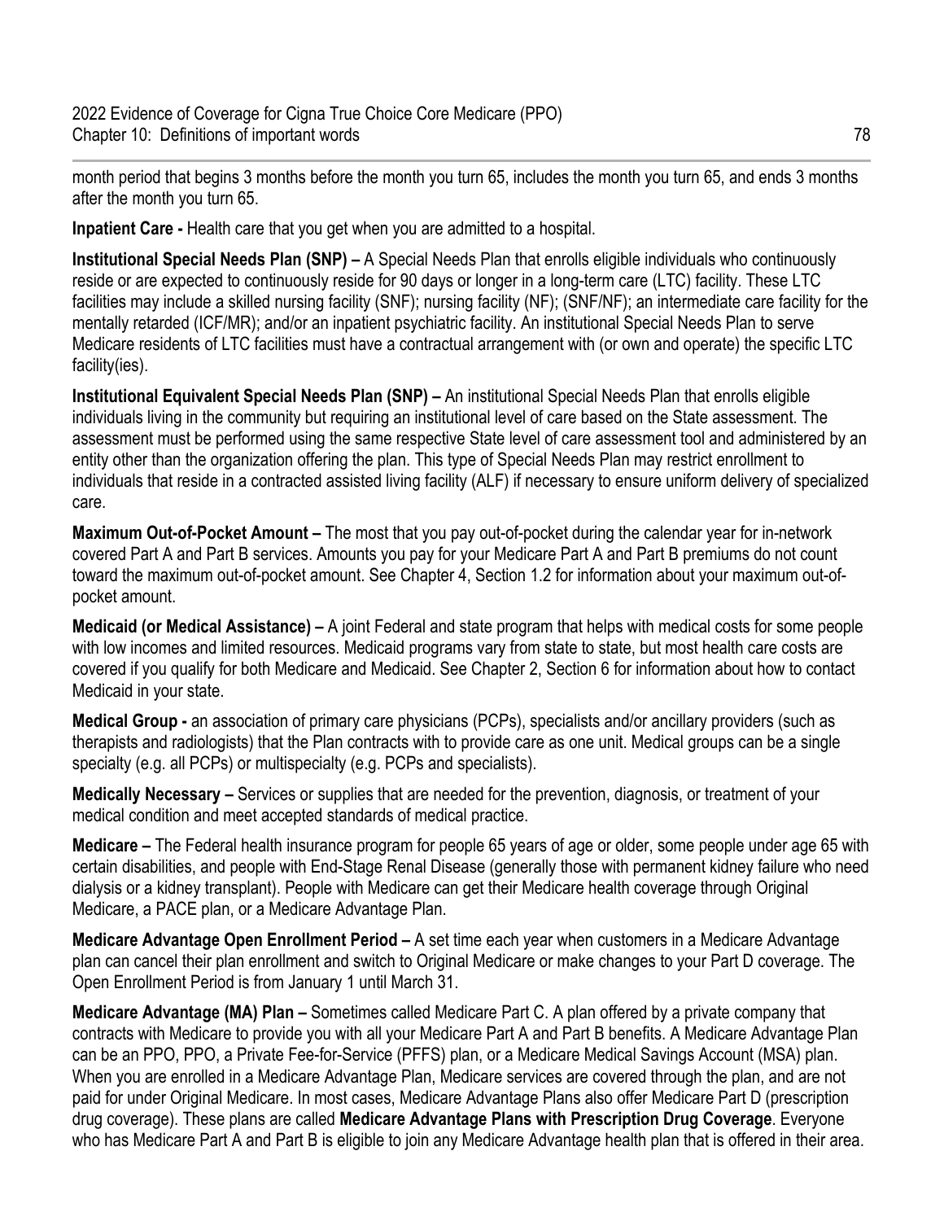month period that begins 3 months before the month you turn 65, includes the month you turn 65, and ends 3 months after the month you turn 65.

**Inpatient Care -** Health care that you get when you are admitted to a hospital.

**Institutional Special Needs Plan (SNP) –** A Special Needs Plan that enrolls eligible individuals who continuously reside or are expected to continuously reside for 90 days or longer in a long-term care (LTC) facility. These LTC facilities may include a skilled nursing facility (SNF); nursing facility (NF); (SNF/NF); an intermediate care facility for the mentally retarded (ICF/MR); and/or an inpatient psychiatric facility. An institutional Special Needs Plan to serve Medicare residents of LTC facilities must have a contractual arrangement with (or own and operate) the specific LTC facility(ies).

**Institutional Equivalent Special Needs Plan (SNP) –** An institutional Special Needs Plan that enrolls eligible individuals living in the community but requiring an institutional level of care based on the State assessment. The assessment must be performed using the same respective State level of care assessment tool and administered by an entity other than the organization offering the plan. This type of Special Needs Plan may restrict enrollment to individuals that reside in a contracted assisted living facility (ALF) if necessary to ensure uniform delivery of specialized care.

**Maximum Out-of-Pocket Amount –** The most that you pay out-of-pocket during the calendar year for in-network covered Part A and Part B services. Amounts you pay for your Medicare Part A and Part B premiums do not count toward the maximum out-of-pocket amount. See Chapter 4, Section 1.2 for information about your maximum out-of-pocket amount.

**Medicaid (or Medical Assistance) –** A joint Federal and state program that helps with medical costs for some people with low incomes and limited resources. Medicaid programs vary from state to state, but most health care costs are covered if you qualify for both Medicare and Medicaid. See Chapter 2, Section 6 for information about how to contact Medicaid in your state.

**Medical Group -** an association of primary care physicians (PCPs), specialists and/or ancillary providers (such as therapists and radiologists) that the Plan contracts with to provide care as one unit. Medical groups can be a single specialty (e.g. all PCPs) or multispecialty (e.g. PCPs and specialists).

**Medically Necessary –** Services or supplies that are needed for the prevention, diagnosis, or treatment of your medical condition and meet accepted standards of medical practice.

**Medicare –** The Federal health insurance program for people 65 years of age or older, some people under age 65 with certain disabilities, and people with End-Stage Renal Disease (generally those with permanent kidney failure who need dialysis or a kidney transplant). People with Medicare can get their Medicare health coverage through Original Medicare, a PACE plan, or a Medicare Advantage Plan.

**Medicare Advantage Open Enrollment Period –** A set time each year when customers in a Medicare Advantage plan can cancel their plan enrollment and switch to Original Medicare or make changes to your Part D coverage. The Open Enrollment Period is from January 1 until March 31.

**Medicare Advantage (MA) Plan –** Sometimes called Medicare Part C. A plan offered by a private company that contracts with Medicare to provide you with all your Medicare Part A and Part B benefits. A Medicare Advantage Plan can be an PPO, PPO, a Private Fee-for-Service (PFFS) plan, or a Medicare Medical Savings Account (MSA) plan. When you are enrolled in a Medicare Advantage Plan, Medicare services are covered through the plan, and are not paid for under Original Medicare. In most cases, Medicare Advantage Plans also offer Medicare Part D (prescription drug coverage). These plans are called **Medicare Advantage Plans with Prescription Drug Coverage**. Everyone who has Medicare Part A and Part B is eligible to join any Medicare Advantage health plan that is offered in their area.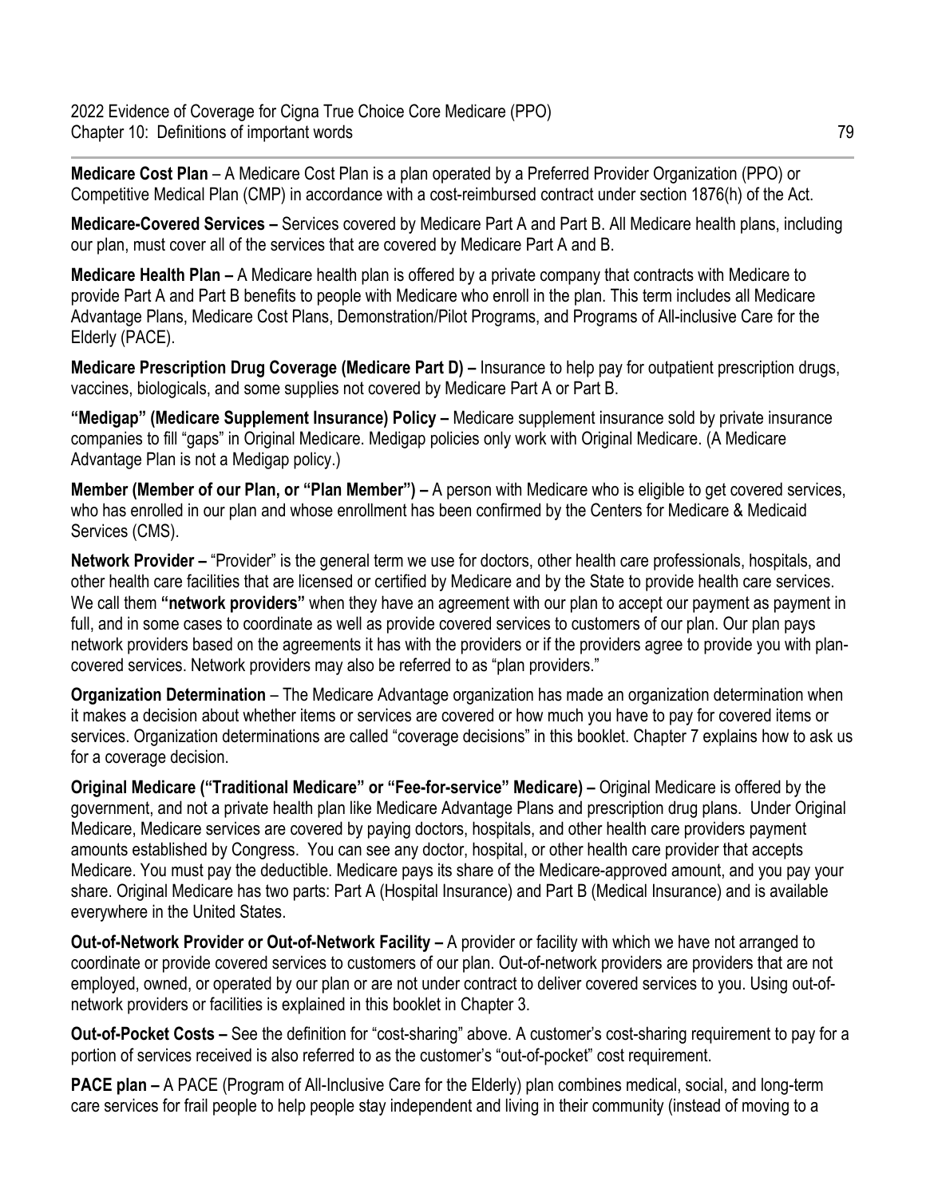**Medicare Cost Plan** – A Medicare Cost Plan is a plan operated by a Preferred Provider Organization (PPO) or Competitive Medical Plan (CMP) in accordance with a cost-reimbursed contract under section 1876(h) of the Act.

**Medicare-Covered Services –** Services covered by Medicare Part A and Part B. All Medicare health plans, including our plan, must cover all of the services that are covered by Medicare Part A and B.

**Medicare Health Plan –** A Medicare health plan is offered by a private company that contracts with Medicare to provide Part A and Part B benefits to people with Medicare who enroll in the plan. This term includes all Medicare Advantage Plans, Medicare Cost Plans, Demonstration/Pilot Programs, and Programs of All-inclusive Care for the Elderly (PACE).

**Medicare Prescription Drug Coverage (Medicare Part D) –** Insurance to help pay for outpatient prescription drugs, vaccines, biologicals, and some supplies not covered by Medicare Part A or Part B.

**"Medigap" (Medicare Supplement Insurance) Policy –** Medicare supplement insurance sold by private insurance companies to fill "gaps" in Original Medicare. Medigap policies only work with Original Medicare. (A Medicare Advantage Plan is not a Medigap policy.)

**Member (Member of our Plan, or "Plan Member") –** A person with Medicare who is eligible to get covered services, who has enrolled in our plan and whose enrollment has been confirmed by the Centers for Medicare & Medicaid Services (CMS).

**Network Provider –** "Provider" is the general term we use for doctors, other health care professionals, hospitals, and other health care facilities that are licensed or certified by Medicare and by the State to provide health care services. We call them **"network providers"** when they have an agreement with our plan to accept our payment as payment in full, and in some cases to coordinate as well as provide covered services to customers of our plan. Our plan pays network providers based on the agreements it has with the providers or if the providers agree to provide you with plan-covered services. Network providers may also be referred to as "plan providers."

**Organization Determination** – The Medicare Advantage organization has made an organization determination when it makes a decision about whether items or services are covered or how much you have to pay for covered items or services. Organization determinations are called "coverage decisions" in this booklet. Chapter 7 explains how to ask us for a coverage decision.

**Original Medicare ("Traditional Medicare" or "Fee-for-service" Medicare) –** Original Medicare is offered by the government, and not a private health plan like Medicare Advantage Plans and prescription drug plans. Under Original Medicare, Medicare services are covered by paying doctors, hospitals, and other health care providers payment amounts established by Congress. You can see any doctor, hospital, or other health care provider that accepts Medicare. You must pay the deductible. Medicare pays its share of the Medicare-approved amount, and you pay your share. Original Medicare has two parts: Part A (Hospital Insurance) and Part B (Medical Insurance) and is available everywhere in the United States.

**Out-of-Network Provider or Out-of-Network Facility –** A provider or facility with which we have not arranged to coordinate or provide covered services to customers of our plan. Out-of-network providers are providers that are not employed, owned, or operated by our plan or are not under contract to deliver covered services to you. Using out-of-network providers or facilities is explained in this booklet in Chapter 3.

**Out-of-Pocket Costs –** See the definition for "cost-sharing" above. A customer's cost-sharing requirement to pay for a portion of services received is also referred to as the customer's "out-of-pocket" cost requirement.

**PACE plan –** A PACE (Program of All-Inclusive Care for the Elderly) plan combines medical, social, and long-term care services for frail people to help people stay independent and living in their community (instead of moving to a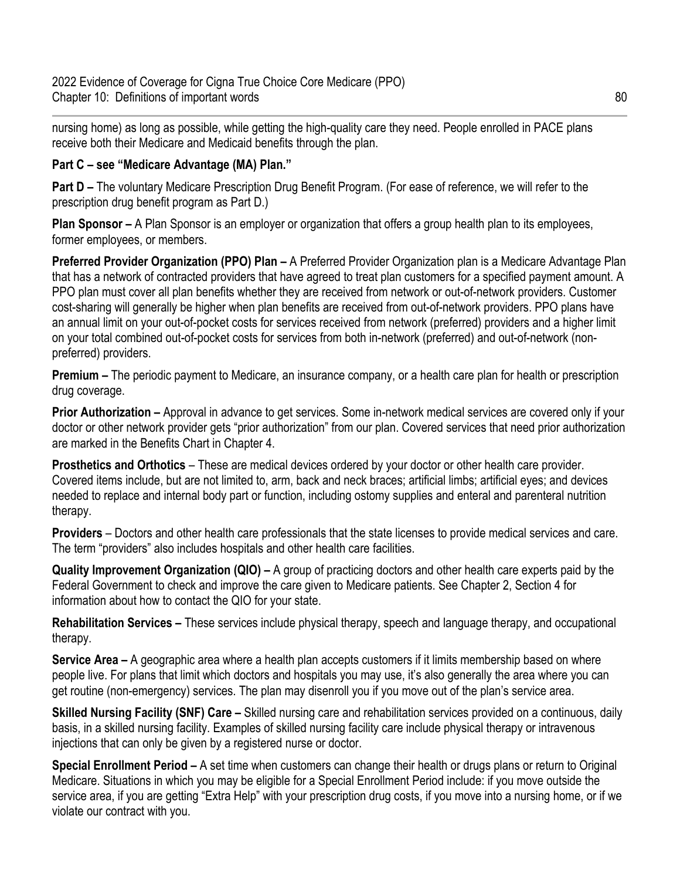nursing home) as long as possible, while getting the high-quality care they need. People enrolled in PACE plans receive both their Medicare and Medicaid benefits through the plan.

**Part C – see "Medicare Advantage (MA) Plan."**

**Part D –** The voluntary Medicare Prescription Drug Benefit Program. (For ease of reference, we will refer to the prescription drug benefit program as Part D.)

**Plan Sponsor –** A Plan Sponsor is an employer or organization that offers a group health plan to its employees, former employees, or members.

**Preferred Provider Organization (PPO) Plan –** A Preferred Provider Organization plan is a Medicare Advantage Plan that has a network of contracted providers that have agreed to treat plan customers for a specified payment amount. A PPO plan must cover all plan benefits whether they are received from network or out-of-network providers. Customer cost-sharing will generally be higher when plan benefits are received from out-of-network providers. PPO plans have an annual limit on your out-of-pocket costs for services received from network (preferred) providers and a higher limit on your total combined out-of-pocket costs for services from both in-network (preferred) and out-of-network (non-preferred) providers.

**Premium –** The periodic payment to Medicare, an insurance company, or a health care plan for health or prescription drug coverage.

**Prior Authorization –** Approval in advance to get services. Some in-network medical services are covered only if your doctor or other network provider gets "prior authorization" from our plan. Covered services that need prior authorization are marked in the Benefits Chart in Chapter 4.

**Prosthetics and Orthotics** – These are medical devices ordered by your doctor or other health care provider. Covered items include, but are not limited to, arm, back and neck braces; artificial limbs; artificial eyes; and devices needed to replace and internal body part or function, including ostomy supplies and enteral and parenteral nutrition therapy.

**Providers** – Doctors and other health care professionals that the state licenses to provide medical services and care. The term "providers" also includes hospitals and other health care facilities.

**Quality Improvement Organization (QIO) –** A group of practicing doctors and other health care experts paid by the Federal Government to check and improve the care given to Medicare patients. See Chapter 2, Section 4 for information about how to contact the QIO for your state.

**Rehabilitation Services –** These services include physical therapy, speech and language therapy, and occupational therapy.

**Service Area –** A geographic area where a health plan accepts customers if it limits membership based on where people live. For plans that limit which doctors and hospitals you may use, it's also generally the area where you can get routine (non-emergency) services. The plan may disenroll you if you move out of the plan's service area.

**Skilled Nursing Facility (SNF) Care –** Skilled nursing care and rehabilitation services provided on a continuous, daily basis, in a skilled nursing facility. Examples of skilled nursing facility care include physical therapy or intravenous injections that can only be given by a registered nurse or doctor.

**Special Enrollment Period –** A set time when customers can change their health or drugs plans or return to Original Medicare. Situations in which you may be eligible for a Special Enrollment Period include: if you move outside the service area, if you are getting "Extra Help" with your prescription drug costs, if you move into a nursing home, or if we violate our contract with you.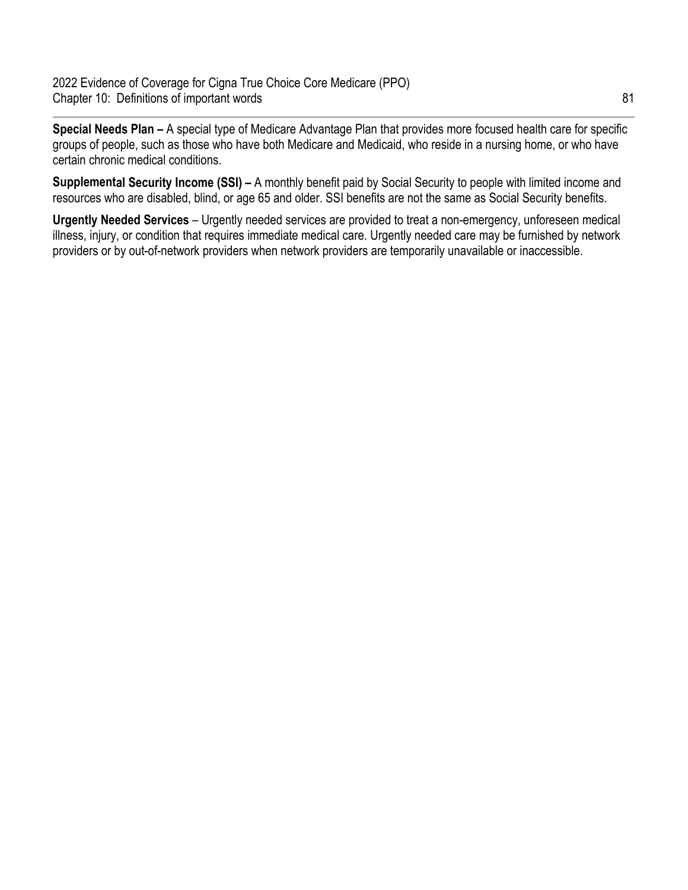**Special Needs Plan –** A special type of Medicare Advantage Plan that provides more focused health care for specific groups of people, such as those who have both Medicare and Medicaid, who reside in a nursing home, or who have certain chronic medical conditions.

**Supplemental Security Income (SSI) –** A monthly benefit paid by Social Security to people with limited income and resources who are disabled, blind, or age 65 and older. SSI benefits are not the same as Social Security benefits.

**Urgently Needed Services** – Urgently needed services are provided to treat a non-emergency, unforeseen medical illness, injury, or condition that requires immediate medical care. Urgently needed care may be furnished by network providers or by out-of-network providers when network providers are temporarily unavailable or inaccessible.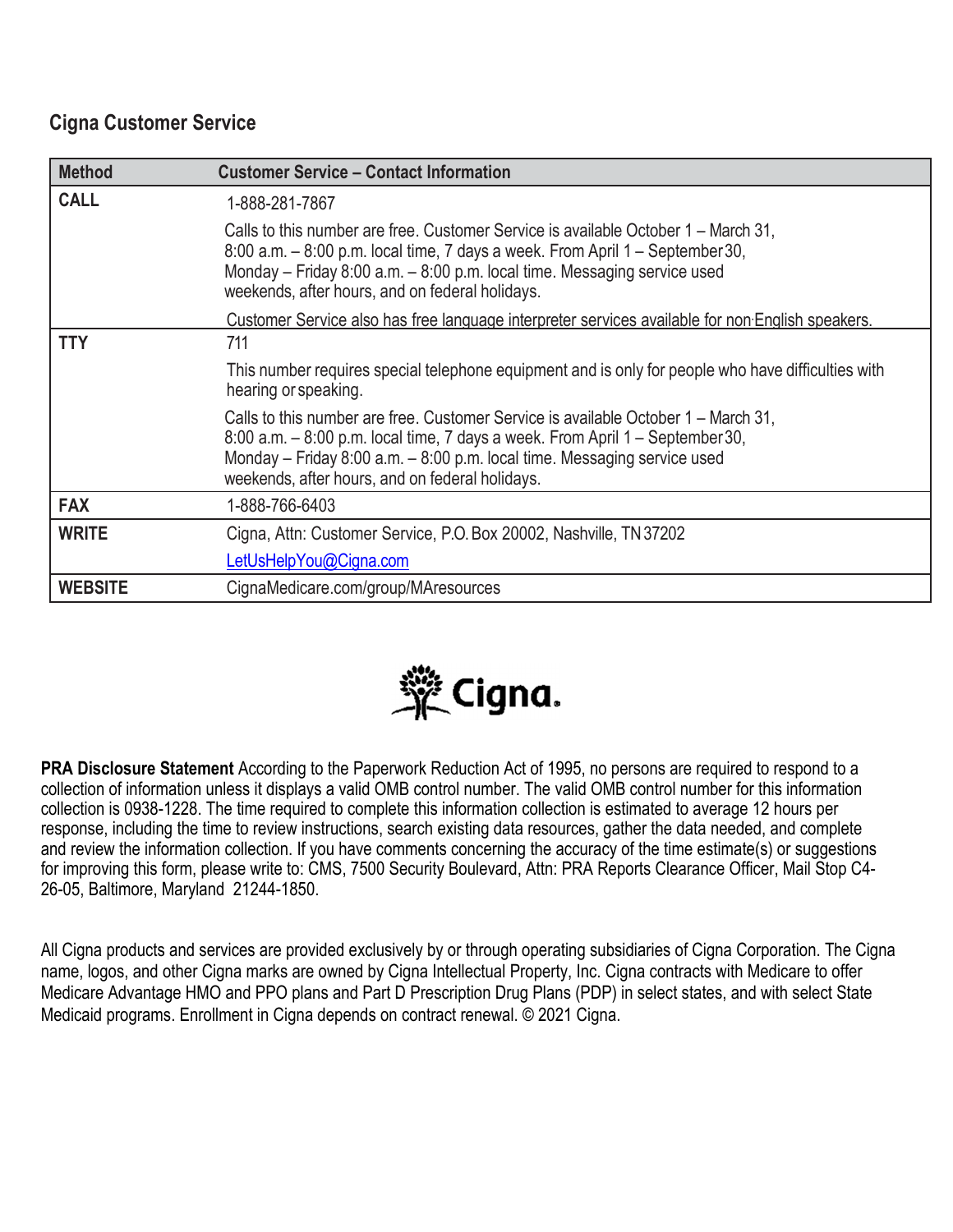## Cigna Customer Service

| Method | Customer Service – Contact Information |
|---|---|
| **CALL** | 1-888-281-7867<br><br>Calls to this number are free. Customer Service is available October 1 – March 31, 8:00 a.m. – 8:00 p.m. local time, 7 days a week. From April 1 – September 30, Monday – Friday 8:00 a.m. – 8:00 p.m. local time. Messaging service used weekends, after hours, and on federal holidays.<br><br>Customer Service also has free language interpreter services available for non-English speakers. |
| **TTY** | 711<br><br>This number requires special telephone equipment and is only for people who have difficulties with hearing or speaking.<br><br>Calls to this number are free. Customer Service is available October 1 – March 31, 8:00 a.m. – 8:00 p.m. local time, 7 days a week. From April 1 – September 30, Monday – Friday 8:00 a.m. – 8:00 p.m. local time. Messaging service used weekends, after hours, and on federal holidays. |
| **FAX** | 1-888-766-6403 |
| **WRITE** | Cigna, Attn: Customer Service, P.O. Box 20002, Nashville, TN 37202<br><br>LetUsHelpYou@Cigna.com |
| **WEBSITE** | CignaMedicare.com/group/MAresources |

Cigna.

**PRA Disclosure Statement** According to the Paperwork Reduction Act of 1995, no persons are required to respond to a collection of information unless it displays a valid OMB control number. The valid OMB control number for this information collection is 0938-1228. The time required to complete this information collection is estimated to average 12 hours per response, including the time to review instructions, search existing data resources, gather the data needed, and complete and review the information collection. If you have comments concerning the accuracy of the time estimate(s) or suggestions for improving this form, please write to: CMS, 7500 Security Boulevard, Attn: PRA Reports Clearance Officer, Mail Stop C4-26-05, Baltimore, Maryland 21244-1850.

All Cigna products and services are provided exclusively by or through operating subsidiaries of Cigna Corporation. The Cigna name, logos, and other Cigna marks are owned by Cigna Intellectual Property, Inc. Cigna contracts with Medicare to offer Medicare Advantage HMO and PPO plans and Part D Prescription Drug Plans (PDP) in select states, and with select State Medicaid programs. Enrollment in Cigna depends on contract renewal. © 2021 Cigna.